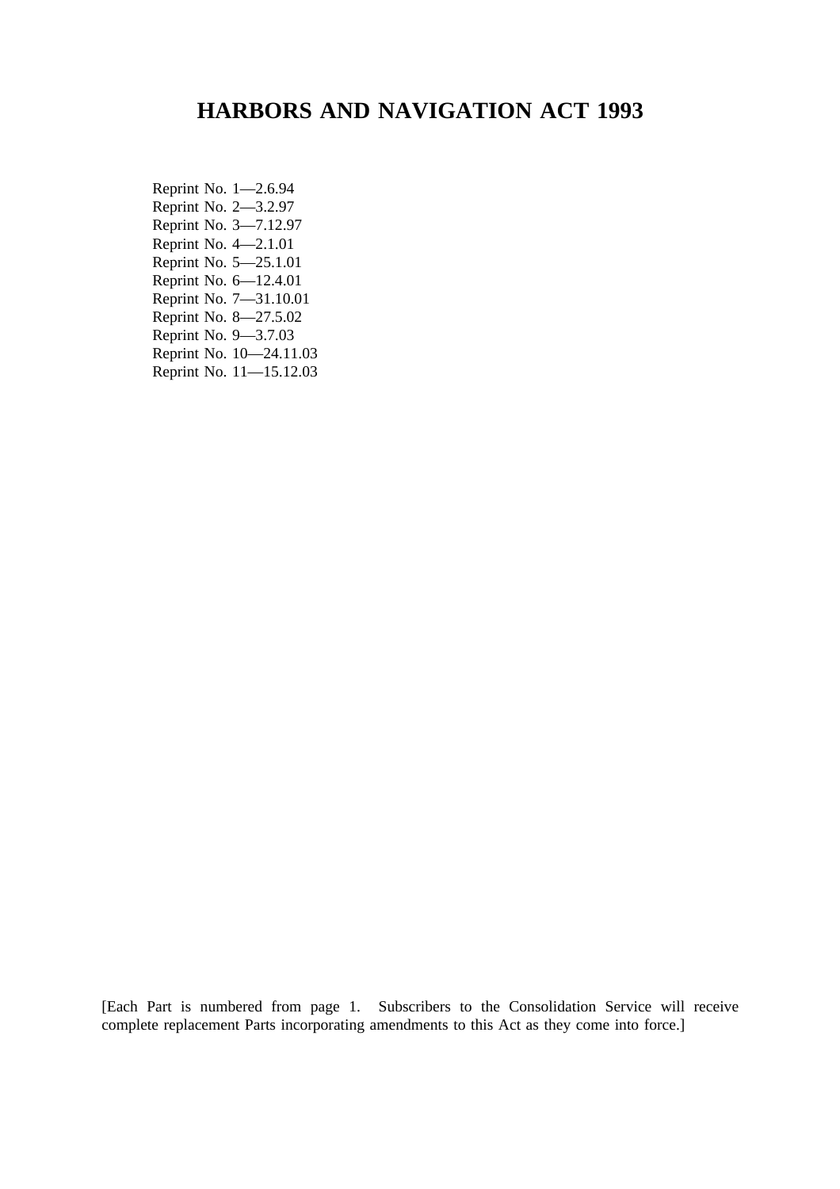# HARBORS AND NAVIGATION ACT 1993

Reprint No. 1—2.6.94
Reprint No. 2—3.2.97
Reprint No. 3—7.12.97
Reprint No. 4—2.1.01
Reprint No. 5—25.1.01
Reprint No. 6—12.4.01
Reprint No. 7—31.10.01
Reprint No. 8—27.5.02
Reprint No. 9—3.7.03
Reprint No. 10—24.11.03
Reprint No. 11—15.12.03

[Each Part is numbered from page 1. Subscribers to the Consolidation Service will receive complete replacement Parts incorporating amendments to this Act as they come into force.]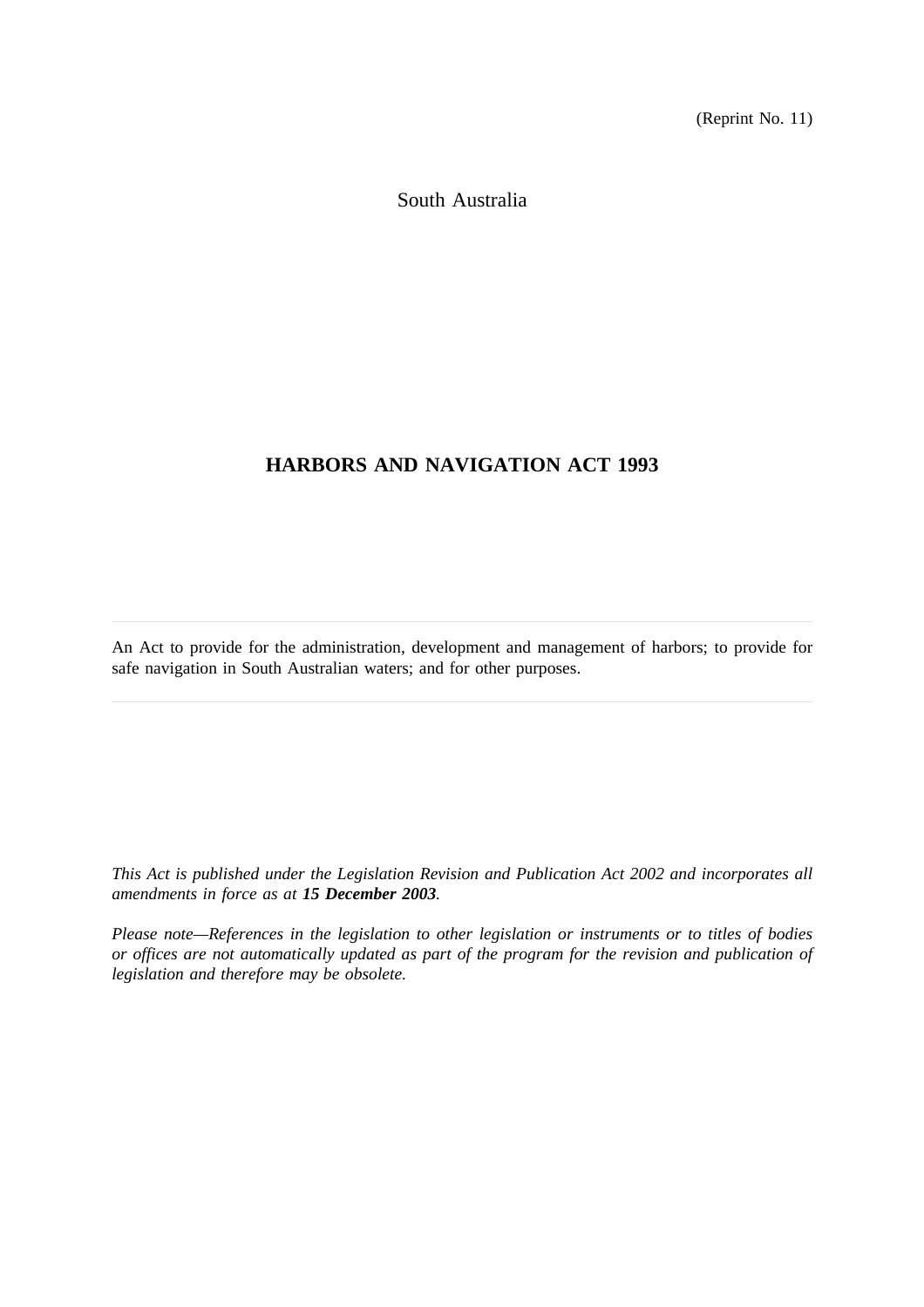(Reprint No. 11)

South Australia

# HARBORS AND NAVIGATION ACT 1993

An Act to provide for the administration, development and management of harbors; to provide for safe navigation in South Australian waters; and for other purposes.

*This Act is published under the Legislation Revision and Publication Act 2002 and incorporates all amendments in force as at **15 December 2003**.*

*Please note—References in the legislation to other legislation or instruments or to titles of bodies or offices are not automatically updated as part of the program for the revision and publication of legislation and therefore may be obsolete.*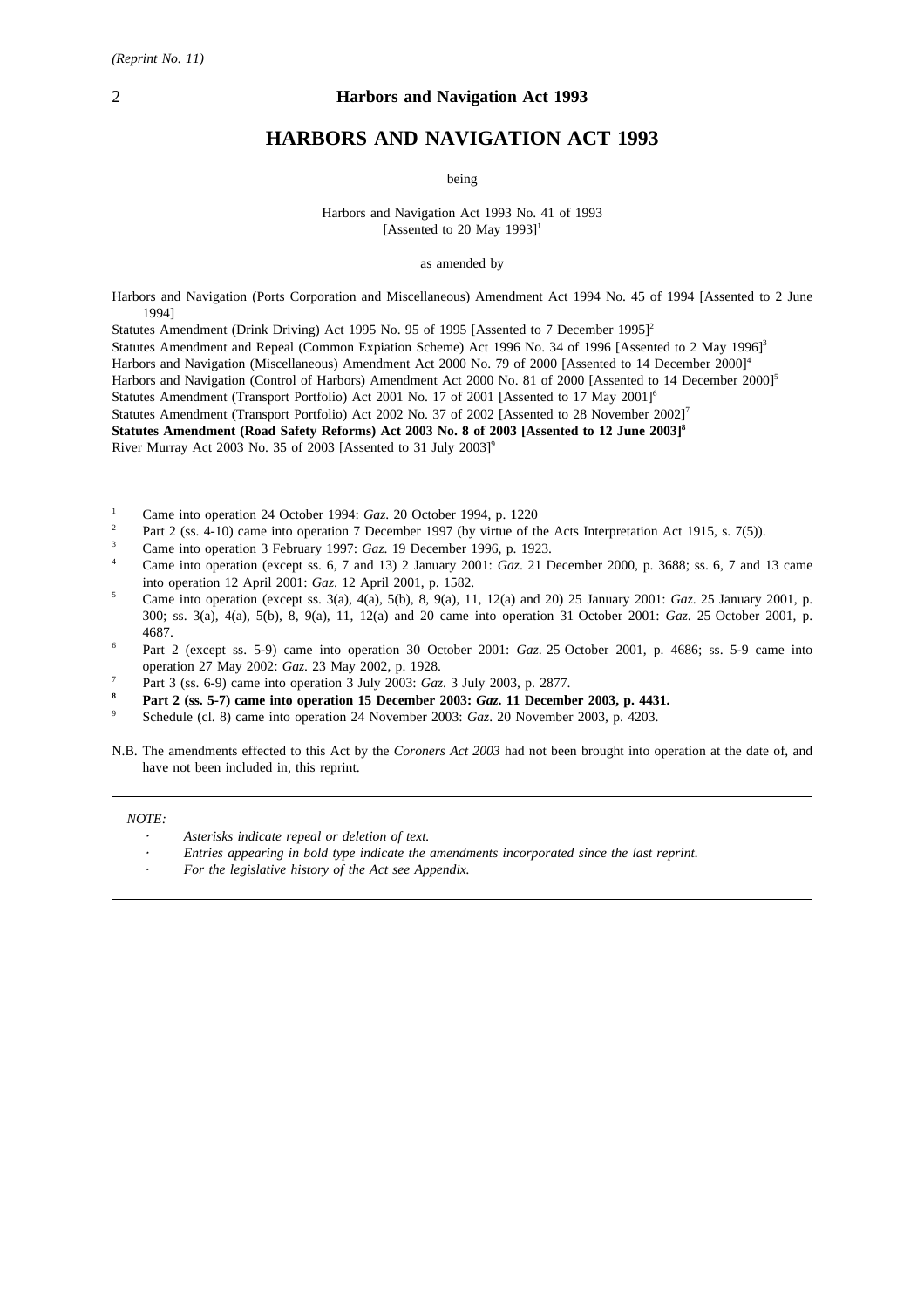# HARBORS AND NAVIGATION ACT 1993

being

Harbors and Navigation Act 1993 No. 41 of 1993
[Assented to 20 May 1993][1]

as amended by

Harbors and Navigation (Ports Corporation and Miscellaneous) Amendment Act 1994 No. 45 of 1994 [Assented to 2 June 1994]

Statutes Amendment (Drink Driving) Act 1995 No. 95 of 1995 [Assented to 7 December 1995][2]

Statutes Amendment and Repeal (Common Expiation Scheme) Act 1996 No. 34 of 1996 [Assented to 2 May 1996][3]

Harbors and Navigation (Miscellaneous) Amendment Act 2000 No. 79 of 2000 [Assented to 14 December 2000][4]

Harbors and Navigation (Control of Harbors) Amendment Act 2000 No. 81 of 2000 [Assented to 14 December 2000][5]

Statutes Amendment (Transport Portfolio) Act 2001 No. 17 of 2001 [Assented to 17 May 2001][6]

Statutes Amendment (Transport Portfolio) Act 2002 No. 37 of 2002 [Assented to 28 November 2002][7]

**Statutes Amendment (Road Safety Reforms) Act 2003 No. 8 of 2003 [Assented to 12 June 2003][8]**

River Murray Act 2003 No. 35 of 2003 [Assented to 31 July 2003][9]

[1] Came into operation 24 October 1994: *Gaz.* 20 October 1994, p. 1220

[2] Part 2 (ss. 4-10) came into operation 7 December 1997 (by virtue of the Acts Interpretation Act 1915, s. 7(5)).

[3] Came into operation 3 February 1997: *Gaz.* 19 December 1996, p. 1923.

[4] Came into operation (except ss. 6, 7 and 13) 2 January 2001: *Gaz*. 21 December 2000, p. 3688; ss. 6, 7 and 13 came into operation 12 April 2001: *Gaz.* 12 April 2001, p. 1582.

[5] Came into operation (except ss. 3(a), 4(a), 5(b), 8, 9(a), 11, 12(a) and 20) 25 January 2001: *Gaz.* 25 January 2001, p. 300; ss. 3(a), 4(a), 5(b), 8, 9(a), 11, 12(a) and 20 came into operation 31 October 2001: *Gaz.* 25 October 2001, p. 4687.

[6] Part 2 (except ss. 5-9) came into operation 30 October 2001: *Gaz*. 25 October 2001, p. 4686; ss. 5-9 came into operation 27 May 2002: *Gaz*. 23 May 2002, p. 1928.

[7] Part 3 (ss. 6-9) came into operation 3 July 2003: *Gaz*. 3 July 2003, p. 2877.

**[8] Part 2 (ss. 5-7) came into operation 15 December 2003: *Gaz.* 11 December 2003, p. 4431.**

[9] Schedule (cl. 8) came into operation 24 November 2003: *Gaz*. 20 November 2003, p. 4203.

N.B. The amendments effected to this Act by the *Coroners Act 2003* had not been brought into operation at the date of, and have not been included in, this reprint.

*NOTE:*

- *Asterisks indicate repeal or deletion of text.*
- *Entries appearing in bold type indicate the amendments incorporated since the last reprint.*
- *For the legislative history of the Act see Appendix.*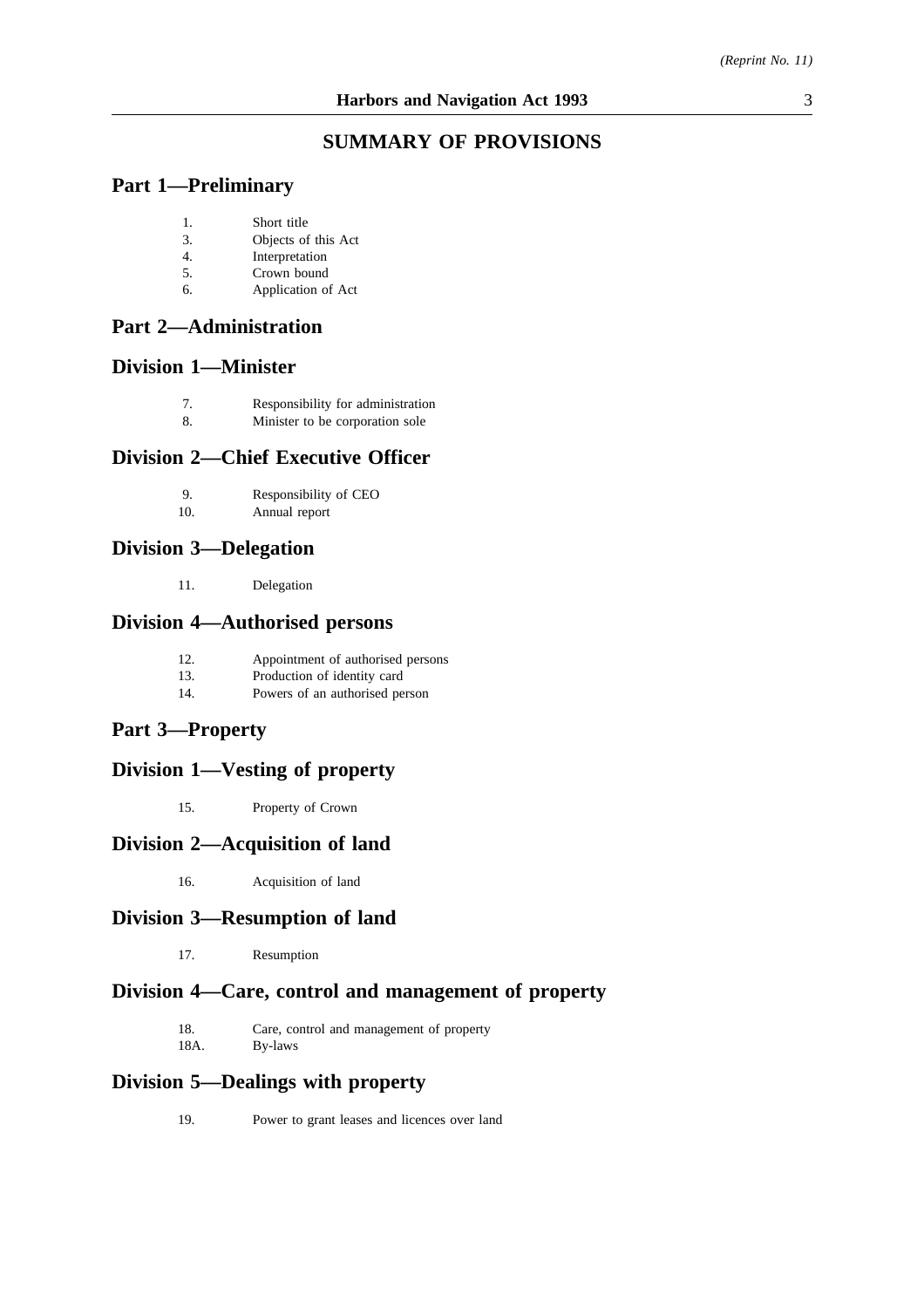# SUMMARY OF PROVISIONS

## Part 1—Preliminary

1. Short title
3. Objects of this Act
4. Interpretation
5. Crown bound
6. Application of Act

## Part 2—Administration

### Division 1—Minister

7. Responsibility for administration
8. Minister to be corporation sole

### Division 2—Chief Executive Officer

9. Responsibility of CEO
10. Annual report

### Division 3—Delegation

11. Delegation

### Division 4—Authorised persons

12. Appointment of authorised persons
13. Production of identity card
14. Powers of an authorised person

## Part 3—Property

### Division 1—Vesting of property

15. Property of Crown

### Division 2—Acquisition of land

16. Acquisition of land

### Division 3—Resumption of land

17. Resumption

### Division 4—Care, control and management of property

18. Care, control and management of property

18A. By-laws

### Division 5—Dealings with property

19. Power to grant leases and licences over land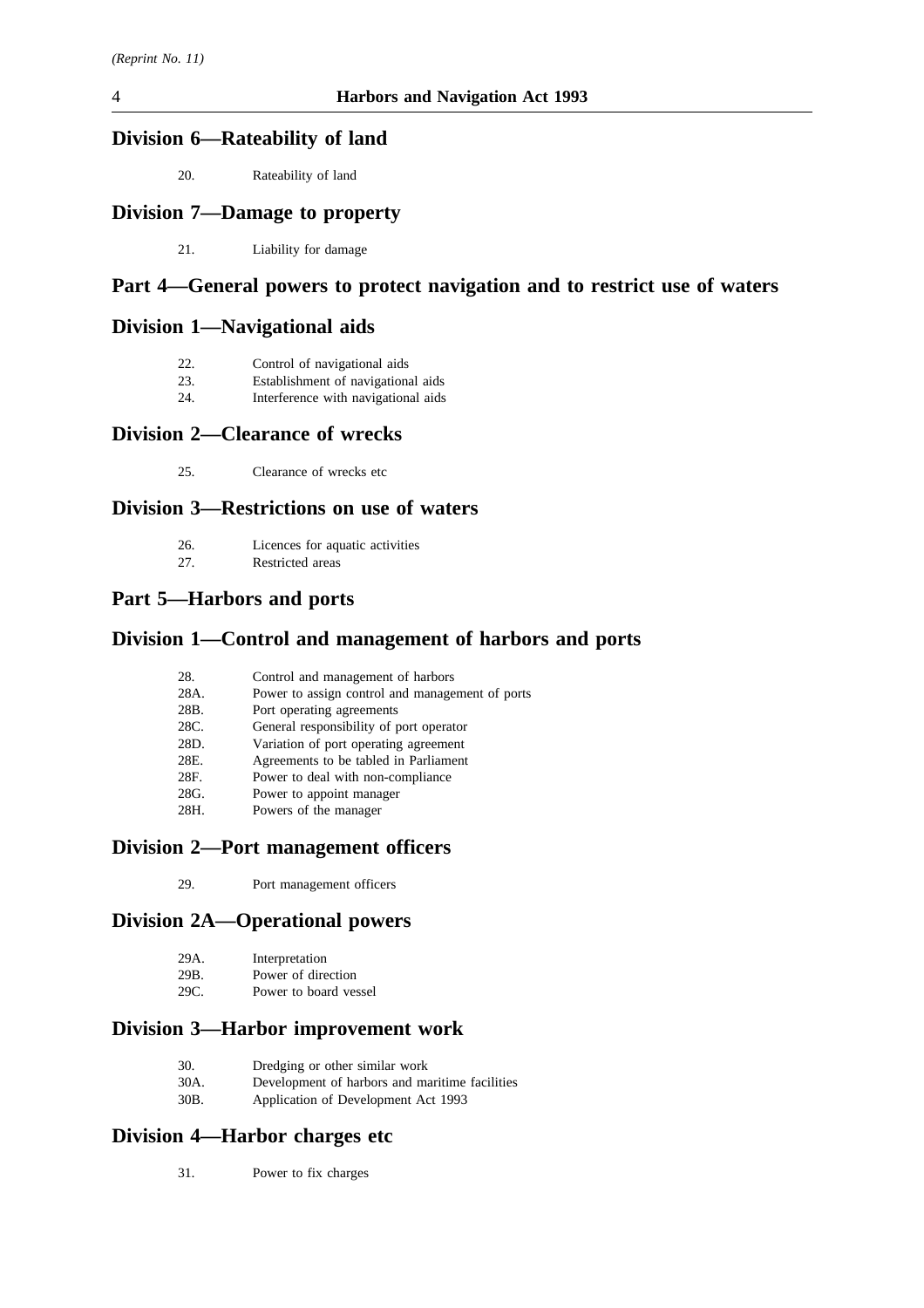## Division 6—Rateability of land

20. Rateability of land

## Division 7—Damage to property

21. Liability for damage

# Part 4—General powers to protect navigation and to restrict use of waters

## Division 1—Navigational aids

22. Control of navigational aids
23. Establishment of navigational aids
24. Interference with navigational aids

## Division 2—Clearance of wrecks

25. Clearance of wrecks etc

## Division 3—Restrictions on use of waters

26. Licences for aquatic activities
27. Restricted areas

# Part 5—Harbors and ports

## Division 1—Control and management of harbors and ports

28. Control and management of harbors
28A. Power to assign control and management of ports
28B. Port operating agreements
28C. General responsibility of port operator
28D. Variation of port operating agreement
28E. Agreements to be tabled in Parliament
28F. Power to deal with non-compliance
28G. Power to appoint manager
28H. Powers of the manager

## Division 2—Port management officers

29. Port management officers

## Division 2A—Operational powers

29A. Interpretation
29B. Power of direction
29C. Power to board vessel

## Division 3—Harbor improvement work

30. Dredging or other similar work
30A. Development of harbors and maritime facilities
30B. Application of Development Act 1993

## Division 4—Harbor charges etc

31. Power to fix charges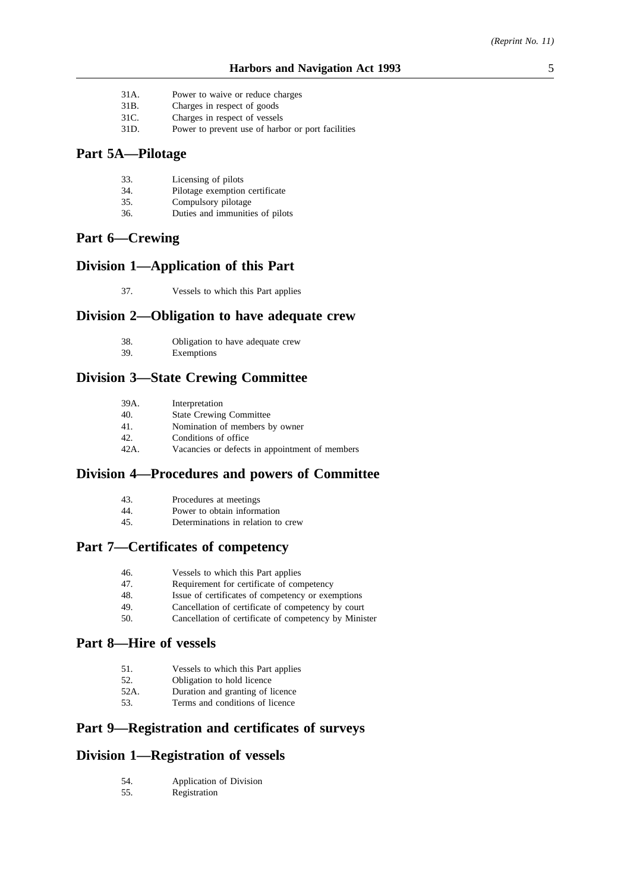31A. Power to waive or reduce charges
31B. Charges in respect of goods
31C. Charges in respect of vessels
31D. Power to prevent use of harbor or port facilities

## Part 5A—Pilotage

33. Licensing of pilots
34. Pilotage exemption certificate
35. Compulsory pilotage
36. Duties and immunities of pilots

## Part 6—Crewing

## Division 1—Application of this Part

37. Vessels to which this Part applies

## Division 2—Obligation to have adequate crew

38. Obligation to have adequate crew
39. Exemptions

## Division 3—State Crewing Committee

39A. Interpretation
40. State Crewing Committee
41. Nomination of members by owner
42. Conditions of office
42A. Vacancies or defects in appointment of members

## Division 4—Procedures and powers of Committee

43. Procedures at meetings
44. Power to obtain information
45. Determinations in relation to crew

## Part 7—Certificates of competency

46. Vessels to which this Part applies
47. Requirement for certificate of competency
48. Issue of certificates of competency or exemptions
49. Cancellation of certificate of competency by court
50. Cancellation of certificate of competency by Minister

## Part 8—Hire of vessels

51. Vessels to which this Part applies
52. Obligation to hold licence
52A. Duration and granting of licence
53. Terms and conditions of licence

## Part 9—Registration and certificates of surveys

## Division 1—Registration of vessels

54. Application of Division
55. Registration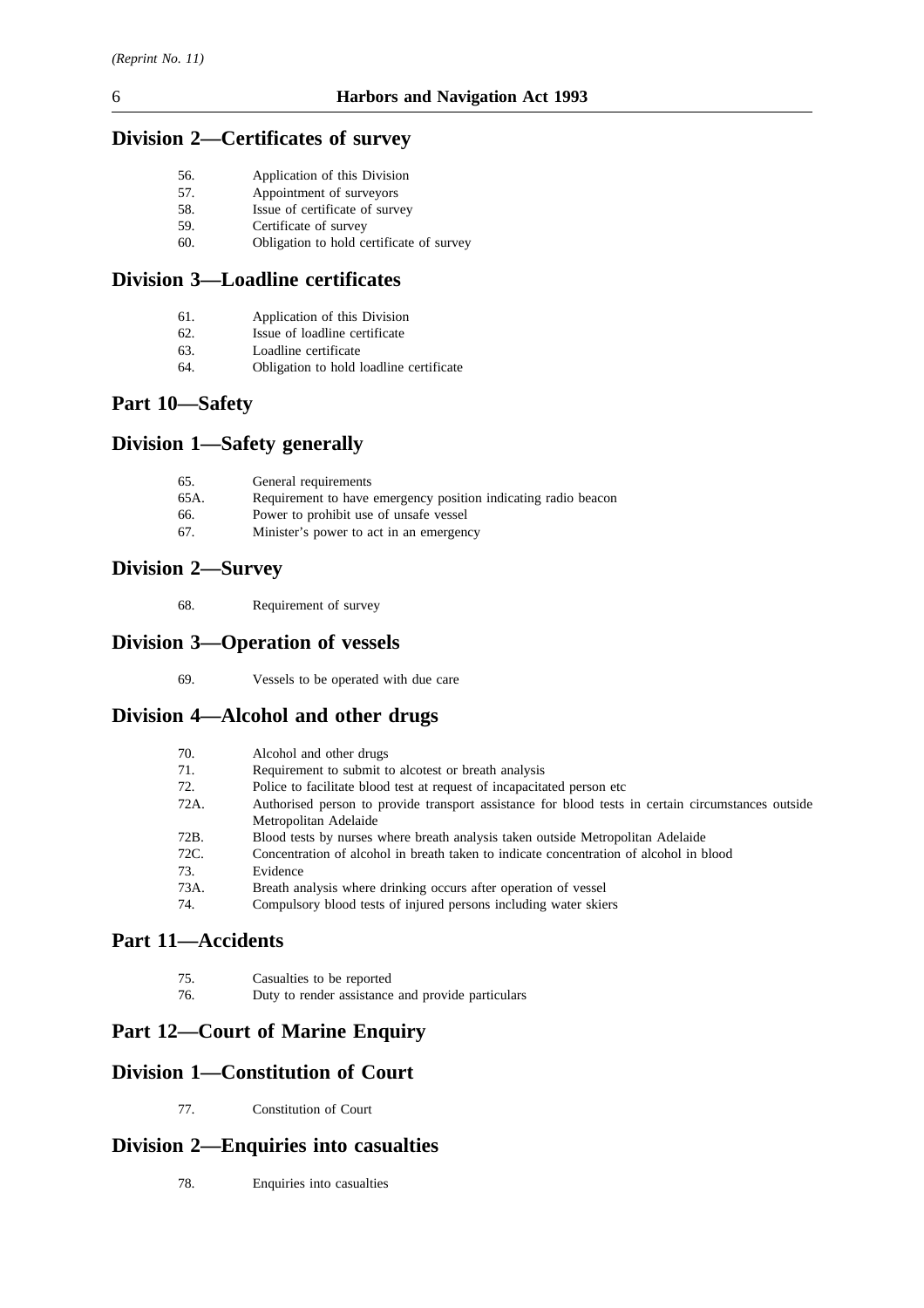## Division 2—Certificates of survey

56. Application of this Division
57. Appointment of surveyors
58. Issue of certificate of survey
59. Certificate of survey
60. Obligation to hold certificate of survey

## Division 3—Loadline certificates

61. Application of this Division
62. Issue of loadline certificate
63. Loadline certificate
64. Obligation to hold loadline certificate

## Part 10—Safety

## Division 1—Safety generally

65. General requirements
65A. Requirement to have emergency position indicating radio beacon
66. Power to prohibit use of unsafe vessel
67. Minister's power to act in an emergency

## Division 2—Survey

68. Requirement of survey

## Division 3—Operation of vessels

69. Vessels to be operated with due care

## Division 4—Alcohol and other drugs

70. Alcohol and other drugs
71. Requirement to submit to alcotest or breath analysis
72. Police to facilitate blood test at request of incapacitated person etc
72A. Authorised person to provide transport assistance for blood tests in certain circumstances outside Metropolitan Adelaide
72B. Blood tests by nurses where breath analysis taken outside Metropolitan Adelaide
72C. Concentration of alcohol in breath taken to indicate concentration of alcohol in blood
73. Evidence
73A. Breath analysis where drinking occurs after operation of vessel
74. Compulsory blood tests of injured persons including water skiers

## Part 11—Accidents

75. Casualties to be reported
76. Duty to render assistance and provide particulars

## Part 12—Court of Marine Enquiry

## Division 1—Constitution of Court

77. Constitution of Court

## Division 2—Enquiries into casualties

78. Enquiries into casualties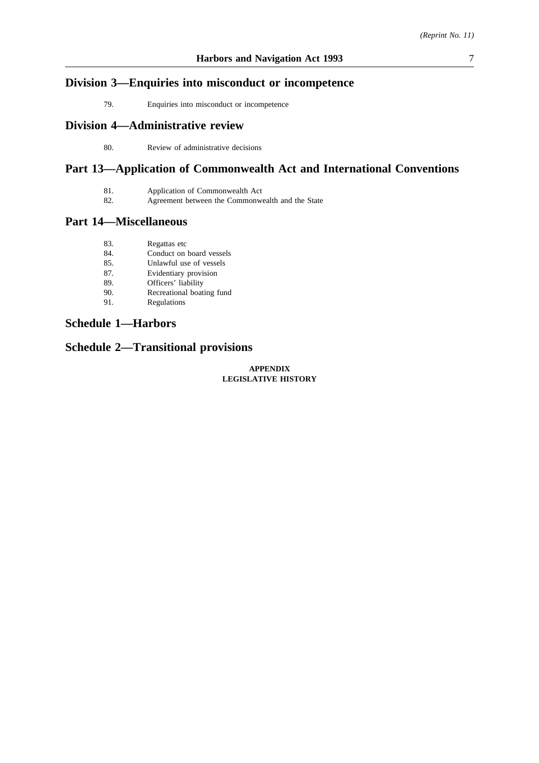## Division 3—Enquiries into misconduct or incompetence

79. Enquiries into misconduct or incompetence

## Division 4—Administrative review

80. Review of administrative decisions

## Part 13—Application of Commonwealth Act and International Conventions

81. Application of Commonwealth Act
82. Agreement between the Commonwealth and the State

## Part 14—Miscellaneous

83. Regattas etc
84. Conduct on board vessels
85. Unlawful use of vessels
87. Evidentiary provision
89. Officers' liability
90. Recreational boating fund
91. Regulations

## Schedule 1—Harbors

## Schedule 2—Transitional provisions

**APPENDIX**
**LEGISLATIVE HISTORY**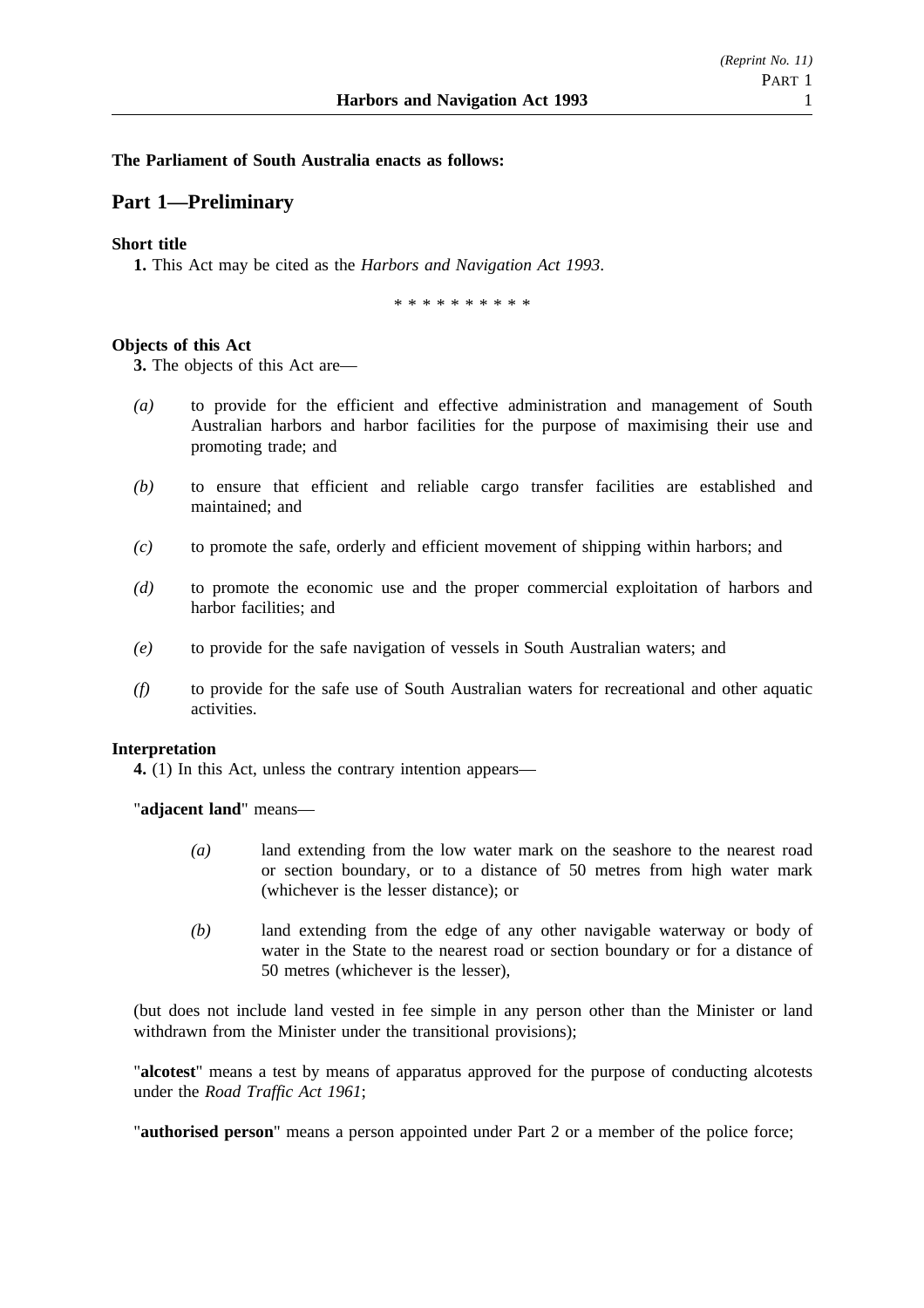**The Parliament of South Australia enacts as follows:**

## Part 1—Preliminary

**Short title**

**1.** This Act may be cited as the *Harbors and Navigation Act 1993*.

\* \* \* \* \* \* \* \* \* \*

**Objects of this Act**

**3.** The objects of this Act are—

*(a)* to provide for the efficient and effective administration and management of South Australian harbors and harbor facilities for the purpose of maximising their use and promoting trade; and

*(b)* to ensure that efficient and reliable cargo transfer facilities are established and maintained; and

*(c)* to promote the safe, orderly and efficient movement of shipping within harbors; and

*(d)* to promote the economic use and the proper commercial exploitation of harbors and harbor facilities; and

*(e)* to provide for the safe navigation of vessels in South Australian waters; and

*(f)* to provide for the safe use of South Australian waters for recreational and other aquatic activities.

**Interpretation**

**4.** (1) In this Act, unless the contrary intention appears—

"**adjacent land**" means—

*(a)* land extending from the low water mark on the seashore to the nearest road or section boundary, or to a distance of 50 metres from high water mark (whichever is the lesser distance); or

*(b)* land extending from the edge of any other navigable waterway or body of water in the State to the nearest road or section boundary or for a distance of 50 metres (whichever is the lesser),

(but does not include land vested in fee simple in any person other than the Minister or land withdrawn from the Minister under the transitional provisions);

"**alcotest**" means a test by means of apparatus approved for the purpose of conducting alcotests under the *Road Traffic Act 1961*;

"**authorised person**" means a person appointed under Part 2 or a member of the police force;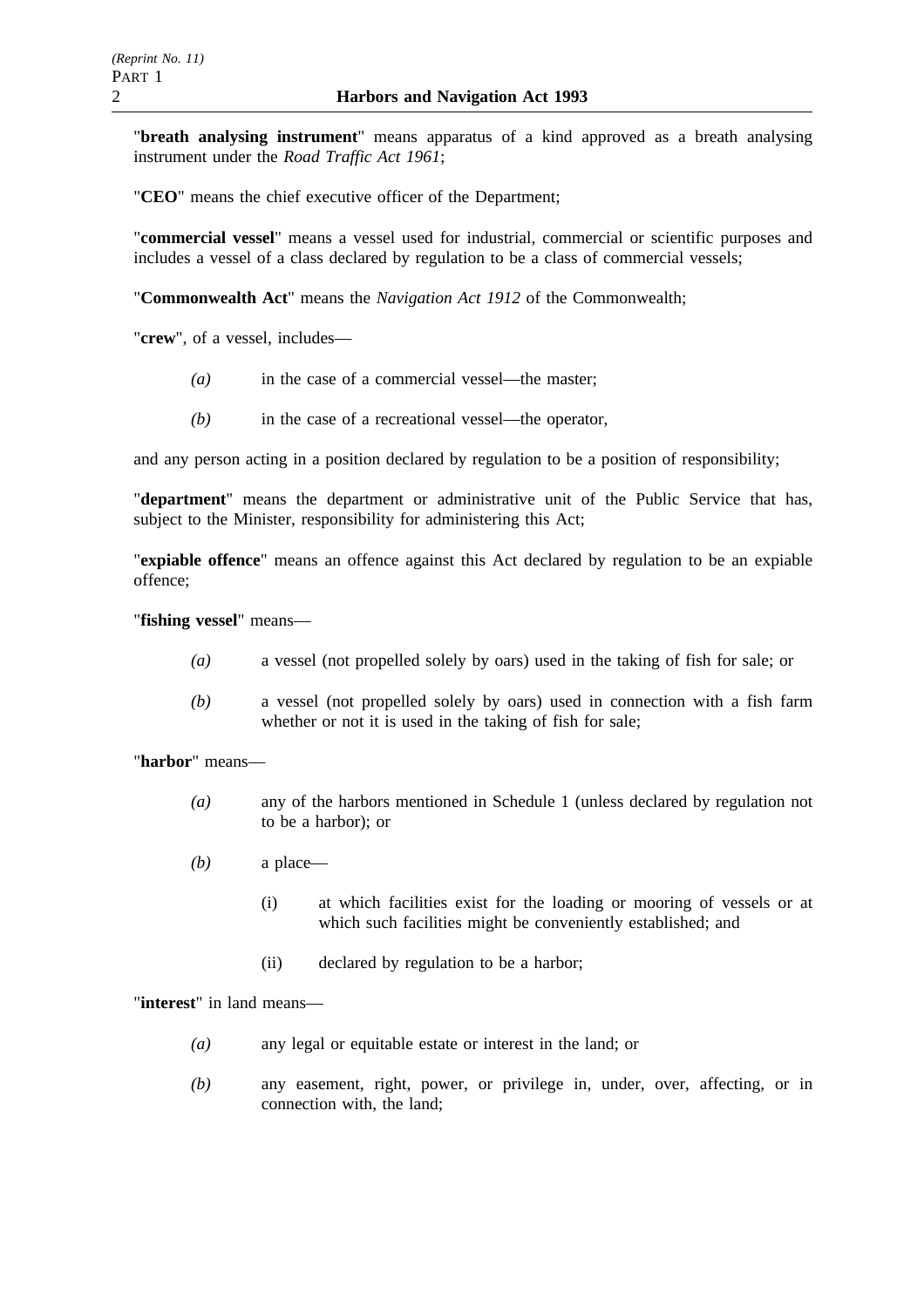"**breath analysing instrument**" means apparatus of a kind approved as a breath analysing instrument under the *Road Traffic Act 1961*;

"**CEO**" means the chief executive officer of the Department;

"**commercial vessel**" means a vessel used for industrial, commercial or scientific purposes and includes a vessel of a class declared by regulation to be a class of commercial vessels;

"**Commonwealth Act**" means the *Navigation Act 1912* of the Commonwealth;

"**crew**", of a vessel, includes—

*(a)* in the case of a commercial vessel—the master;

*(b)* in the case of a recreational vessel—the operator,

and any person acting in a position declared by regulation to be a position of responsibility;

"**department**" means the department or administrative unit of the Public Service that has, subject to the Minister, responsibility for administering this Act;

"**expiable offence**" means an offence against this Act declared by regulation to be an expiable offence;

"**fishing vessel**" means—

*(a)* a vessel (not propelled solely by oars) used in the taking of fish for sale; or

*(b)* a vessel (not propelled solely by oars) used in connection with a fish farm whether or not it is used in the taking of fish for sale;

"**harbor**" means—

*(a)* any of the harbors mentioned in Schedule 1 (unless declared by regulation not to be a harbor); or

*(b)* a place—

(i) at which facilities exist for the loading or mooring of vessels or at which such facilities might be conveniently established; and

(ii) declared by regulation to be a harbor;

"**interest**" in land means—

*(a)* any legal or equitable estate or interest in the land; or

*(b)* any easement, right, power, or privilege in, under, over, affecting, or in connection with, the land;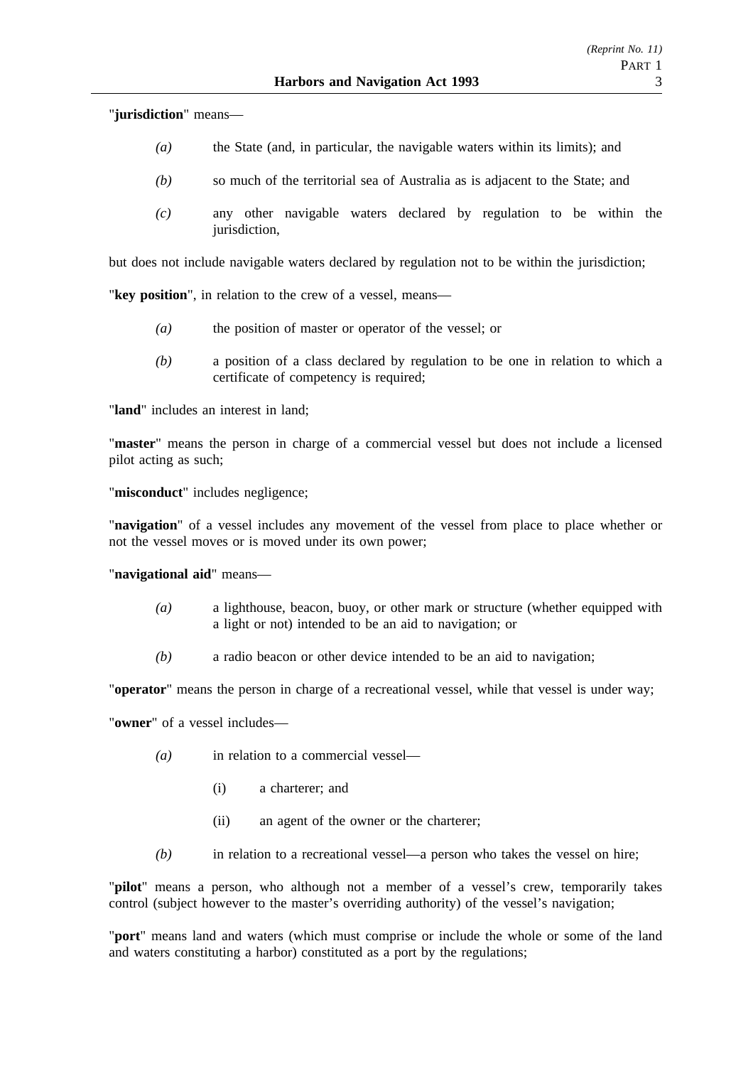"**jurisdiction**" means—

*(a)* the State (and, in particular, the navigable waters within its limits); and

*(b)* so much of the territorial sea of Australia as is adjacent to the State; and

*(c)* any other navigable waters declared by regulation to be within the jurisdiction,

but does not include navigable waters declared by regulation not to be within the jurisdiction;

"**key position**", in relation to the crew of a vessel, means—

*(a)* the position of master or operator of the vessel; or

*(b)* a position of a class declared by regulation to be one in relation to which a certificate of competency is required;

"**land**" includes an interest in land;

"**master**" means the person in charge of a commercial vessel but does not include a licensed pilot acting as such;

"**misconduct**" includes negligence;

"**navigation**" of a vessel includes any movement of the vessel from place to place whether or not the vessel moves or is moved under its own power;

"**navigational aid**" means—

*(a)* a lighthouse, beacon, buoy, or other mark or structure (whether equipped with a light or not) intended to be an aid to navigation; or

*(b)* a radio beacon or other device intended to be an aid to navigation;

"**operator**" means the person in charge of a recreational vessel, while that vessel is under way;

"**owner**" of a vessel includes—

*(a)* in relation to a commercial vessel—

(i) a charterer; and

(ii) an agent of the owner or the charterer;

*(b)* in relation to a recreational vessel—a person who takes the vessel on hire;

"**pilot**" means a person, who although not a member of a vessel's crew, temporarily takes control (subject however to the master's overriding authority) of the vessel's navigation;

"**port**" means land and waters (which must comprise or include the whole or some of the land and waters constituting a harbor) constituted as a port by the regulations;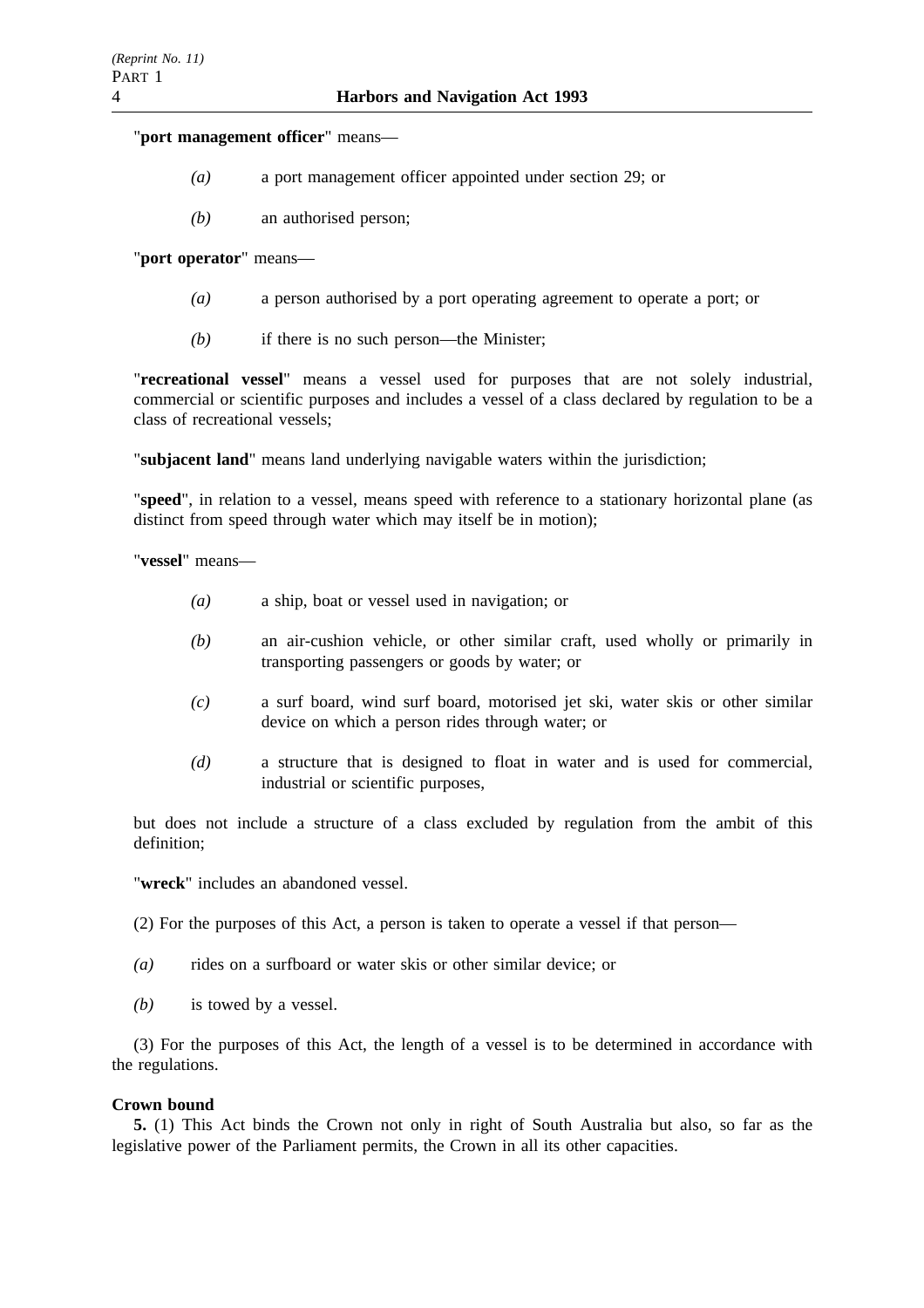"**port management officer**" means—

*(a)* a port management officer appointed under section 29; or

*(b)* an authorised person;

"**port operator**" means—

*(a)* a person authorised by a port operating agreement to operate a port; or

*(b)* if there is no such person—the Minister;

"**recreational vessel**" means a vessel used for purposes that are not solely industrial, commercial or scientific purposes and includes a vessel of a class declared by regulation to be a class of recreational vessels;

"**subjacent land**" means land underlying navigable waters within the jurisdiction;

"**speed**", in relation to a vessel, means speed with reference to a stationary horizontal plane (as distinct from speed through water which may itself be in motion);

"**vessel**" means—

*(a)* a ship, boat or vessel used in navigation; or

*(b)* an air-cushion vehicle, or other similar craft, used wholly or primarily in transporting passengers or goods by water; or

*(c)* a surf board, wind surf board, motorised jet ski, water skis or other similar device on which a person rides through water; or

*(d)* a structure that is designed to float in water and is used for commercial, industrial or scientific purposes,

but does not include a structure of a class excluded by regulation from the ambit of this definition;

"**wreck**" includes an abandoned vessel.

(2) For the purposes of this Act, a person is taken to operate a vessel if that person—

*(a)* rides on a surfboard or water skis or other similar device; or

*(b)* is towed by a vessel.

(3) For the purposes of this Act, the length of a vessel is to be determined in accordance with the regulations.

**Crown bound**

**5.** (1) This Act binds the Crown not only in right of South Australia but also, so far as the legislative power of the Parliament permits, the Crown in all its other capacities.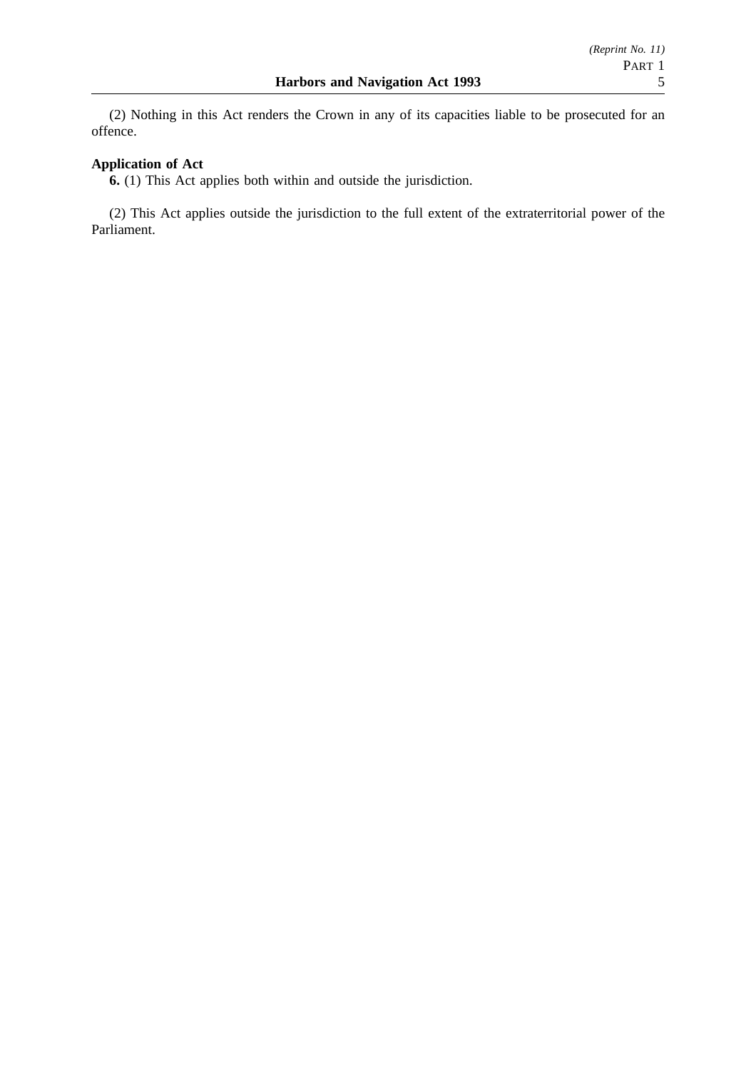(2) Nothing in this Act renders the Crown in any of its capacities liable to be prosecuted for an offence.

**Application of Act**

**6.** (1) This Act applies both within and outside the jurisdiction.

(2) This Act applies outside the jurisdiction to the full extent of the extraterritorial power of the Parliament.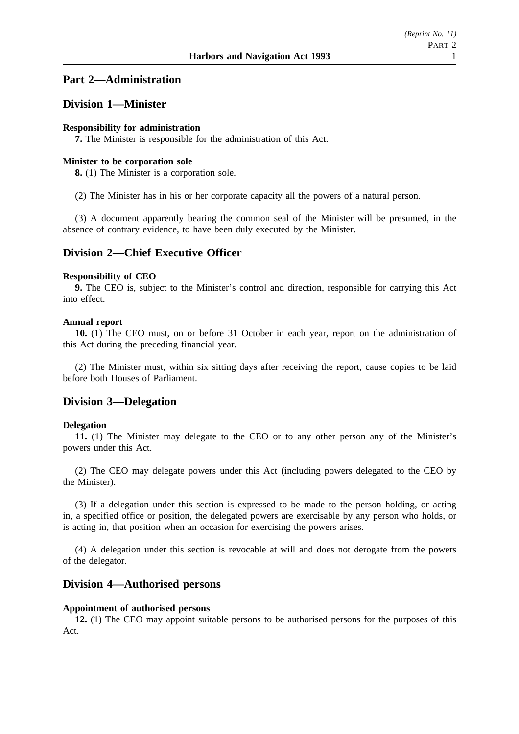## Part 2—Administration

### Division 1—Minister

**Responsibility for administration**

**7.** The Minister is responsible for the administration of this Act.

**Minister to be corporation sole**

**8.** (1) The Minister is a corporation sole.

(2) The Minister has in his or her corporate capacity all the powers of a natural person.

(3) A document apparently bearing the common seal of the Minister will be presumed, in the absence of contrary evidence, to have been duly executed by the Minister.

### Division 2—Chief Executive Officer

**Responsibility of CEO**

**9.** The CEO is, subject to the Minister's control and direction, responsible for carrying this Act into effect.

**Annual report**

**10.** (1) The CEO must, on or before 31 October in each year, report on the administration of this Act during the preceding financial year.

(2) The Minister must, within six sitting days after receiving the report, cause copies to be laid before both Houses of Parliament.

### Division 3—Delegation

**Delegation**

**11.** (1) The Minister may delegate to the CEO or to any other person any of the Minister's powers under this Act.

(2) The CEO may delegate powers under this Act (including powers delegated to the CEO by the Minister).

(3) If a delegation under this section is expressed to be made to the person holding, or acting in, a specified office or position, the delegated powers are exercisable by any person who holds, or is acting in, that position when an occasion for exercising the powers arises.

(4) A delegation under this section is revocable at will and does not derogate from the powers of the delegator.

### Division 4—Authorised persons

**Appointment of authorised persons**

**12.** (1) The CEO may appoint suitable persons to be authorised persons for the purposes of this Act.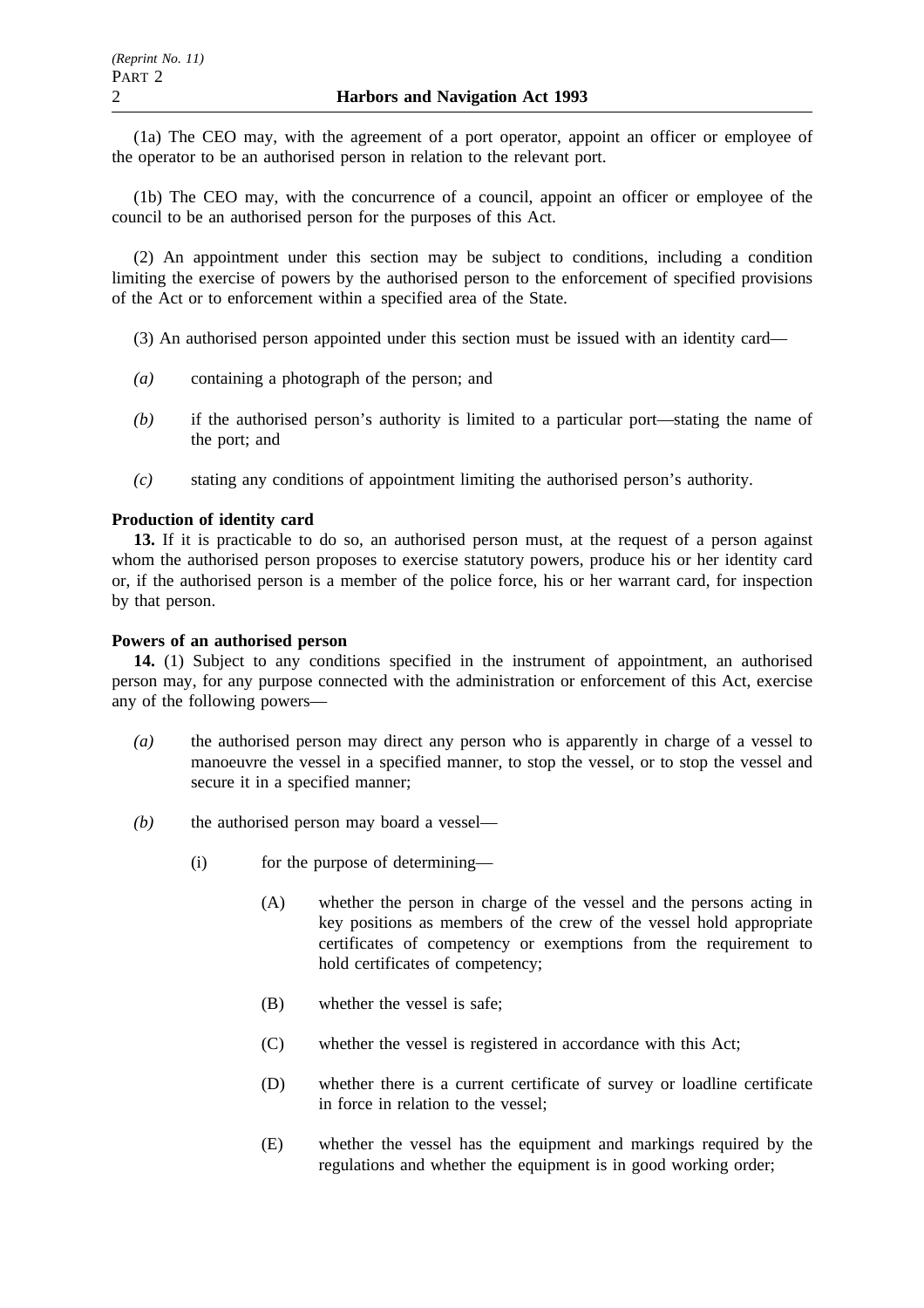(1a) The CEO may, with the agreement of a port operator, appoint an officer or employee of the operator to be an authorised person in relation to the relevant port.

(1b) The CEO may, with the concurrence of a council, appoint an officer or employee of the council to be an authorised person for the purposes of this Act.

(2) An appointment under this section may be subject to conditions, including a condition limiting the exercise of powers by the authorised person to the enforcement of specified provisions of the Act or to enforcement within a specified area of the State.

(3) An authorised person appointed under this section must be issued with an identity card—

*(a)* containing a photograph of the person; and

*(b)* if the authorised person's authority is limited to a particular port—stating the name of the port; and

*(c)* stating any conditions of appointment limiting the authorised person's authority.

**Production of identity card**

**13.** If it is practicable to do so, an authorised person must, at the request of a person against whom the authorised person proposes to exercise statutory powers, produce his or her identity card or, if the authorised person is a member of the police force, his or her warrant card, for inspection by that person.

**Powers of an authorised person**

**14.** (1) Subject to any conditions specified in the instrument of appointment, an authorised person may, for any purpose connected with the administration or enforcement of this Act, exercise any of the following powers—

*(a)* the authorised person may direct any person who is apparently in charge of a vessel to manoeuvre the vessel in a specified manner, to stop the vessel, or to stop the vessel and secure it in a specified manner;

*(b)* the authorised person may board a vessel—

(i) for the purpose of determining—

(A) whether the person in charge of the vessel and the persons acting in key positions as members of the crew of the vessel hold appropriate certificates of competency or exemptions from the requirement to hold certificates of competency;

(B) whether the vessel is safe;

(C) whether the vessel is registered in accordance with this Act;

(D) whether there is a current certificate of survey or loadline certificate in force in relation to the vessel;

(E) whether the vessel has the equipment and markings required by the regulations and whether the equipment is in good working order;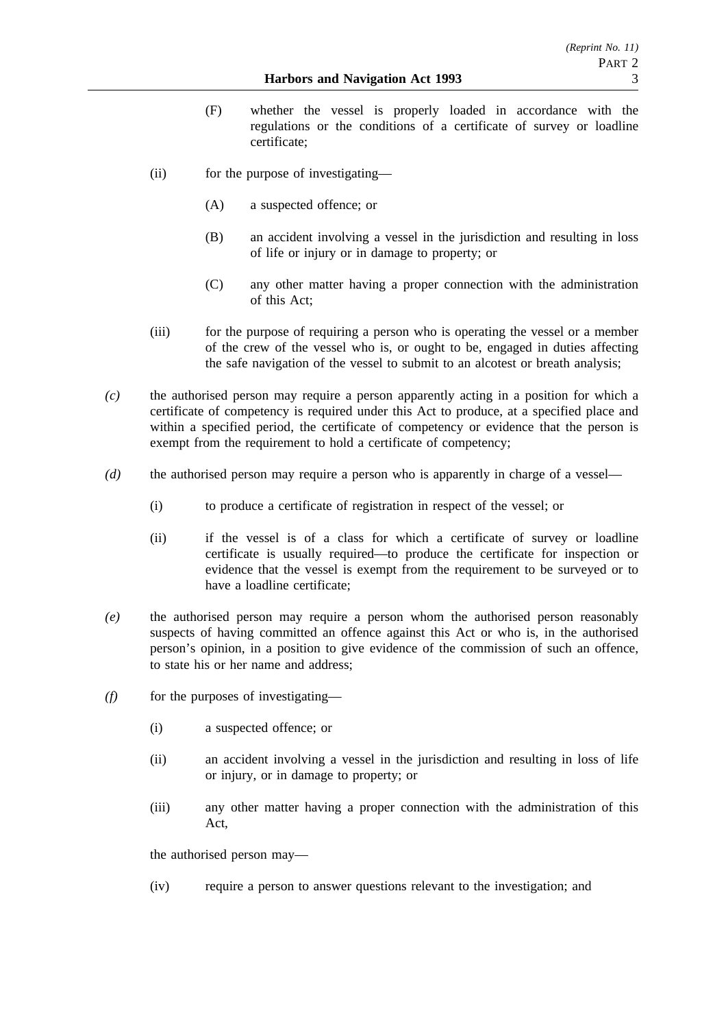(F) whether the vessel is properly loaded in accordance with the regulations or the conditions of a certificate of survey or loadline certificate;

(ii) for the purpose of investigating—

(A) a suspected offence; or

(B) an accident involving a vessel in the jurisdiction and resulting in loss of life or injury or in damage to property; or

(C) any other matter having a proper connection with the administration of this Act;

(iii) for the purpose of requiring a person who is operating the vessel or a member of the crew of the vessel who is, or ought to be, engaged in duties affecting the safe navigation of the vessel to submit to an alcotest or breath analysis;

*(c)* the authorised person may require a person apparently acting in a position for which a certificate of competency is required under this Act to produce, at a specified place and within a specified period, the certificate of competency or evidence that the person is exempt from the requirement to hold a certificate of competency;

*(d)* the authorised person may require a person who is apparently in charge of a vessel—

(i) to produce a certificate of registration in respect of the vessel; or

(ii) if the vessel is of a class for which a certificate of survey or loadline certificate is usually required—to produce the certificate for inspection or evidence that the vessel is exempt from the requirement to be surveyed or to have a loadline certificate;

*(e)* the authorised person may require a person whom the authorised person reasonably suspects of having committed an offence against this Act or who is, in the authorised person's opinion, in a position to give evidence of the commission of such an offence, to state his or her name and address;

*(f)* for the purposes of investigating—

(i) a suspected offence; or

(ii) an accident involving a vessel in the jurisdiction and resulting in loss of life or injury, or in damage to property; or

(iii) any other matter having a proper connection with the administration of this Act,

the authorised person may—

(iv) require a person to answer questions relevant to the investigation; and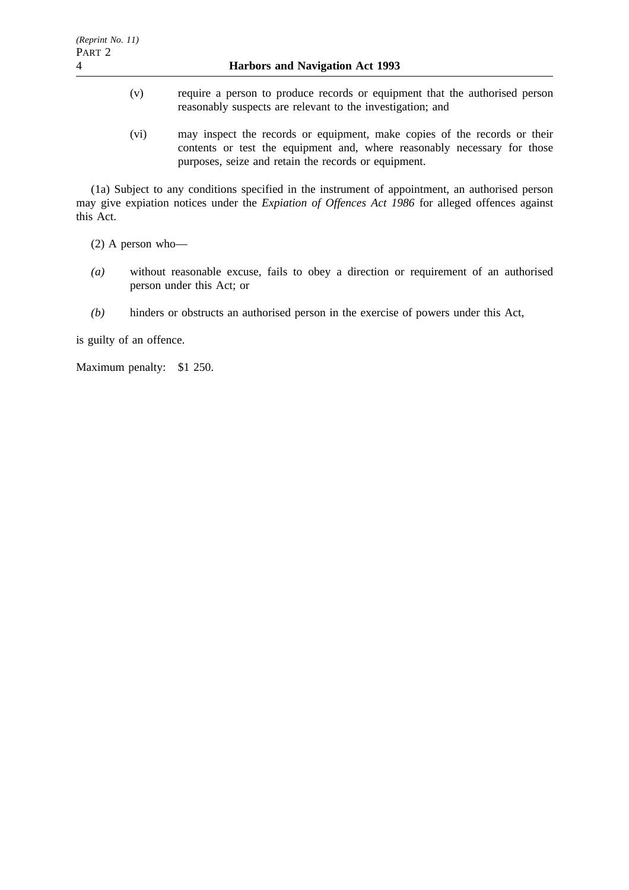(v) require a person to produce records or equipment that the authorised person reasonably suspects are relevant to the investigation; and

(vi) may inspect the records or equipment, make copies of the records or their contents or test the equipment and, where reasonably necessary for those purposes, seize and retain the records or equipment.

(1a) Subject to any conditions specified in the instrument of appointment, an authorised person may give expiation notices under the *Expiation of Offences Act 1986* for alleged offences against this Act.

(2) A person who—

*(a)* without reasonable excuse, fails to obey a direction or requirement of an authorised person under this Act; or

*(b)* hinders or obstructs an authorised person in the exercise of powers under this Act,

is guilty of an offence.

Maximum penalty: $1 250.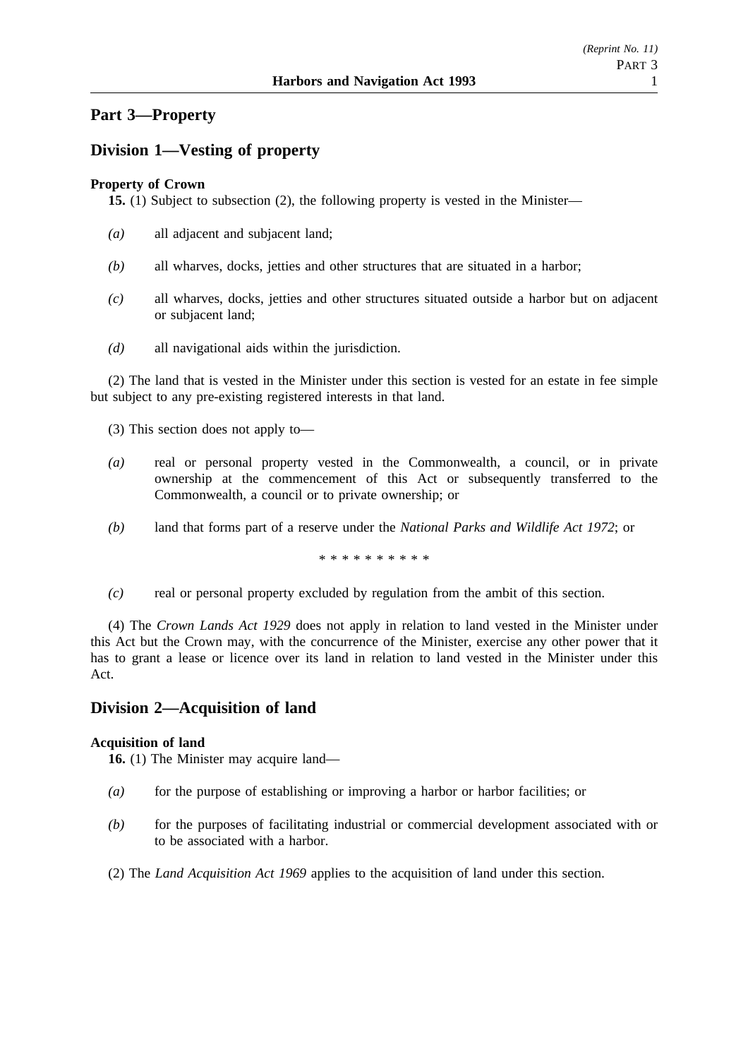## Part 3—Property

## Division 1—Vesting of property

**Property of Crown**

**15.** (1) Subject to subsection (2), the following property is vested in the Minister—

*(a)* all adjacent and subjacent land;

*(b)* all wharves, docks, jetties and other structures that are situated in a harbor;

*(c)* all wharves, docks, jetties and other structures situated outside a harbor but on adjacent or subjacent land;

*(d)* all navigational aids within the jurisdiction.

(2) The land that is vested in the Minister under this section is vested for an estate in fee simple but subject to any pre-existing registered interests in that land.

(3) This section does not apply to—

*(a)* real or personal property vested in the Commonwealth, a council, or in private ownership at the commencement of this Act or subsequently transferred to the Commonwealth, a council or to private ownership; or

*(b)* land that forms part of a reserve under the *National Parks and Wildlife Act 1972*; or

\* \* \* \* \* \* \* \* \* \*

*(c)* real or personal property excluded by regulation from the ambit of this section.

(4) The *Crown Lands Act 1929* does not apply in relation to land vested in the Minister under this Act but the Crown may, with the concurrence of the Minister, exercise any other power that it has to grant a lease or licence over its land in relation to land vested in the Minister under this Act.

## Division 2—Acquisition of land

**Acquisition of land**

**16.** (1) The Minister may acquire land—

*(a)* for the purpose of establishing or improving a harbor or harbor facilities; or

*(b)* for the purposes of facilitating industrial or commercial development associated with or to be associated with a harbor.

(2) The *Land Acquisition Act 1969* applies to the acquisition of land under this section.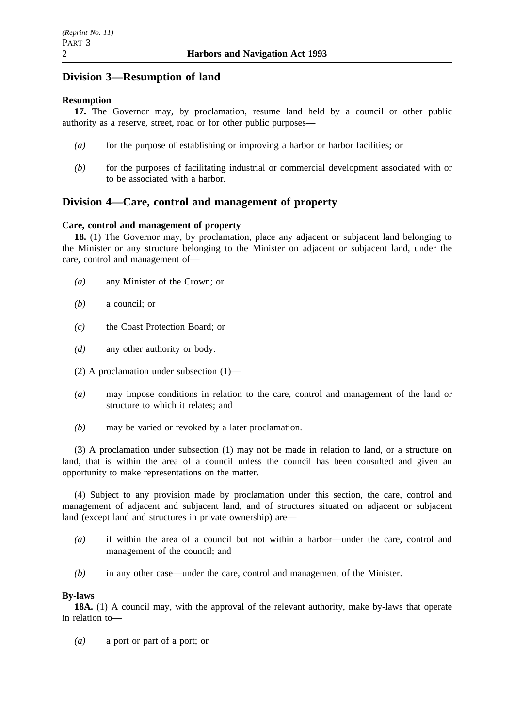## Division 3—Resumption of land

**Resumption**

**17.** The Governor may, by proclamation, resume land held by a council or other public authority as a reserve, street, road or for other public purposes—

*(a)* for the purpose of establishing or improving a harbor or harbor facilities; or

*(b)* for the purposes of facilitating industrial or commercial development associated with or to be associated with a harbor.

## Division 4—Care, control and management of property

**Care, control and management of property**

**18.** (1) The Governor may, by proclamation, place any adjacent or subjacent land belonging to the Minister or any structure belonging to the Minister on adjacent or subjacent land, under the care, control and management of—

*(a)* any Minister of the Crown; or

*(b)* a council; or

*(c)* the Coast Protection Board; or

*(d)* any other authority or body.

(2) A proclamation under subsection (1)—

*(a)* may impose conditions in relation to the care, control and management of the land or structure to which it relates; and

*(b)* may be varied or revoked by a later proclamation.

(3) A proclamation under subsection (1) may not be made in relation to land, or a structure on land, that is within the area of a council unless the council has been consulted and given an opportunity to make representations on the matter.

(4) Subject to any provision made by proclamation under this section, the care, control and management of adjacent and subjacent land, and of structures situated on adjacent or subjacent land (except land and structures in private ownership) are—

*(a)* if within the area of a council but not within a harbor—under the care, control and management of the council; and

*(b)* in any other case—under the care, control and management of the Minister.

**By-laws**

**18A.** (1) A council may, with the approval of the relevant authority, make by-laws that operate in relation to—

*(a)* a port or part of a port; or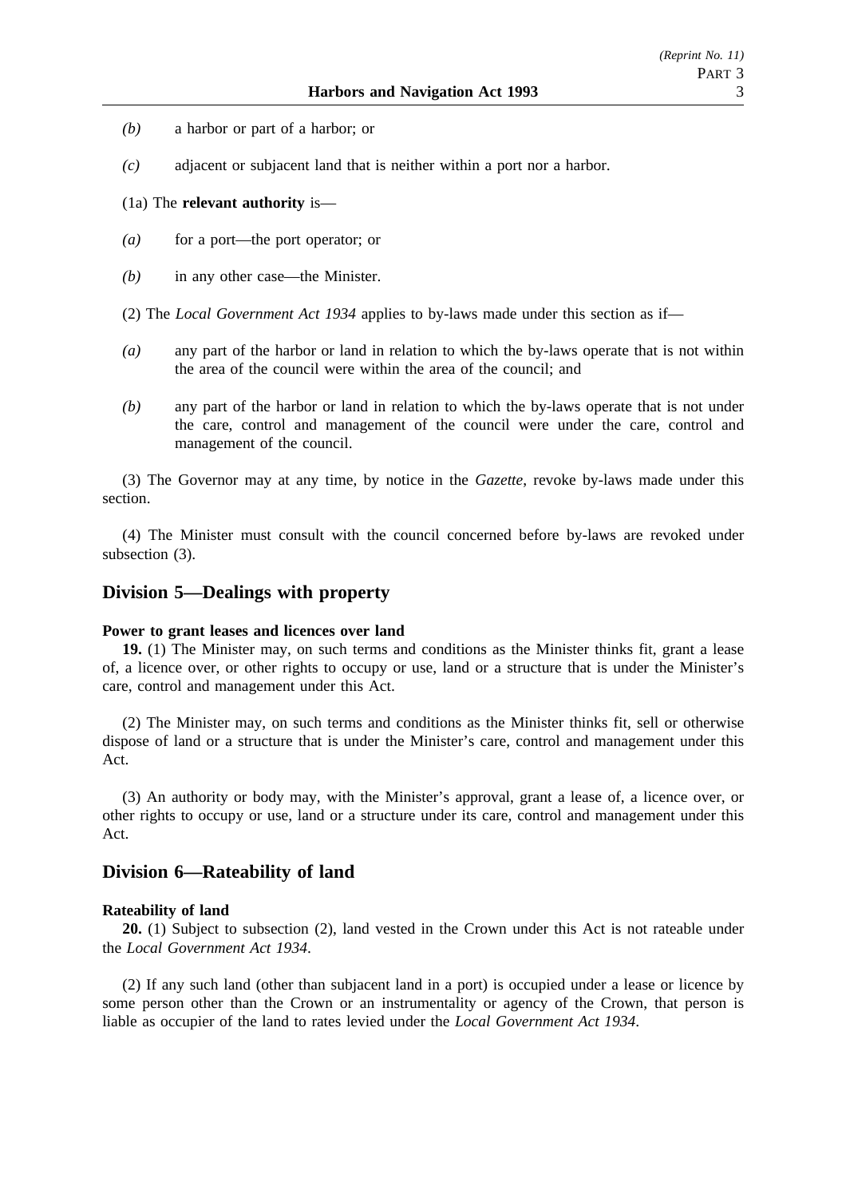*(b)* a harbor or part of a harbor; or

*(c)* adjacent or subjacent land that is neither within a port nor a harbor.

(1a) The **relevant authority** is—

*(a)* for a port—the port operator; or

*(b)* in any other case—the Minister.

(2) The *Local Government Act 1934* applies to by-laws made under this section as if—

*(a)* any part of the harbor or land in relation to which the by-laws operate that is not within the area of the council were within the area of the council; and

*(b)* any part of the harbor or land in relation to which the by-laws operate that is not under the care, control and management of the council were under the care, control and management of the council.

(3) The Governor may at any time, by notice in the *Gazette*, revoke by-laws made under this section.

(4) The Minister must consult with the council concerned before by-laws are revoked under subsection (3).

## Division 5—Dealings with property

**Power to grant leases and licences over land**

**19.** (1) The Minister may, on such terms and conditions as the Minister thinks fit, grant a lease of, a licence over, or other rights to occupy or use, land or a structure that is under the Minister's care, control and management under this Act.

(2) The Minister may, on such terms and conditions as the Minister thinks fit, sell or otherwise dispose of land or a structure that is under the Minister's care, control and management under this Act.

(3) An authority or body may, with the Minister's approval, grant a lease of, a licence over, or other rights to occupy or use, land or a structure under its care, control and management under this Act.

## Division 6—Rateability of land

**Rateability of land**

**20.** (1) Subject to subsection (2), land vested in the Crown under this Act is not rateable under the *Local Government Act 1934*.

(2) If any such land (other than subjacent land in a port) is occupied under a lease or licence by some person other than the Crown or an instrumentality or agency of the Crown, that person is liable as occupier of the land to rates levied under the *Local Government Act 1934*.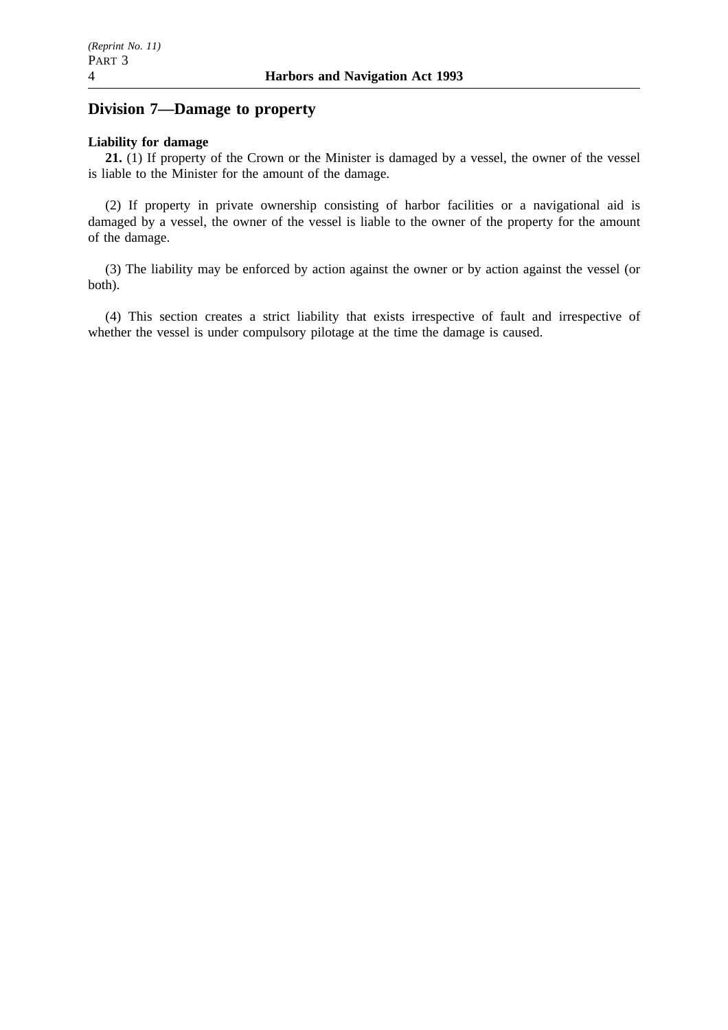## Division 7—Damage to property

**Liability for damage**

**21.** (1) If property of the Crown or the Minister is damaged by a vessel, the owner of the vessel is liable to the Minister for the amount of the damage.

(2) If property in private ownership consisting of harbor facilities or a navigational aid is damaged by a vessel, the owner of the vessel is liable to the owner of the property for the amount of the damage.

(3) The liability may be enforced by action against the owner or by action against the vessel (or both).

(4) This section creates a strict liability that exists irrespective of fault and irrespective of whether the vessel is under compulsory pilotage at the time the damage is caused.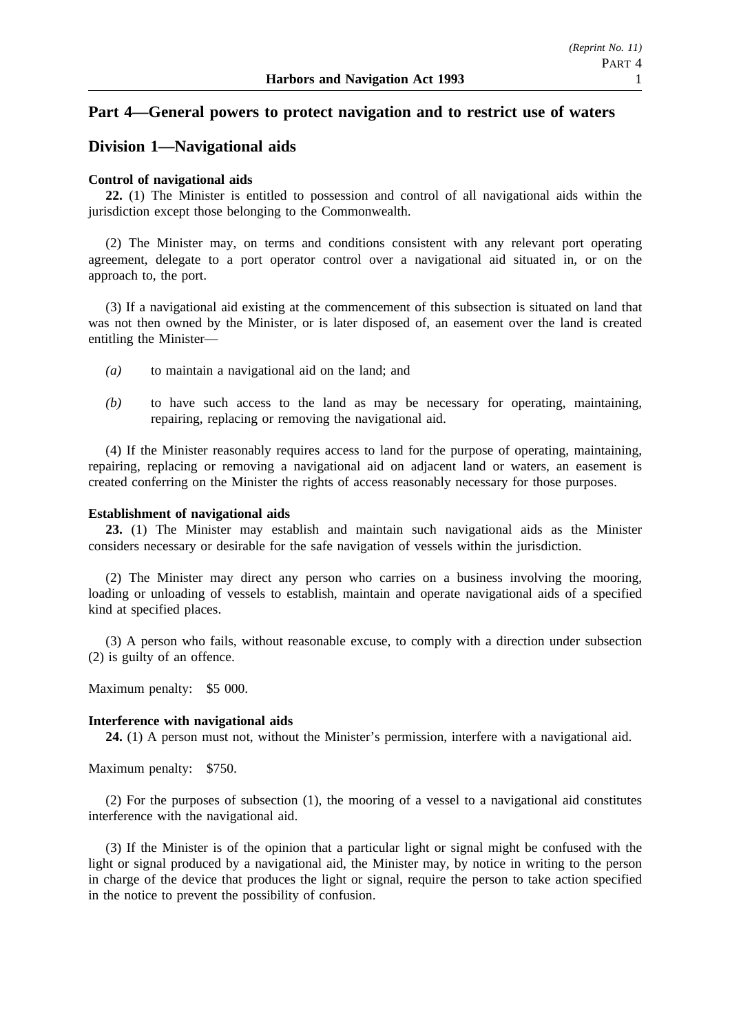## Part 4—General powers to protect navigation and to restrict use of waters

## Division 1—Navigational aids

**Control of navigational aids**

**22.** (1) The Minister is entitled to possession and control of all navigational aids within the jurisdiction except those belonging to the Commonwealth.

(2) The Minister may, on terms and conditions consistent with any relevant port operating agreement, delegate to a port operator control over a navigational aid situated in, or on the approach to, the port.

(3) If a navigational aid existing at the commencement of this subsection is situated on land that was not then owned by the Minister, or is later disposed of, an easement over the land is created entitling the Minister—

*(a)* to maintain a navigational aid on the land; and

*(b)* to have such access to the land as may be necessary for operating, maintaining, repairing, replacing or removing the navigational aid.

(4) If the Minister reasonably requires access to land for the purpose of operating, maintaining, repairing, replacing or removing a navigational aid on adjacent land or waters, an easement is created conferring on the Minister the rights of access reasonably necessary for those purposes.

**Establishment of navigational aids**

**23.** (1) The Minister may establish and maintain such navigational aids as the Minister considers necessary or desirable for the safe navigation of vessels within the jurisdiction.

(2) The Minister may direct any person who carries on a business involving the mooring, loading or unloading of vessels to establish, maintain and operate navigational aids of a specified kind at specified places.

(3) A person who fails, without reasonable excuse, to comply with a direction under subsection (2) is guilty of an offence.

Maximum penalty: $5 000.

**Interference with navigational aids**

**24.** (1) A person must not, without the Minister's permission, interfere with a navigational aid.

Maximum penalty: $750.

(2) For the purposes of subsection (1), the mooring of a vessel to a navigational aid constitutes interference with the navigational aid.

(3) If the Minister is of the opinion that a particular light or signal might be confused with the light or signal produced by a navigational aid, the Minister may, by notice in writing to the person in charge of the device that produces the light or signal, require the person to take action specified in the notice to prevent the possibility of confusion.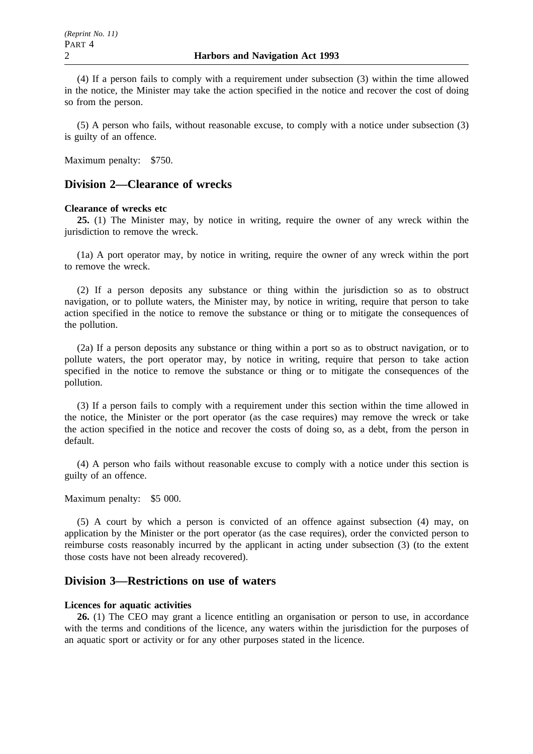(4) If a person fails to comply with a requirement under subsection (3) within the time allowed in the notice, the Minister may take the action specified in the notice and recover the cost of doing so from the person.

(5) A person who fails, without reasonable excuse, to comply with a notice under subsection (3) is guilty of an offence.

Maximum penalty: $750.

## Division 2—Clearance of wrecks

**Clearance of wrecks etc**

**25.** (1) The Minister may, by notice in writing, require the owner of any wreck within the jurisdiction to remove the wreck.

(1a) A port operator may, by notice in writing, require the owner of any wreck within the port to remove the wreck.

(2) If a person deposits any substance or thing within the jurisdiction so as to obstruct navigation, or to pollute waters, the Minister may, by notice in writing, require that person to take action specified in the notice to remove the substance or thing or to mitigate the consequences of the pollution.

(2a) If a person deposits any substance or thing within a port so as to obstruct navigation, or to pollute waters, the port operator may, by notice in writing, require that person to take action specified in the notice to remove the substance or thing or to mitigate the consequences of the pollution.

(3) If a person fails to comply with a requirement under this section within the time allowed in the notice, the Minister or the port operator (as the case requires) may remove the wreck or take the action specified in the notice and recover the costs of doing so, as a debt, from the person in default.

(4) A person who fails without reasonable excuse to comply with a notice under this section is guilty of an offence.

Maximum penalty: $5 000.

(5) A court by which a person is convicted of an offence against subsection (4) may, on application by the Minister or the port operator (as the case requires), order the convicted person to reimburse costs reasonably incurred by the applicant in acting under subsection (3) (to the extent those costs have not been already recovered).

## Division 3—Restrictions on use of waters

**Licences for aquatic activities**

**26.** (1) The CEO may grant a licence entitling an organisation or person to use, in accordance with the terms and conditions of the licence, any waters within the jurisdiction for the purposes of an aquatic sport or activity or for any other purposes stated in the licence.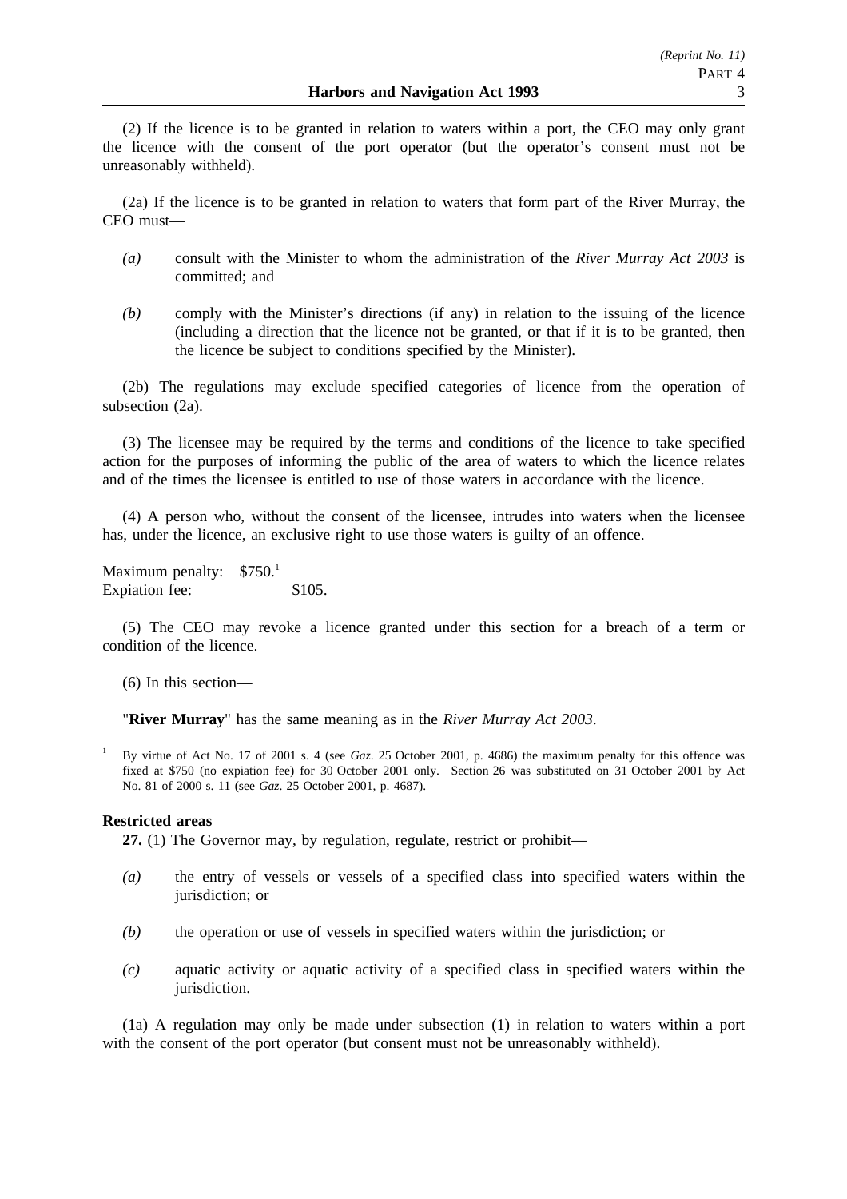(2) If the licence is to be granted in relation to waters within a port, the CEO may only grant the licence with the consent of the port operator (but the operator's consent must not be unreasonably withheld).

(2a) If the licence is to be granted in relation to waters that form part of the River Murray, the CEO must—

*(a)* consult with the Minister to whom the administration of the *River Murray Act 2003* is committed; and

*(b)* comply with the Minister's directions (if any) in relation to the issuing of the licence (including a direction that the licence not be granted, or that if it is to be granted, then the licence be subject to conditions specified by the Minister).

(2b) The regulations may exclude specified categories of licence from the operation of subsection (2a).

(3) The licensee may be required by the terms and conditions of the licence to take specified action for the purposes of informing the public of the area of waters to which the licence relates and of the times the licensee is entitled to use of those waters in accordance with the licence.

(4) A person who, without the consent of the licensee, intrudes into waters when the licensee has, under the licence, an exclusive right to use those waters is guilty of an offence.

Maximum penalty: $750.[1]
Expiation fee: $105.

(5) The CEO may revoke a licence granted under this section for a breach of a term or condition of the licence.

(6) In this section—

"**River Murray**" has the same meaning as in the *River Murray Act 2003*.

[1] By virtue of Act No. 17 of 2001 s. 4 (see *Gaz*. 25 October 2001, p. 4686) the maximum penalty for this offence was fixed at $750 (no expiation fee) for 30 October 2001 only. Section 26 was substituted on 31 October 2001 by Act No. 81 of 2000 s. 11 (see *Gaz*. 25 October 2001, p. 4687).

**Restricted areas**

**27.** (1) The Governor may, by regulation, regulate, restrict or prohibit—

*(a)* the entry of vessels or vessels of a specified class into specified waters within the jurisdiction; or

*(b)* the operation or use of vessels in specified waters within the jurisdiction; or

*(c)* aquatic activity or aquatic activity of a specified class in specified waters within the jurisdiction.

(1a) A regulation may only be made under subsection (1) in relation to waters within a port with the consent of the port operator (but consent must not be unreasonably withheld).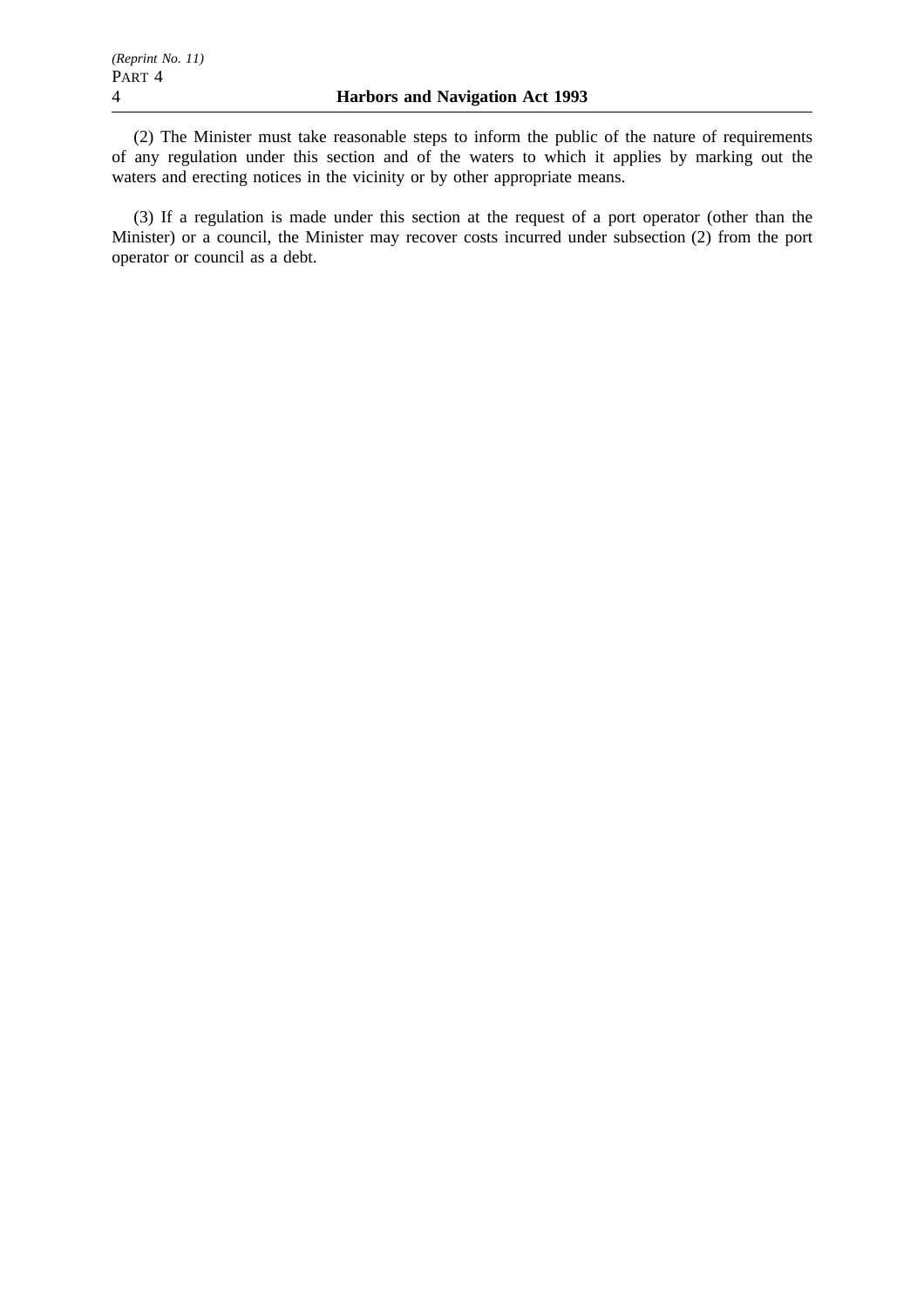(2) The Minister must take reasonable steps to inform the public of the nature of requirements of any regulation under this section and of the waters to which it applies by marking out the waters and erecting notices in the vicinity or by other appropriate means.

(3) If a regulation is made under this section at the request of a port operator (other than the Minister) or a council, the Minister may recover costs incurred under subsection (2) from the port operator or council as a debt.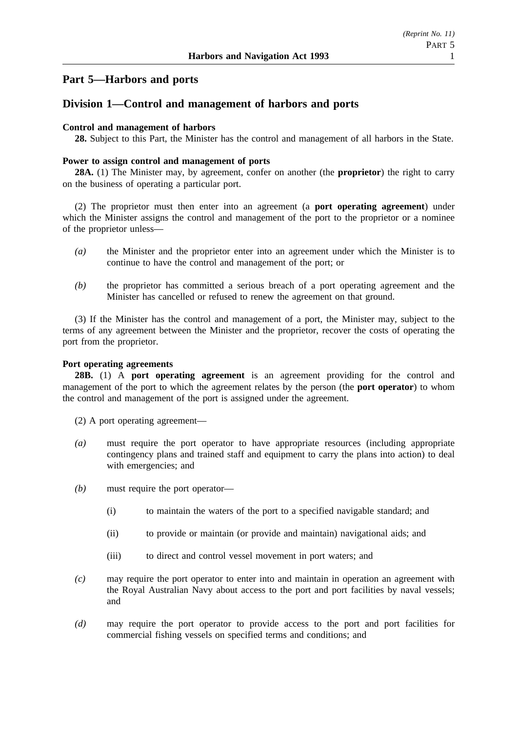## Part 5—Harbors and ports

### Division 1—Control and management of harbors and ports

**Control and management of harbors**

**28.** Subject to this Part, the Minister has the control and management of all harbors in the State.

**Power to assign control and management of ports**

**28A.** (1) The Minister may, by agreement, confer on another (the **proprietor**) the right to carry on the business of operating a particular port.

(2) The proprietor must then enter into an agreement (a **port operating agreement**) under which the Minister assigns the control and management of the port to the proprietor or a nominee of the proprietor unless—

*(a)* the Minister and the proprietor enter into an agreement under which the Minister is to continue to have the control and management of the port; or

*(b)* the proprietor has committed a serious breach of a port operating agreement and the Minister has cancelled or refused to renew the agreement on that ground.

(3) If the Minister has the control and management of a port, the Minister may, subject to the terms of any agreement between the Minister and the proprietor, recover the costs of operating the port from the proprietor.

**Port operating agreements**

**28B.** (1) A **port operating agreement** is an agreement providing for the control and management of the port to which the agreement relates by the person (the **port operator**) to whom the control and management of the port is assigned under the agreement.

(2) A port operating agreement—

*(a)* must require the port operator to have appropriate resources (including appropriate contingency plans and trained staff and equipment to carry the plans into action) to deal with emergencies; and

*(b)* must require the port operator—

(i) to maintain the waters of the port to a specified navigable standard; and

(ii) to provide or maintain (or provide and maintain) navigational aids; and

(iii) to direct and control vessel movement in port waters; and

*(c)* may require the port operator to enter into and maintain in operation an agreement with the Royal Australian Navy about access to the port and port facilities by naval vessels; and

*(d)* may require the port operator to provide access to the port and port facilities for commercial fishing vessels on specified terms and conditions; and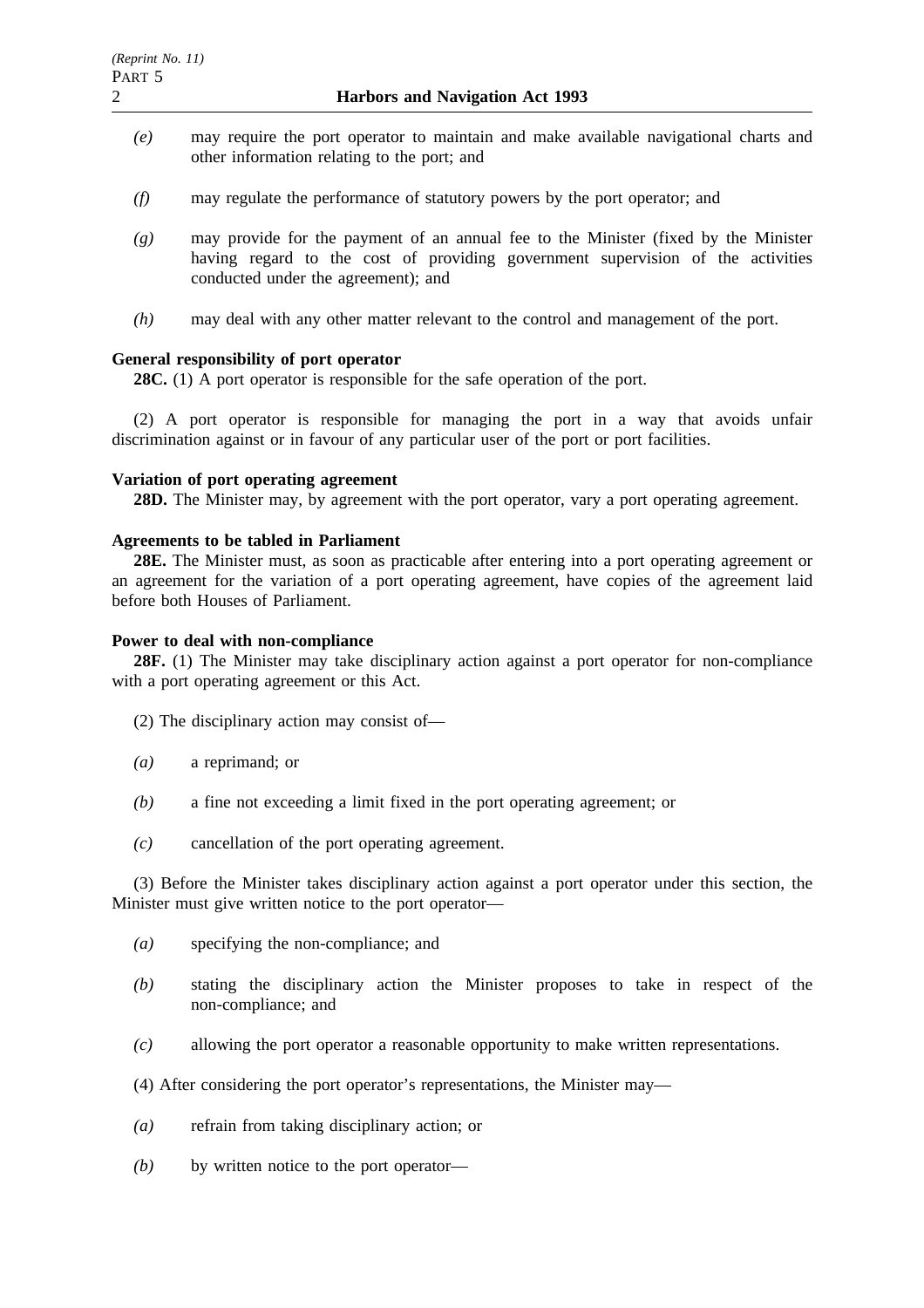*(e)* may require the port operator to maintain and make available navigational charts and other information relating to the port; and

*(f)* may regulate the performance of statutory powers by the port operator; and

*(g)* may provide for the payment of an annual fee to the Minister (fixed by the Minister having regard to the cost of providing government supervision of the activities conducted under the agreement); and

*(h)* may deal with any other matter relevant to the control and management of the port.

**General responsibility of port operator**

**28C.** (1) A port operator is responsible for the safe operation of the port.

(2) A port operator is responsible for managing the port in a way that avoids unfair discrimination against or in favour of any particular user of the port or port facilities.

**Variation of port operating agreement**

**28D.** The Minister may, by agreement with the port operator, vary a port operating agreement.

**Agreements to be tabled in Parliament**

**28E.** The Minister must, as soon as practicable after entering into a port operating agreement or an agreement for the variation of a port operating agreement, have copies of the agreement laid before both Houses of Parliament.

**Power to deal with non-compliance**

**28F.** (1) The Minister may take disciplinary action against a port operator for non-compliance with a port operating agreement or this Act.

(2) The disciplinary action may consist of—

*(a)* a reprimand; or

*(b)* a fine not exceeding a limit fixed in the port operating agreement; or

*(c)* cancellation of the port operating agreement.

(3) Before the Minister takes disciplinary action against a port operator under this section, the Minister must give written notice to the port operator—

*(a)* specifying the non-compliance; and

*(b)* stating the disciplinary action the Minister proposes to take in respect of the non-compliance; and

*(c)* allowing the port operator a reasonable opportunity to make written representations.

(4) After considering the port operator's representations, the Minister may—

*(a)* refrain from taking disciplinary action; or

*(b)* by written notice to the port operator—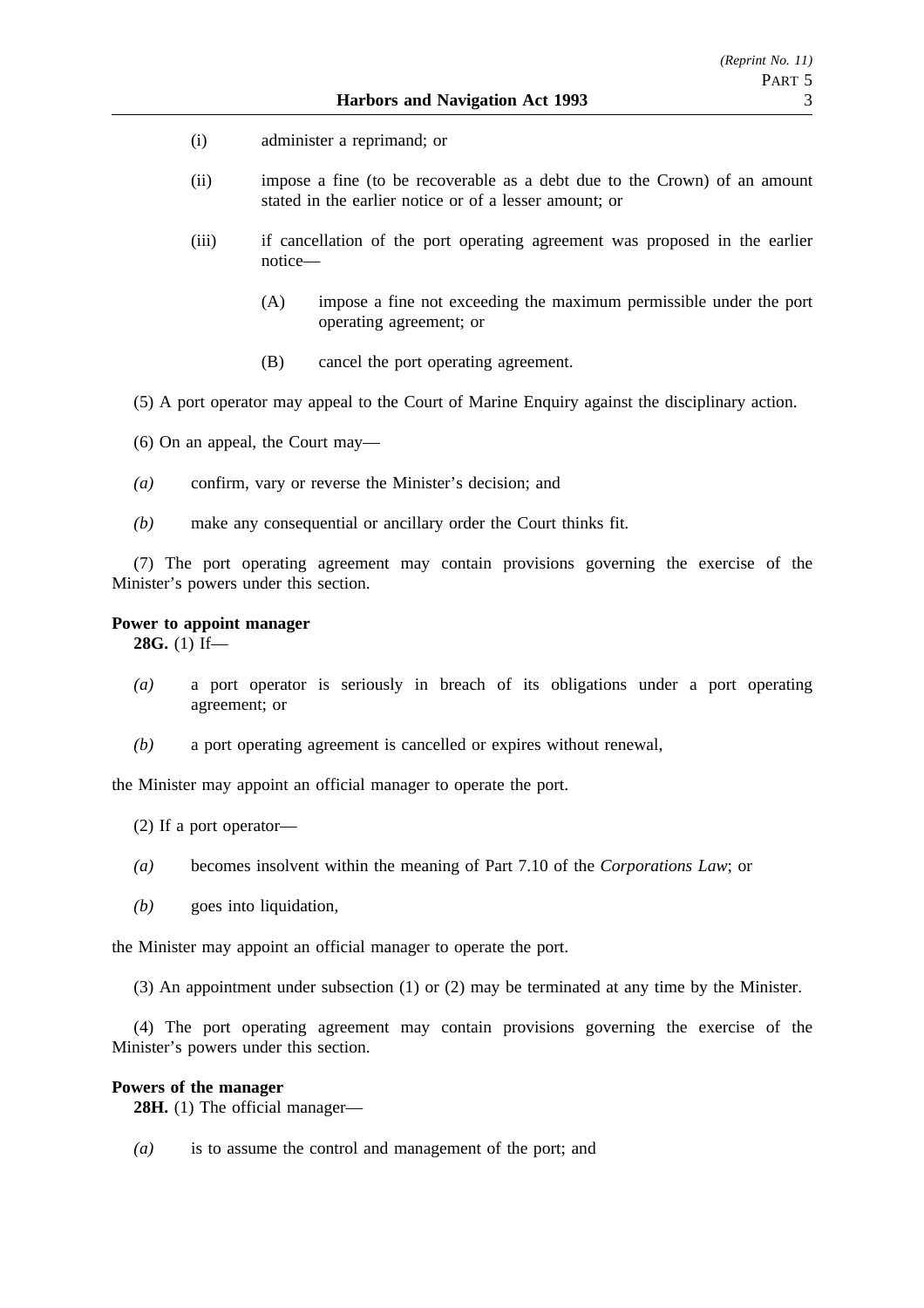(i) administer a reprimand; or

(ii) impose a fine (to be recoverable as a debt due to the Crown) of an amount stated in the earlier notice or of a lesser amount; or

(iii) if cancellation of the port operating agreement was proposed in the earlier notice—

(A) impose a fine not exceeding the maximum permissible under the port operating agreement; or

(B) cancel the port operating agreement.

(5) A port operator may appeal to the Court of Marine Enquiry against the disciplinary action.

(6) On an appeal, the Court may—

*(a)* confirm, vary or reverse the Minister's decision; and

*(b)* make any consequential or ancillary order the Court thinks fit.

(7) The port operating agreement may contain provisions governing the exercise of the Minister's powers under this section.

**Power to appoint manager**

**28G.** (1) If—

*(a)* a port operator is seriously in breach of its obligations under a port operating agreement; or

*(b)* a port operating agreement is cancelled or expires without renewal,

the Minister may appoint an official manager to operate the port.

(2) If a port operator—

*(a)* becomes insolvent within the meaning of Part 7.10 of the *Corporations Law*; or

*(b)* goes into liquidation,

the Minister may appoint an official manager to operate the port.

(3) An appointment under subsection (1) or (2) may be terminated at any time by the Minister.

(4) The port operating agreement may contain provisions governing the exercise of the Minister's powers under this section.

**Powers of the manager**

**28H.** (1) The official manager—

*(a)* is to assume the control and management of the port; and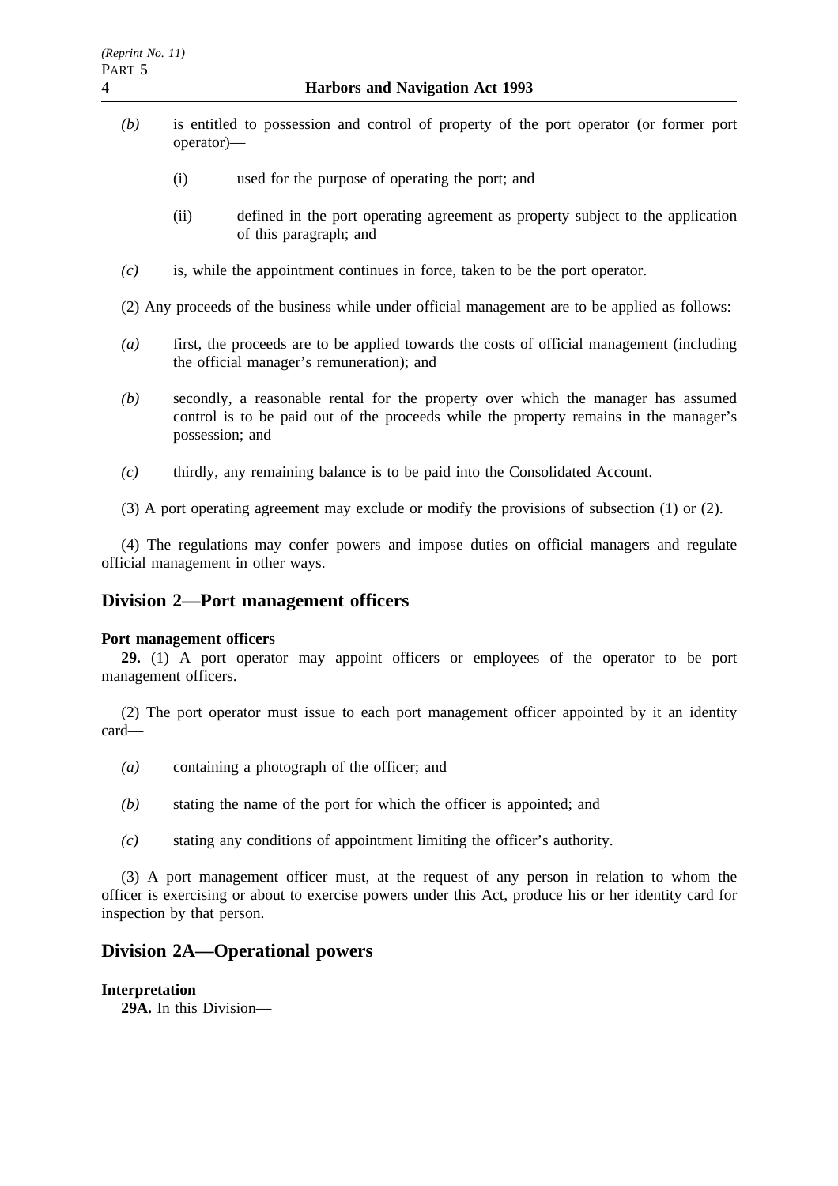*(b)* is entitled to possession and control of property of the port operator (or former port operator)—

(i) used for the purpose of operating the port; and

(ii) defined in the port operating agreement as property subject to the application of this paragraph; and

*(c)* is, while the appointment continues in force, taken to be the port operator.

(2) Any proceeds of the business while under official management are to be applied as follows:

*(a)* first, the proceeds are to be applied towards the costs of official management (including the official manager's remuneration); and

*(b)* secondly, a reasonable rental for the property over which the manager has assumed control is to be paid out of the proceeds while the property remains in the manager's possession; and

*(c)* thirdly, any remaining balance is to be paid into the Consolidated Account.

(3) A port operating agreement may exclude or modify the provisions of subsection (1) or (2).

(4) The regulations may confer powers and impose duties on official managers and regulate official management in other ways.

## Division 2—Port management officers

**Port management officers**

**29.** (1) A port operator may appoint officers or employees of the operator to be port management officers.

(2) The port operator must issue to each port management officer appointed by it an identity card—

*(a)* containing a photograph of the officer; and

*(b)* stating the name of the port for which the officer is appointed; and

*(c)* stating any conditions of appointment limiting the officer's authority.

(3) A port management officer must, at the request of any person in relation to whom the officer is exercising or about to exercise powers under this Act, produce his or her identity card for inspection by that person.

## Division 2A—Operational powers

**Interpretation**

**29A.** In this Division—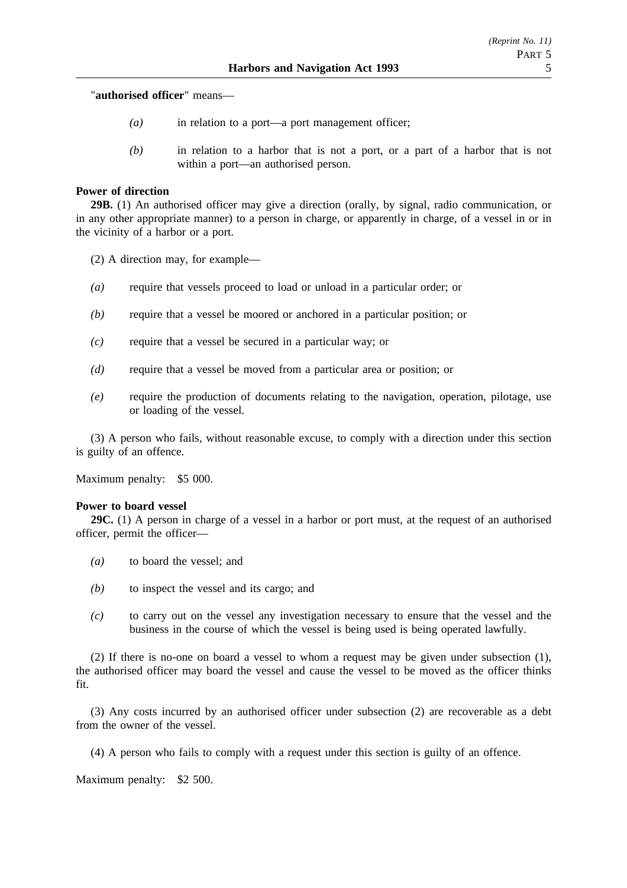"**authorised officer**" means—

- *(a)* in relation to a port—a port management officer;
- *(b)* in relation to a harbor that is not a port, or a part of a harbor that is not within a port—an authorised person.

**Power of direction**

**29B.** (1) An authorised officer may give a direction (orally, by signal, radio communication, or in any other appropriate manner) to a person in charge, or apparently in charge, of a vessel in or in the vicinity of a harbor or a port.

(2) A direction may, for example—

- *(a)* require that vessels proceed to load or unload in a particular order; or
- *(b)* require that a vessel be moored or anchored in a particular position; or
- *(c)* require that a vessel be secured in a particular way; or
- *(d)* require that a vessel be moved from a particular area or position; or
- *(e)* require the production of documents relating to the navigation, operation, pilotage, use or loading of the vessel.

(3) A person who fails, without reasonable excuse, to comply with a direction under this section is guilty of an offence.

Maximum penalty: $5 000.

**Power to board vessel**

**29C.** (1) A person in charge of a vessel in a harbor or port must, at the request of an authorised officer, permit the officer—

- *(a)* to board the vessel; and
- *(b)* to inspect the vessel and its cargo; and
- *(c)* to carry out on the vessel any investigation necessary to ensure that the vessel and the business in the course of which the vessel is being used is being operated lawfully.

(2) If there is no-one on board a vessel to whom a request may be given under subsection (1), the authorised officer may board the vessel and cause the vessel to be moved as the officer thinks fit.

(3) Any costs incurred by an authorised officer under subsection (2) are recoverable as a debt from the owner of the vessel.

(4) A person who fails to comply with a request under this section is guilty of an offence.

Maximum penalty: $2 500.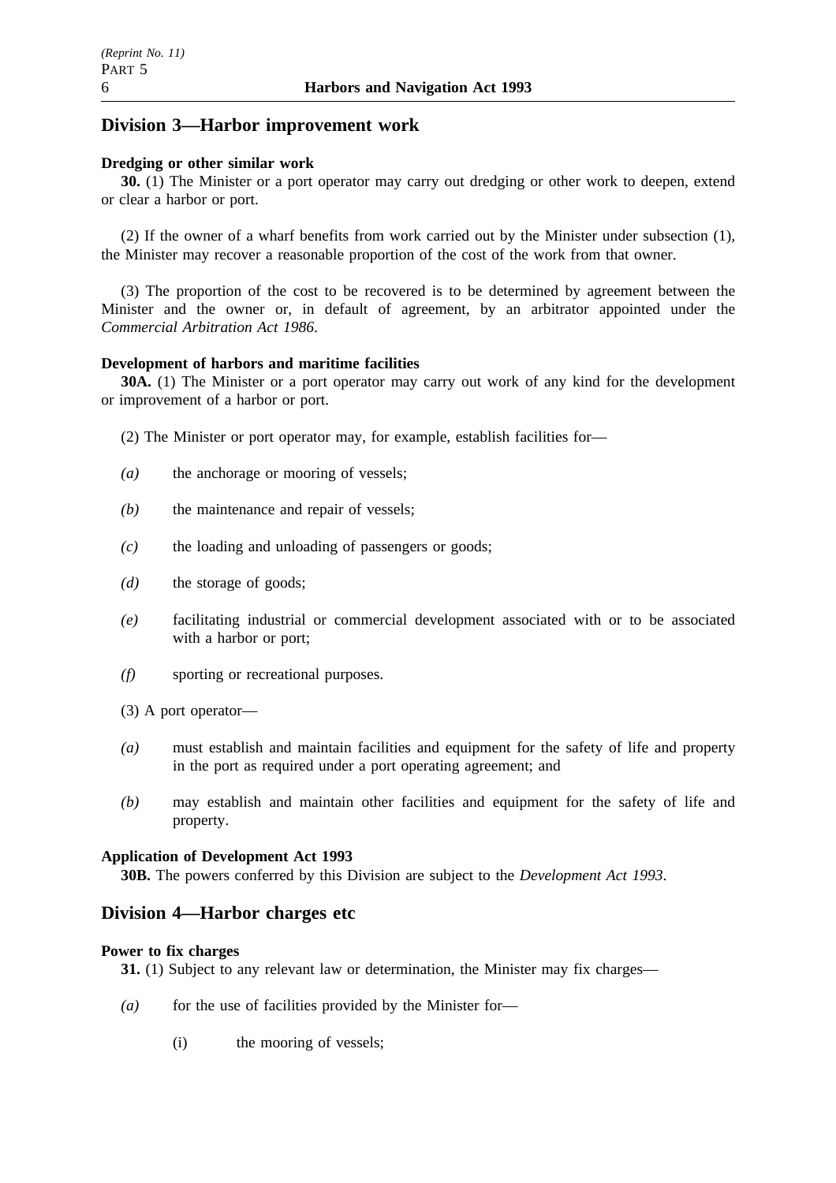## Division 3—Harbor improvement work

**Dredging or other similar work**

**30.** (1) The Minister or a port operator may carry out dredging or other work to deepen, extend or clear a harbor or port.

(2) If the owner of a wharf benefits from work carried out by the Minister under subsection (1), the Minister may recover a reasonable proportion of the cost of the work from that owner.

(3) The proportion of the cost to be recovered is to be determined by agreement between the Minister and the owner or, in default of agreement, by an arbitrator appointed under the *Commercial Arbitration Act 1986*.

**Development of harbors and maritime facilities**

**30A.** (1) The Minister or a port operator may carry out work of any kind for the development or improvement of a harbor or port.

(2) The Minister or port operator may, for example, establish facilities for—

- *(a)* the anchorage or mooring of vessels;
- *(b)* the maintenance and repair of vessels;
- *(c)* the loading and unloading of passengers or goods;
- *(d)* the storage of goods;
- *(e)* facilitating industrial or commercial development associated with or to be associated with a harbor or port;
- *(f)* sporting or recreational purposes.

(3) A port operator—

- *(a)* must establish and maintain facilities and equipment for the safety of life and property in the port as required under a port operating agreement; and
- *(b)* may establish and maintain other facilities and equipment for the safety of life and property.

**Application of Development Act 1993**

**30B.** The powers conferred by this Division are subject to the *Development Act 1993*.

## Division 4—Harbor charges etc

**Power to fix charges**

**31.** (1) Subject to any relevant law or determination, the Minister may fix charges—

- *(a)* for the use of facilities provided by the Minister for—
  - (i) the mooring of vessels;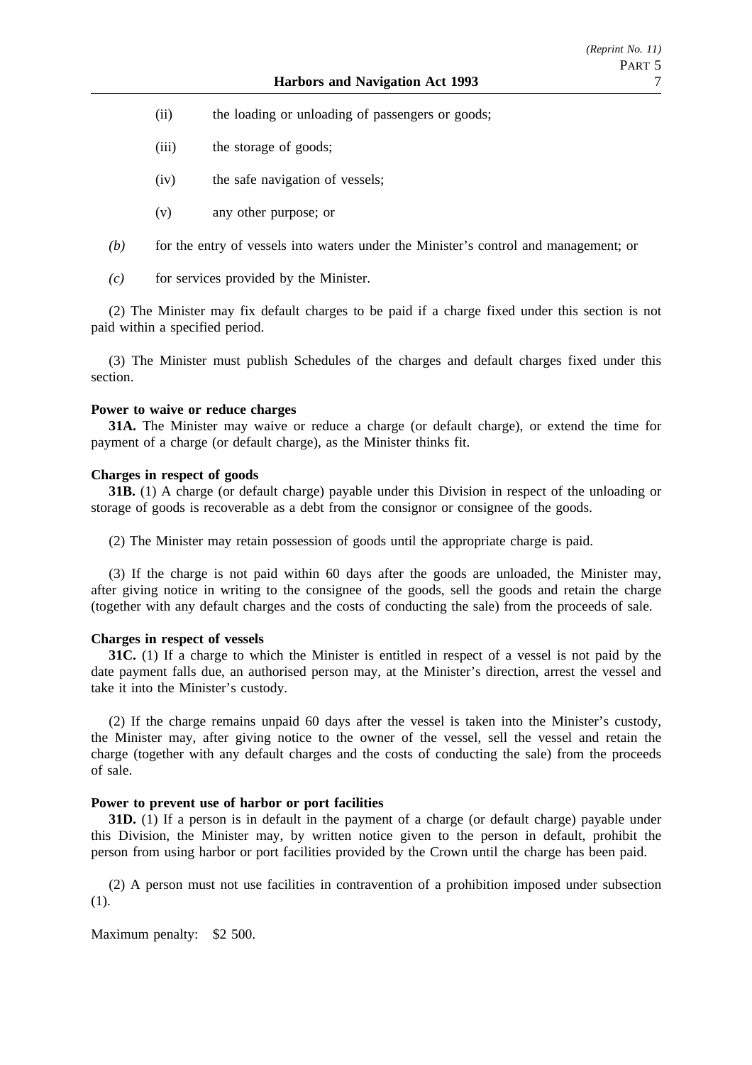(ii) the loading or unloading of passengers or goods;

(iii) the storage of goods;

(iv) the safe navigation of vessels;

(v) any other purpose; or

*(b)* for the entry of vessels into waters under the Minister's control and management; or

*(c)* for services provided by the Minister.

(2) The Minister may fix default charges to be paid if a charge fixed under this section is not paid within a specified period.

(3) The Minister must publish Schedules of the charges and default charges fixed under this section.

**Power to waive or reduce charges**

**31A.** The Minister may waive or reduce a charge (or default charge), or extend the time for payment of a charge (or default charge), as the Minister thinks fit.

**Charges in respect of goods**

**31B.** (1) A charge (or default charge) payable under this Division in respect of the unloading or storage of goods is recoverable as a debt from the consignor or consignee of the goods.

(2) The Minister may retain possession of goods until the appropriate charge is paid.

(3) If the charge is not paid within 60 days after the goods are unloaded, the Minister may, after giving notice in writing to the consignee of the goods, sell the goods and retain the charge (together with any default charges and the costs of conducting the sale) from the proceeds of sale.

**Charges in respect of vessels**

**31C.** (1) If a charge to which the Minister is entitled in respect of a vessel is not paid by the date payment falls due, an authorised person may, at the Minister's direction, arrest the vessel and take it into the Minister's custody.

(2) If the charge remains unpaid 60 days after the vessel is taken into the Minister's custody, the Minister may, after giving notice to the owner of the vessel, sell the vessel and retain the charge (together with any default charges and the costs of conducting the sale) from the proceeds of sale.

**Power to prevent use of harbor or port facilities**

**31D.** (1) If a person is in default in the payment of a charge (or default charge) payable under this Division, the Minister may, by written notice given to the person in default, prohibit the person from using harbor or port facilities provided by the Crown until the charge has been paid.

(2) A person must not use facilities in contravention of a prohibition imposed under subsection (1).

Maximum penalty: $2 500.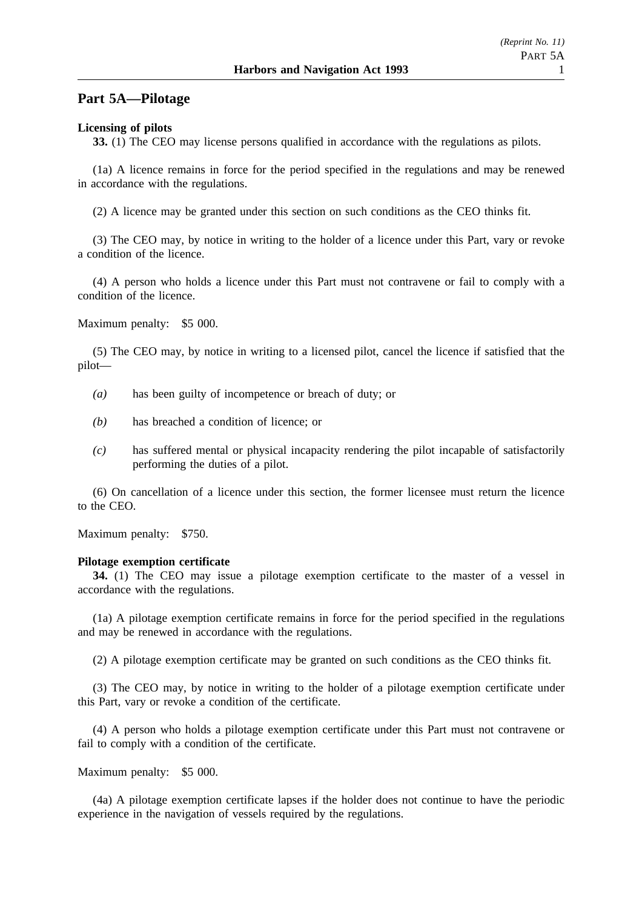## Part 5A—Pilotage

**Licensing of pilots**

**33.** (1) The CEO may license persons qualified in accordance with the regulations as pilots.

(1a) A licence remains in force for the period specified in the regulations and may be renewed in accordance with the regulations.

(2) A licence may be granted under this section on such conditions as the CEO thinks fit.

(3) The CEO may, by notice in writing to the holder of a licence under this Part, vary or revoke a condition of the licence.

(4) A person who holds a licence under this Part must not contravene or fail to comply with a condition of the licence.

Maximum penalty: $5 000.

(5) The CEO may, by notice in writing to a licensed pilot, cancel the licence if satisfied that the pilot—

- *(a)* has been guilty of incompetence or breach of duty; or
- *(b)* has breached a condition of licence; or
- *(c)* has suffered mental or physical incapacity rendering the pilot incapable of satisfactorily performing the duties of a pilot.

(6) On cancellation of a licence under this section, the former licensee must return the licence to the CEO.

Maximum penalty: $750.

**Pilotage exemption certificate**

**34.** (1) The CEO may issue a pilotage exemption certificate to the master of a vessel in accordance with the regulations.

(1a) A pilotage exemption certificate remains in force for the period specified in the regulations and may be renewed in accordance with the regulations.

(2) A pilotage exemption certificate may be granted on such conditions as the CEO thinks fit.

(3) The CEO may, by notice in writing to the holder of a pilotage exemption certificate under this Part, vary or revoke a condition of the certificate.

(4) A person who holds a pilotage exemption certificate under this Part must not contravene or fail to comply with a condition of the certificate.

Maximum penalty: $5 000.

(4a) A pilotage exemption certificate lapses if the holder does not continue to have the periodic experience in the navigation of vessels required by the regulations.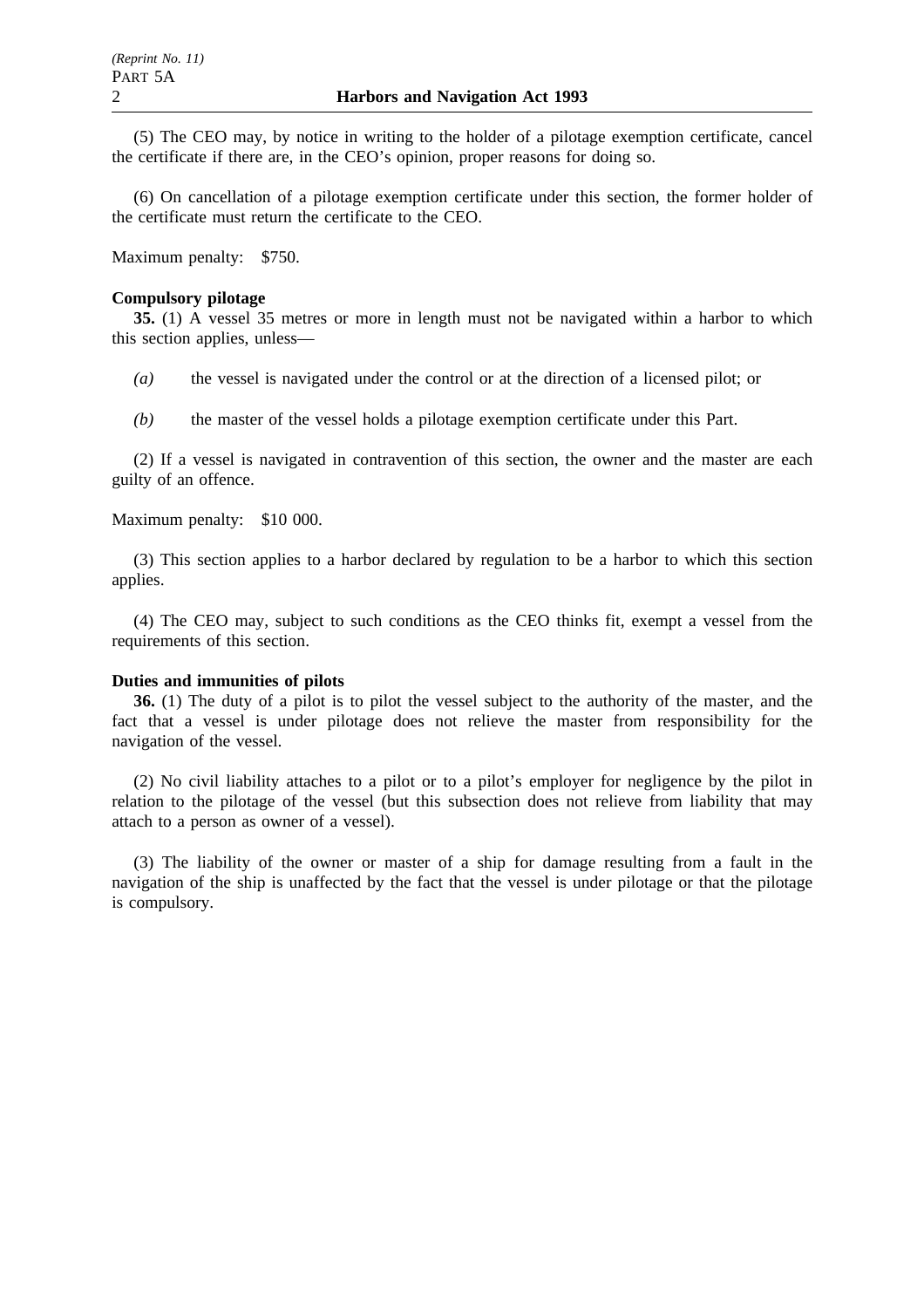(5) The CEO may, by notice in writing to the holder of a pilotage exemption certificate, cancel the certificate if there are, in the CEO's opinion, proper reasons for doing so.

(6) On cancellation of a pilotage exemption certificate under this section, the former holder of the certificate must return the certificate to the CEO.

Maximum penalty: $750.

**Compulsory pilotage**

**35.** (1) A vessel 35 metres or more in length must not be navigated within a harbor to which this section applies, unless—

*(a)* the vessel is navigated under the control or at the direction of a licensed pilot; or

*(b)* the master of the vessel holds a pilotage exemption certificate under this Part.

(2) If a vessel is navigated in contravention of this section, the owner and the master are each guilty of an offence.

Maximum penalty: $10 000.

(3) This section applies to a harbor declared by regulation to be a harbor to which this section applies.

(4) The CEO may, subject to such conditions as the CEO thinks fit, exempt a vessel from the requirements of this section.

**Duties and immunities of pilots**

**36.** (1) The duty of a pilot is to pilot the vessel subject to the authority of the master, and the fact that a vessel is under pilotage does not relieve the master from responsibility for the navigation of the vessel.

(2) No civil liability attaches to a pilot or to a pilot's employer for negligence by the pilot in relation to the pilotage of the vessel (but this subsection does not relieve from liability that may attach to a person as owner of a vessel).

(3) The liability of the owner or master of a ship for damage resulting from a fault in the navigation of the ship is unaffected by the fact that the vessel is under pilotage or that the pilotage is compulsory.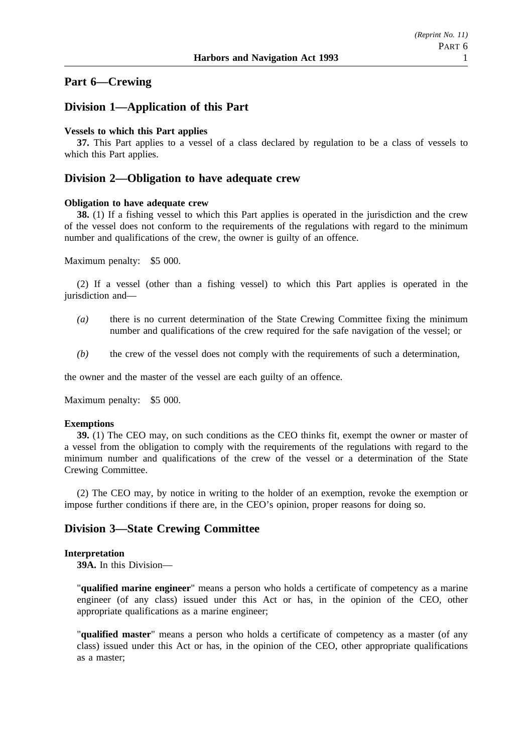## Part 6—Crewing

## Division 1—Application of this Part

**Vessels to which this Part applies**

**37.** This Part applies to a vessel of a class declared by regulation to be a class of vessels to which this Part applies.

## Division 2—Obligation to have adequate crew

**Obligation to have adequate crew**

**38.** (1) If a fishing vessel to which this Part applies is operated in the jurisdiction and the crew of the vessel does not conform to the requirements of the regulations with regard to the minimum number and qualifications of the crew, the owner is guilty of an offence.

Maximum penalty: $5 000.

(2) If a vessel (other than a fishing vessel) to which this Part applies is operated in the jurisdiction and—

*(a)* there is no current determination of the State Crewing Committee fixing the minimum number and qualifications of the crew required for the safe navigation of the vessel; or

*(b)* the crew of the vessel does not comply with the requirements of such a determination,

the owner and the master of the vessel are each guilty of an offence.

Maximum penalty: $5 000.

**Exemptions**

**39.** (1) The CEO may, on such conditions as the CEO thinks fit, exempt the owner or master of a vessel from the obligation to comply with the requirements of the regulations with regard to the minimum number and qualifications of the crew of the vessel or a determination of the State Crewing Committee.

(2) The CEO may, by notice in writing to the holder of an exemption, revoke the exemption or impose further conditions if there are, in the CEO's opinion, proper reasons for doing so.

## Division 3—State Crewing Committee

**Interpretation**

**39A.** In this Division—

"**qualified marine engineer**" means a person who holds a certificate of competency as a marine engineer (of any class) issued under this Act or has, in the opinion of the CEO, other appropriate qualifications as a marine engineer;

"**qualified master**" means a person who holds a certificate of competency as a master (of any class) issued under this Act or has, in the opinion of the CEO, other appropriate qualifications as a master;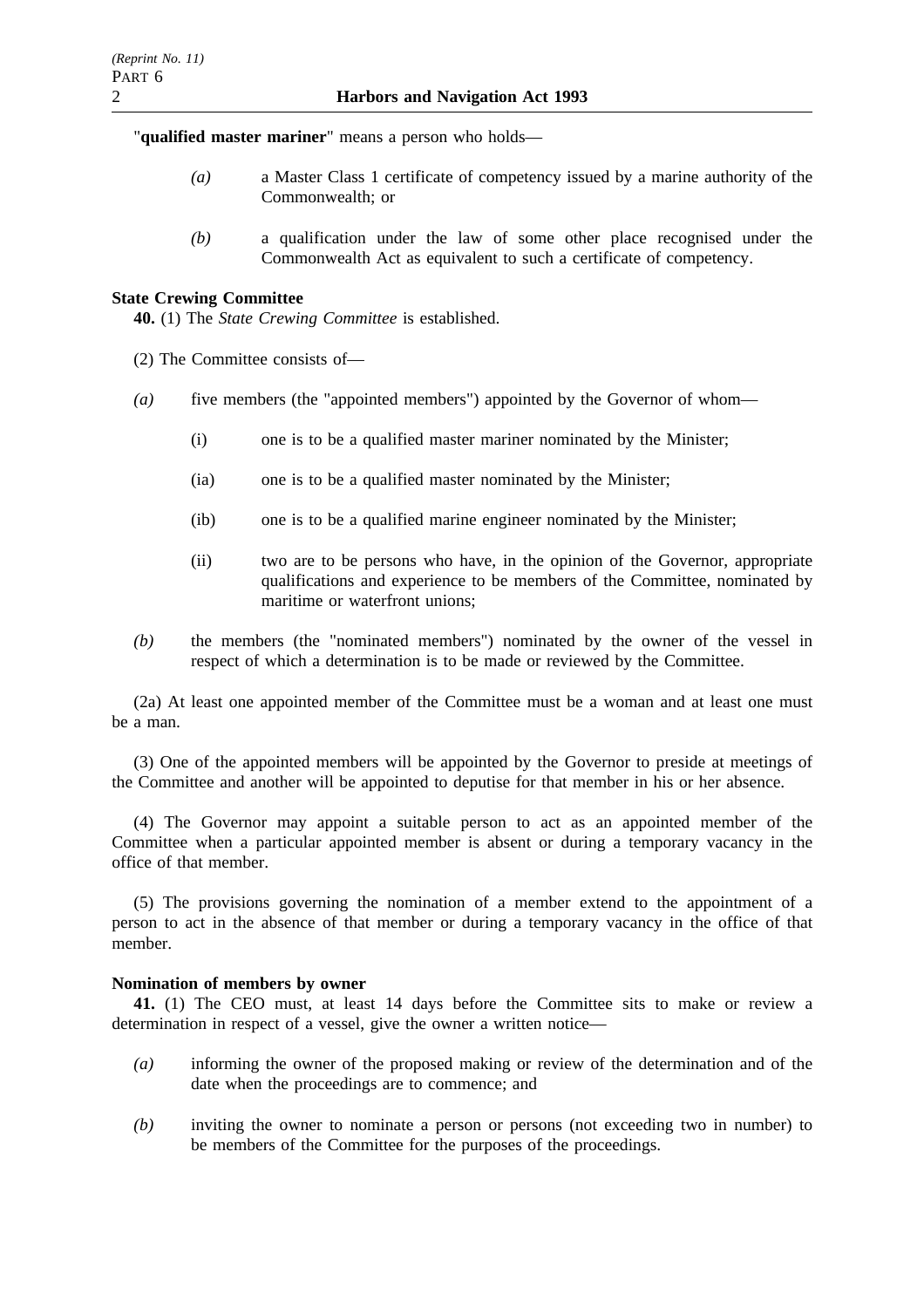"**qualified master mariner**" means a person who holds—

*(a)* a Master Class 1 certificate of competency issued by a marine authority of the Commonwealth; or

*(b)* a qualification under the law of some other place recognised under the Commonwealth Act as equivalent to such a certificate of competency.

**State Crewing Committee**

**40.** (1) The *State Crewing Committee* is established.

(2) The Committee consists of—

*(a)* five members (the "appointed members") appointed by the Governor of whom—

(i) one is to be a qualified master mariner nominated by the Minister;

(ia) one is to be a qualified master nominated by the Minister;

(ib) one is to be a qualified marine engineer nominated by the Minister;

(ii) two are to be persons who have, in the opinion of the Governor, appropriate qualifications and experience to be members of the Committee, nominated by maritime or waterfront unions;

*(b)* the members (the "nominated members") nominated by the owner of the vessel in respect of which a determination is to be made or reviewed by the Committee.

(2a) At least one appointed member of the Committee must be a woman and at least one must be a man.

(3) One of the appointed members will be appointed by the Governor to preside at meetings of the Committee and another will be appointed to deputise for that member in his or her absence.

(4) The Governor may appoint a suitable person to act as an appointed member of the Committee when a particular appointed member is absent or during a temporary vacancy in the office of that member.

(5) The provisions governing the nomination of a member extend to the appointment of a person to act in the absence of that member or during a temporary vacancy in the office of that member.

**Nomination of members by owner**

**41.** (1) The CEO must, at least 14 days before the Committee sits to make or review a determination in respect of a vessel, give the owner a written notice—

*(a)* informing the owner of the proposed making or review of the determination and of the date when the proceedings are to commence; and

*(b)* inviting the owner to nominate a person or persons (not exceeding two in number) to be members of the Committee for the purposes of the proceedings.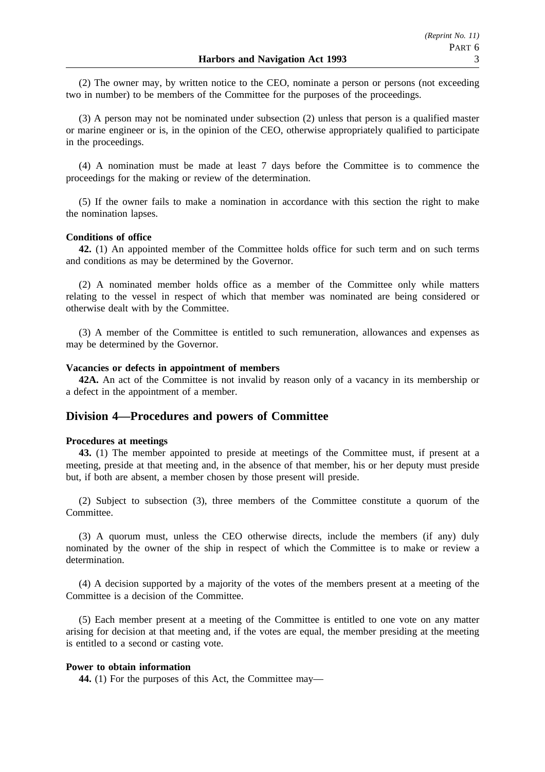(2) The owner may, by written notice to the CEO, nominate a person or persons (not exceeding two in number) to be members of the Committee for the purposes of the proceedings.

(3) A person may not be nominated under subsection (2) unless that person is a qualified master or marine engineer or is, in the opinion of the CEO, otherwise appropriately qualified to participate in the proceedings.

(4) A nomination must be made at least 7 days before the Committee is to commence the proceedings for the making or review of the determination.

(5) If the owner fails to make a nomination in accordance with this section the right to make the nomination lapses.

**Conditions of office**

**42.** (1) An appointed member of the Committee holds office for such term and on such terms and conditions as may be determined by the Governor.

(2) A nominated member holds office as a member of the Committee only while matters relating to the vessel in respect of which that member was nominated are being considered or otherwise dealt with by the Committee.

(3) A member of the Committee is entitled to such remuneration, allowances and expenses as may be determined by the Governor.

**Vacancies or defects in appointment of members**

**42A.** An act of the Committee is not invalid by reason only of a vacancy in its membership or a defect in the appointment of a member.

## Division 4—Procedures and powers of Committee

**Procedures at meetings**

**43.** (1) The member appointed to preside at meetings of the Committee must, if present at a meeting, preside at that meeting and, in the absence of that member, his or her deputy must preside but, if both are absent, a member chosen by those present will preside.

(2) Subject to subsection (3), three members of the Committee constitute a quorum of the Committee.

(3) A quorum must, unless the CEO otherwise directs, include the members (if any) duly nominated by the owner of the ship in respect of which the Committee is to make or review a determination.

(4) A decision supported by a majority of the votes of the members present at a meeting of the Committee is a decision of the Committee.

(5) Each member present at a meeting of the Committee is entitled to one vote on any matter arising for decision at that meeting and, if the votes are equal, the member presiding at the meeting is entitled to a second or casting vote.

**Power to obtain information**

**44.** (1) For the purposes of this Act, the Committee may—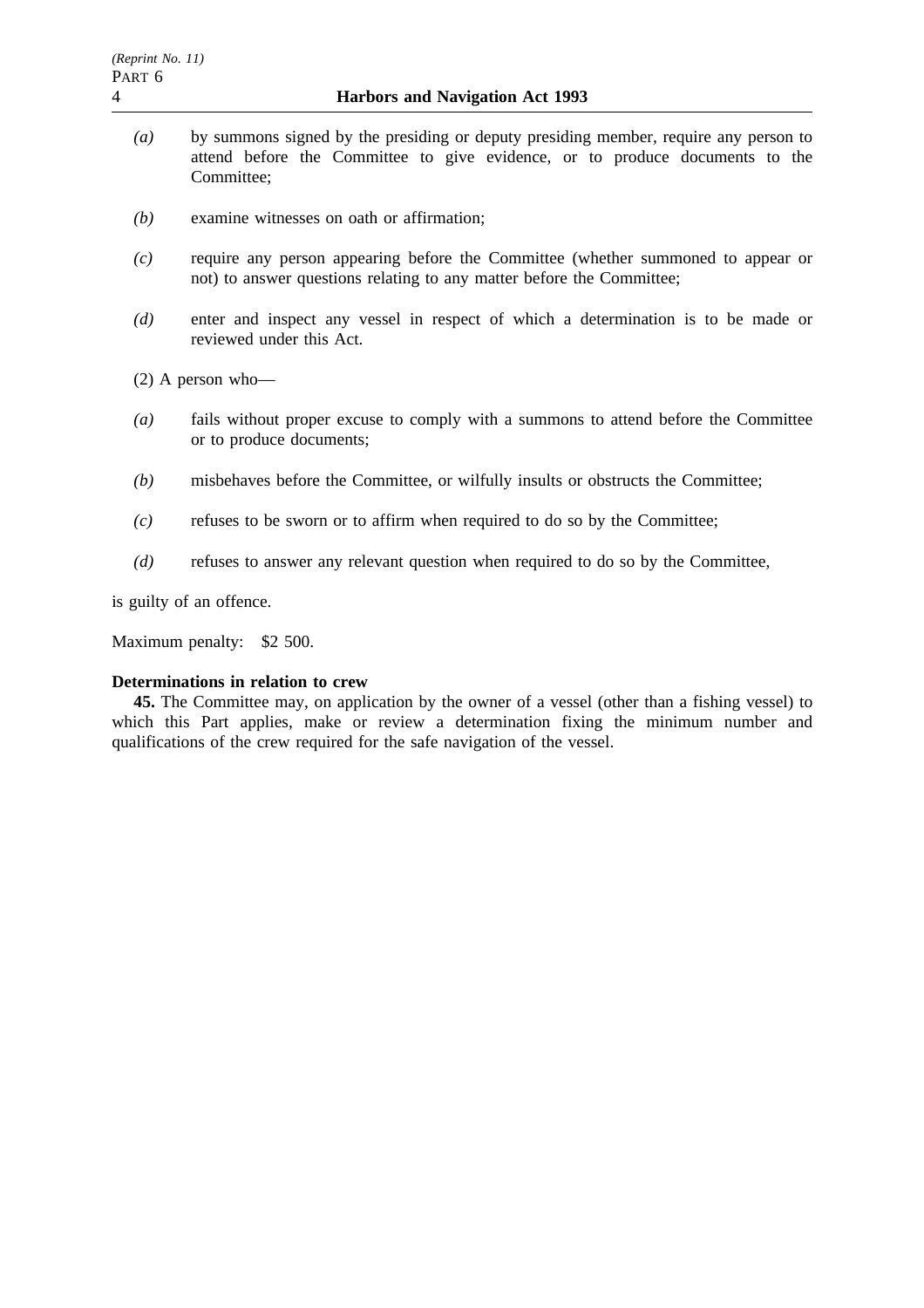*(a)* by summons signed by the presiding or deputy presiding member, require any person to attend before the Committee to give evidence, or to produce documents to the Committee;

*(b)* examine witnesses on oath or affirmation;

*(c)* require any person appearing before the Committee (whether summoned to appear or not) to answer questions relating to any matter before the Committee;

*(d)* enter and inspect any vessel in respect of which a determination is to be made or reviewed under this Act.

(2) A person who—

*(a)* fails without proper excuse to comply with a summons to attend before the Committee or to produce documents;

*(b)* misbehaves before the Committee, or wilfully insults or obstructs the Committee;

*(c)* refuses to be sworn or to affirm when required to do so by the Committee;

*(d)* refuses to answer any relevant question when required to do so by the Committee,

is guilty of an offence.

Maximum penalty: $2 500.

**Determinations in relation to crew**

**45.** The Committee may, on application by the owner of a vessel (other than a fishing vessel) to which this Part applies, make or review a determination fixing the minimum number and qualifications of the crew required for the safe navigation of the vessel.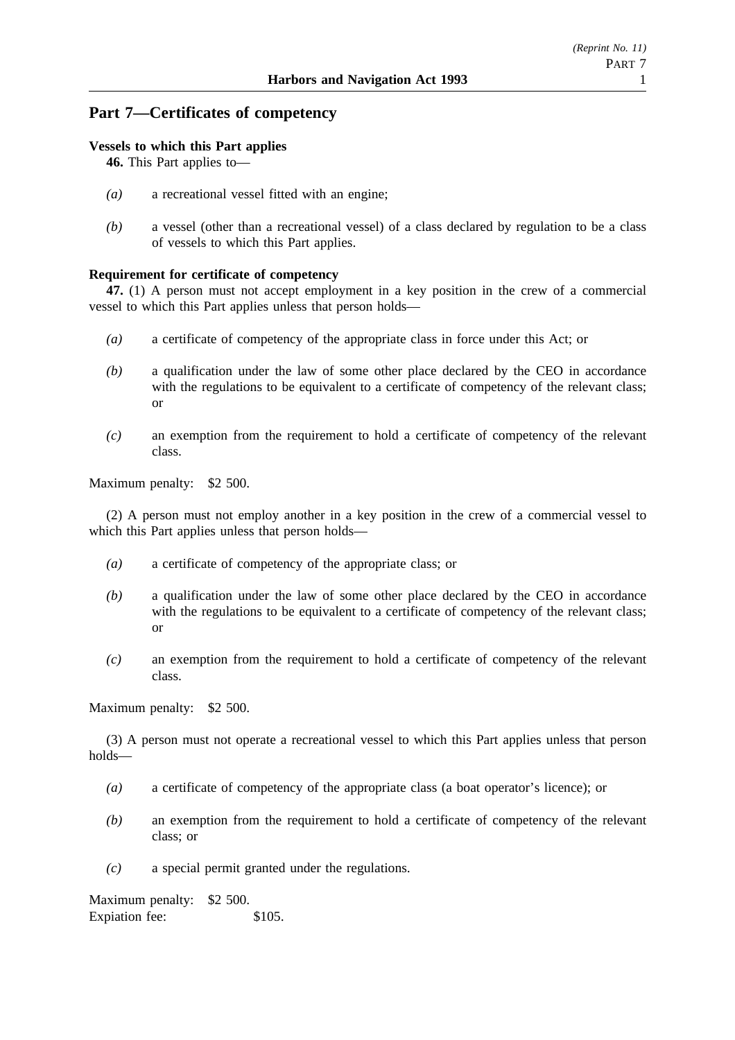## Part 7—Certificates of competency

**Vessels to which this Part applies**

**46.** This Part applies to—

*(a)* a recreational vessel fitted with an engine;

*(b)* a vessel (other than a recreational vessel) of a class declared by regulation to be a class of vessels to which this Part applies.

**Requirement for certificate of competency**

**47.** (1) A person must not accept employment in a key position in the crew of a commercial vessel to which this Part applies unless that person holds—

*(a)* a certificate of competency of the appropriate class in force under this Act; or

*(b)* a qualification under the law of some other place declared by the CEO in accordance with the regulations to be equivalent to a certificate of competency of the relevant class; or

*(c)* an exemption from the requirement to hold a certificate of competency of the relevant class.

Maximum penalty: $2 500.

(2) A person must not employ another in a key position in the crew of a commercial vessel to which this Part applies unless that person holds—

*(a)* a certificate of competency of the appropriate class; or

*(b)* a qualification under the law of some other place declared by the CEO in accordance with the regulations to be equivalent to a certificate of competency of the relevant class; or

*(c)* an exemption from the requirement to hold a certificate of competency of the relevant class.

Maximum penalty: $2 500.

(3) A person must not operate a recreational vessel to which this Part applies unless that person holds—

*(a)* a certificate of competency of the appropriate class (a boat operator's licence); or

*(b)* an exemption from the requirement to hold a certificate of competency of the relevant class; or

*(c)* a special permit granted under the regulations.

Maximum penalty: $2 500.
Expiation fee: $105.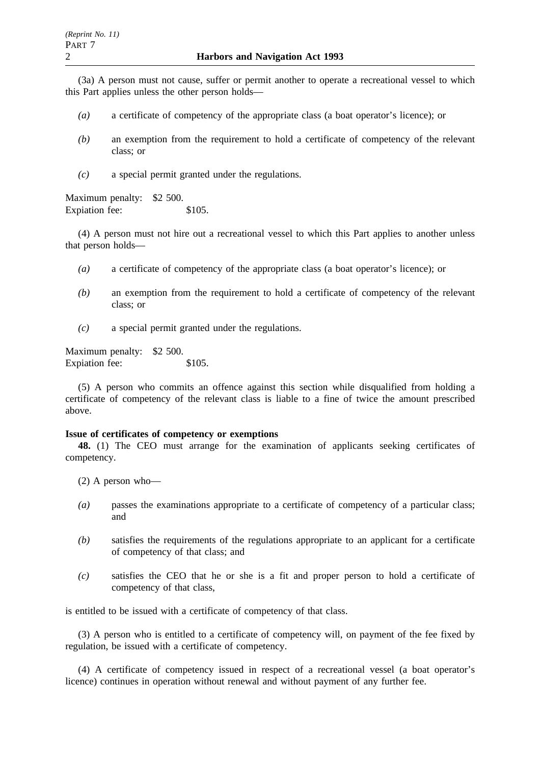(3a) A person must not cause, suffer or permit another to operate a recreational vessel to which this Part applies unless the other person holds—

*(a)* a certificate of competency of the appropriate class (a boat operator's licence); or

*(b)* an exemption from the requirement to hold a certificate of competency of the relevant class; or

*(c)* a special permit granted under the regulations.

Maximum penalty: $2 500.
Expiation fee: $105.

(4) A person must not hire out a recreational vessel to which this Part applies to another unless that person holds—

*(a)* a certificate of competency of the appropriate class (a boat operator's licence); or

*(b)* an exemption from the requirement to hold a certificate of competency of the relevant class; or

*(c)* a special permit granted under the regulations.

Maximum penalty: $2 500.
Expiation fee: $105.

(5) A person who commits an offence against this section while disqualified from holding a certificate of competency of the relevant class is liable to a fine of twice the amount prescribed above.

**Issue of certificates of competency or exemptions**

**48.** (1) The CEO must arrange for the examination of applicants seeking certificates of competency.

(2) A person who—

*(a)* passes the examinations appropriate to a certificate of competency of a particular class; and

*(b)* satisfies the requirements of the regulations appropriate to an applicant for a certificate of competency of that class; and

*(c)* satisfies the CEO that he or she is a fit and proper person to hold a certificate of competency of that class,

is entitled to be issued with a certificate of competency of that class.

(3) A person who is entitled to a certificate of competency will, on payment of the fee fixed by regulation, be issued with a certificate of competency.

(4) A certificate of competency issued in respect of a recreational vessel (a boat operator's licence) continues in operation without renewal and without payment of any further fee.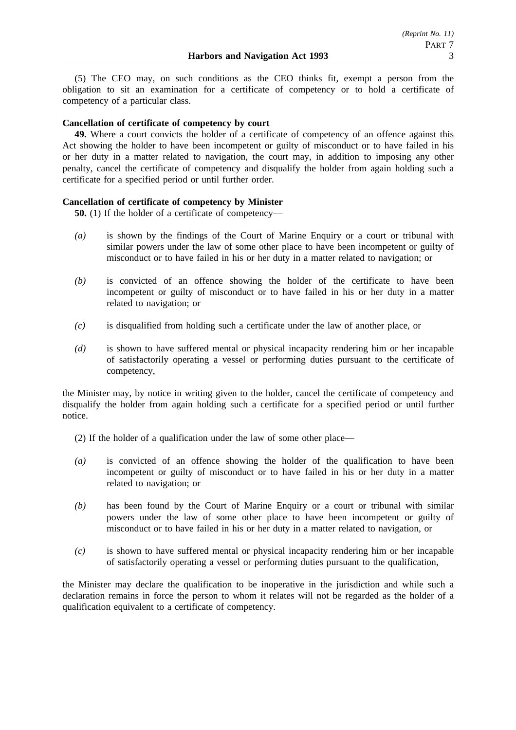(5) The CEO may, on such conditions as the CEO thinks fit, exempt a person from the obligation to sit an examination for a certificate of competency or to hold a certificate of competency of a particular class.

**Cancellation of certificate of competency by court**

**49.** Where a court convicts the holder of a certificate of competency of an offence against this Act showing the holder to have been incompetent or guilty of misconduct or to have failed in his or her duty in a matter related to navigation, the court may, in addition to imposing any other penalty, cancel the certificate of competency and disqualify the holder from again holding such a certificate for a specified period or until further order.

**Cancellation of certificate of competency by Minister**

**50.** (1) If the holder of a certificate of competency—

*(a)* is shown by the findings of the Court of Marine Enquiry or a court or tribunal with similar powers under the law of some other place to have been incompetent or guilty of misconduct or to have failed in his or her duty in a matter related to navigation; or

*(b)* is convicted of an offence showing the holder of the certificate to have been incompetent or guilty of misconduct or to have failed in his or her duty in a matter related to navigation; or

*(c)* is disqualified from holding such a certificate under the law of another place, or

*(d)* is shown to have suffered mental or physical incapacity rendering him or her incapable of satisfactorily operating a vessel or performing duties pursuant to the certificate of competency,

the Minister may, by notice in writing given to the holder, cancel the certificate of competency and disqualify the holder from again holding such a certificate for a specified period or until further notice.

(2) If the holder of a qualification under the law of some other place—

*(a)* is convicted of an offence showing the holder of the qualification to have been incompetent or guilty of misconduct or to have failed in his or her duty in a matter related to navigation; or

*(b)* has been found by the Court of Marine Enquiry or a court or tribunal with similar powers under the law of some other place to have been incompetent or guilty of misconduct or to have failed in his or her duty in a matter related to navigation, or

*(c)* is shown to have suffered mental or physical incapacity rendering him or her incapable of satisfactorily operating a vessel or performing duties pursuant to the qualification,

the Minister may declare the qualification to be inoperative in the jurisdiction and while such a declaration remains in force the person to whom it relates will not be regarded as the holder of a qualification equivalent to a certificate of competency.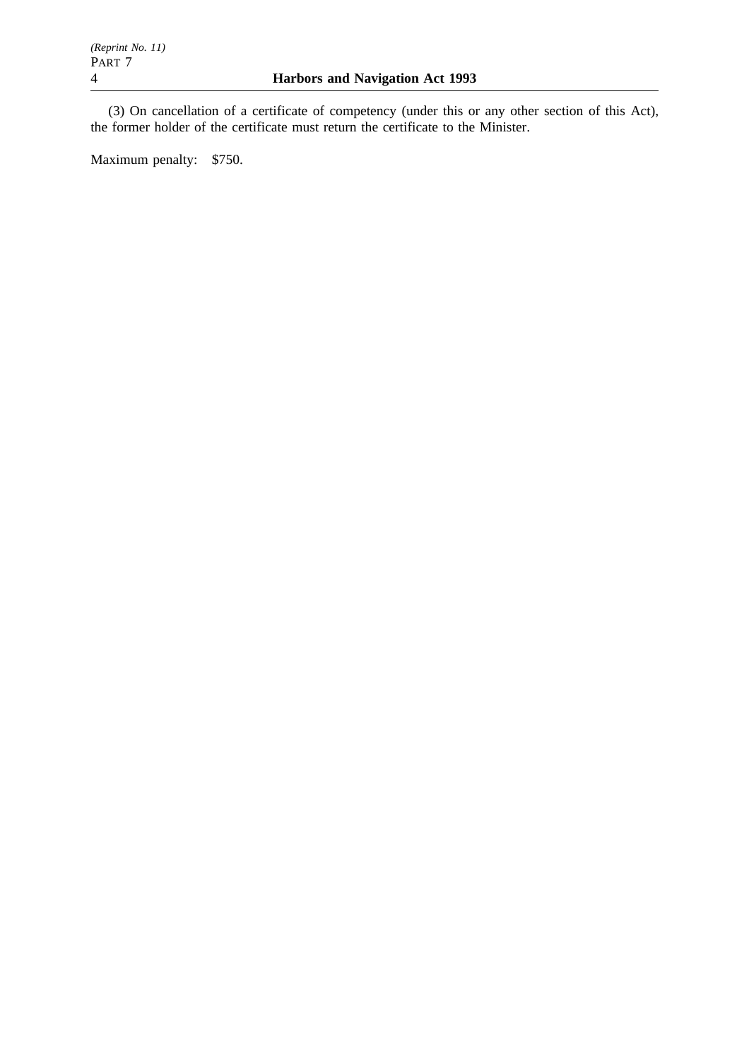(3) On cancellation of a certificate of competency (under this or any other section of this Act), the former holder of the certificate must return the certificate to the Minister.

Maximum penalty: $750.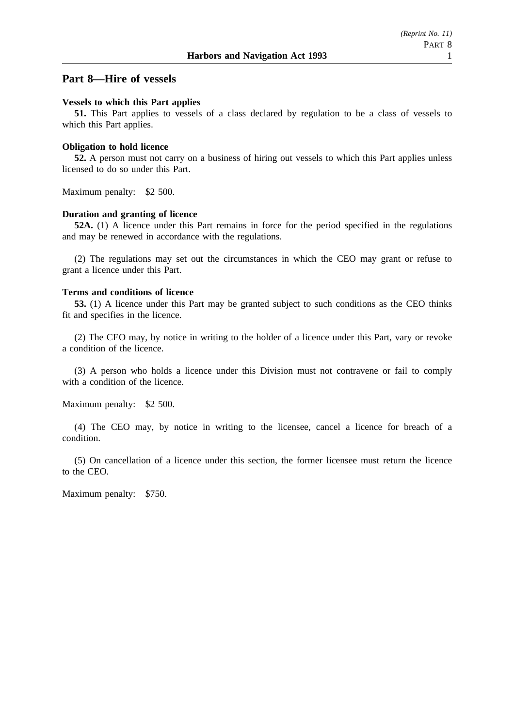## Part 8—Hire of vessels

**Vessels to which this Part applies**

**51.** This Part applies to vessels of a class declared by regulation to be a class of vessels to which this Part applies.

**Obligation to hold licence**

**52.** A person must not carry on a business of hiring out vessels to which this Part applies unless licensed to do so under this Part.

Maximum penalty: $2 500.

**Duration and granting of licence**

**52A.** (1) A licence under this Part remains in force for the period specified in the regulations and may be renewed in accordance with the regulations.

(2) The regulations may set out the circumstances in which the CEO may grant or refuse to grant a licence under this Part.

**Terms and conditions of licence**

**53.** (1) A licence under this Part may be granted subject to such conditions as the CEO thinks fit and specifies in the licence.

(2) The CEO may, by notice in writing to the holder of a licence under this Part, vary or revoke a condition of the licence.

(3) A person who holds a licence under this Division must not contravene or fail to comply with a condition of the licence.

Maximum penalty: $2 500.

(4) The CEO may, by notice in writing to the licensee, cancel a licence for breach of a condition.

(5) On cancellation of a licence under this section, the former licensee must return the licence to the CEO.

Maximum penalty: $750.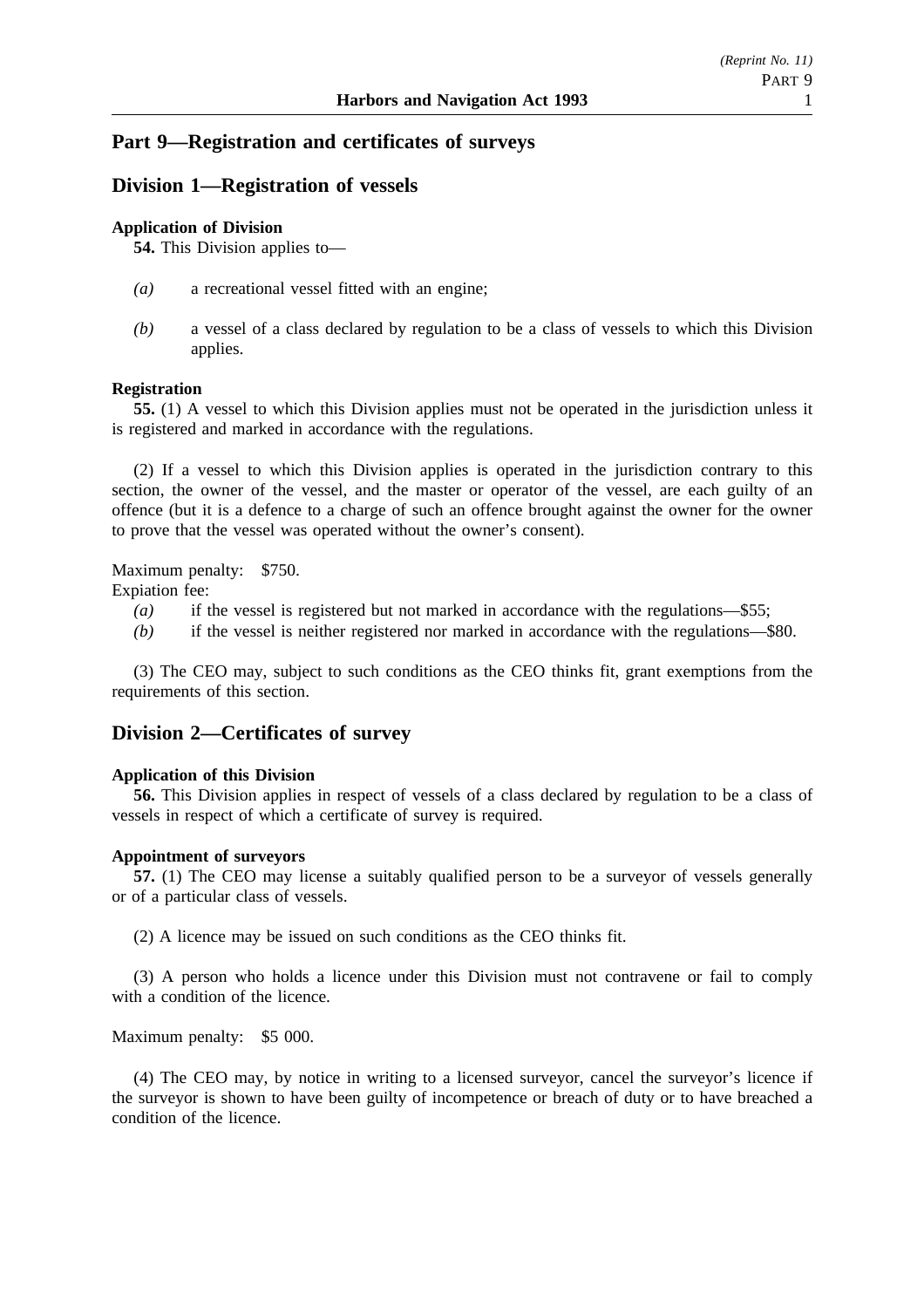## Part 9—Registration and certificates of surveys

### Division 1—Registration of vessels

**Application of Division**

**54.** This Division applies to—

*(a)* a recreational vessel fitted with an engine;

*(b)* a vessel of a class declared by regulation to be a class of vessels to which this Division applies.

**Registration**

**55.** (1) A vessel to which this Division applies must not be operated in the jurisdiction unless it is registered and marked in accordance with the regulations.

(2) If a vessel to which this Division applies is operated in the jurisdiction contrary to this section, the owner of the vessel, and the master or operator of the vessel, are each guilty of an offence (but it is a defence to a charge of such an offence brought against the owner for the owner to prove that the vessel was operated without the owner's consent).

Maximum penalty: $750.
Expiation fee:

*(a)* if the vessel is registered but not marked in accordance with the regulations—$55;

*(b)* if the vessel is neither registered nor marked in accordance with the regulations—$80.

(3) The CEO may, subject to such conditions as the CEO thinks fit, grant exemptions from the requirements of this section.

### Division 2—Certificates of survey

**Application of this Division**

**56.** This Division applies in respect of vessels of a class declared by regulation to be a class of vessels in respect of which a certificate of survey is required.

**Appointment of surveyors**

**57.** (1) The CEO may license a suitably qualified person to be a surveyor of vessels generally or of a particular class of vessels.

(2) A licence may be issued on such conditions as the CEO thinks fit.

(3) A person who holds a licence under this Division must not contravene or fail to comply with a condition of the licence.

Maximum penalty: $5 000.

(4) The CEO may, by notice in writing to a licensed surveyor, cancel the surveyor's licence if the surveyor is shown to have been guilty of incompetence or breach of duty or to have breached a condition of the licence.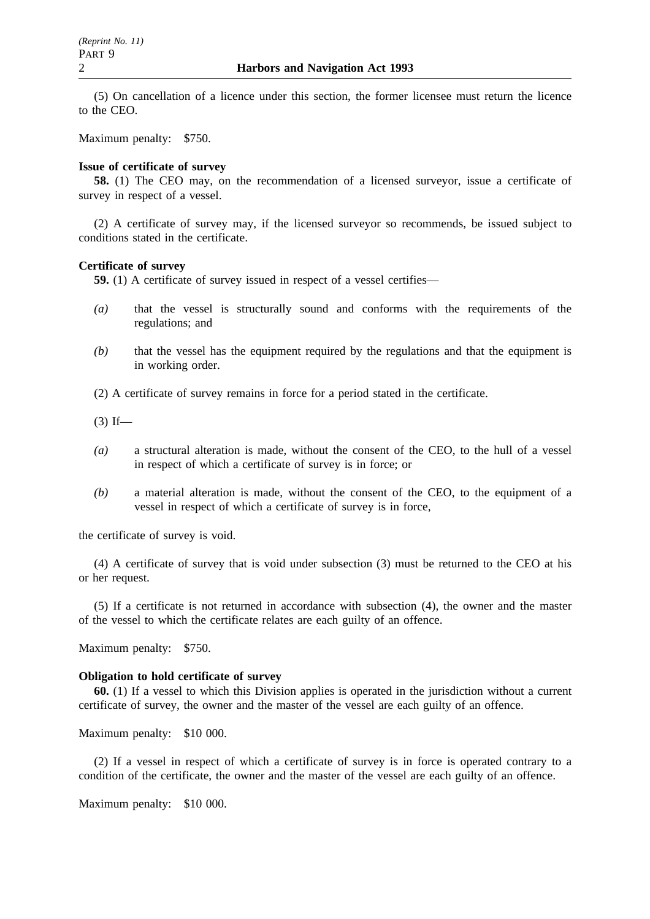(5) On cancellation of a licence under this section, the former licensee must return the licence to the CEO.

Maximum penalty: $750.

**Issue of certificate of survey**

**58.** (1) The CEO may, on the recommendation of a licensed surveyor, issue a certificate of survey in respect of a vessel.

(2) A certificate of survey may, if the licensed surveyor so recommends, be issued subject to conditions stated in the certificate.

**Certificate of survey**

**59.** (1) A certificate of survey issued in respect of a vessel certifies—

*(a)* that the vessel is structurally sound and conforms with the requirements of the regulations; and

*(b)* that the vessel has the equipment required by the regulations and that the equipment is in working order.

(2) A certificate of survey remains in force for a period stated in the certificate.

(3) If—

*(a)* a structural alteration is made, without the consent of the CEO, to the hull of a vessel in respect of which a certificate of survey is in force; or

*(b)* a material alteration is made, without the consent of the CEO, to the equipment of a vessel in respect of which a certificate of survey is in force,

the certificate of survey is void.

(4) A certificate of survey that is void under subsection (3) must be returned to the CEO at his or her request.

(5) If a certificate is not returned in accordance with subsection (4), the owner and the master of the vessel to which the certificate relates are each guilty of an offence.

Maximum penalty: $750.

**Obligation to hold certificate of survey**

**60.** (1) If a vessel to which this Division applies is operated in the jurisdiction without a current certificate of survey, the owner and the master of the vessel are each guilty of an offence.

Maximum penalty: $10 000.

(2) If a vessel in respect of which a certificate of survey is in force is operated contrary to a condition of the certificate, the owner and the master of the vessel are each guilty of an offence.

Maximum penalty: $10 000.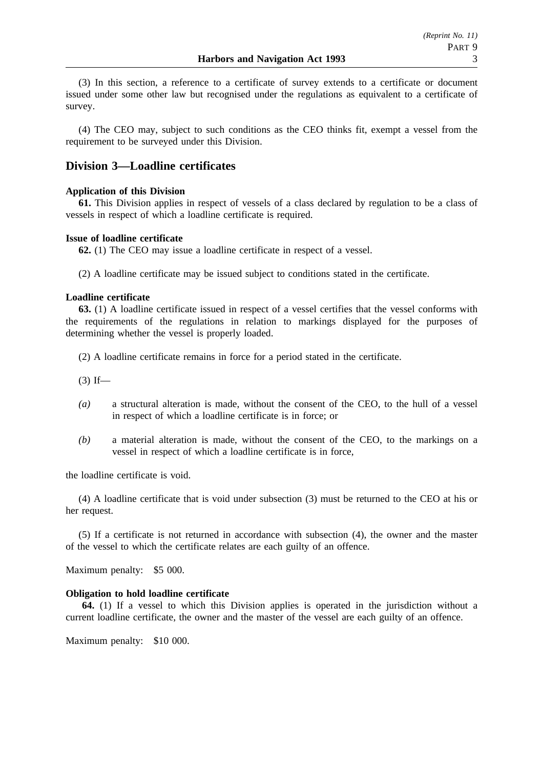(3) In this section, a reference to a certificate of survey extends to a certificate or document issued under some other law but recognised under the regulations as equivalent to a certificate of survey.

(4) The CEO may, subject to such conditions as the CEO thinks fit, exempt a vessel from the requirement to be surveyed under this Division.

## Division 3—Loadline certificates

**Application of this Division**

**61.** This Division applies in respect of vessels of a class declared by regulation to be a class of vessels in respect of which a loadline certificate is required.

**Issue of loadline certificate**

**62.** (1) The CEO may issue a loadline certificate in respect of a vessel.

(2) A loadline certificate may be issued subject to conditions stated in the certificate.

**Loadline certificate**

**63.** (1) A loadline certificate issued in respect of a vessel certifies that the vessel conforms with the requirements of the regulations in relation to markings displayed for the purposes of determining whether the vessel is properly loaded.

(2) A loadline certificate remains in force for a period stated in the certificate.

(3) If—

*(a)* a structural alteration is made, without the consent of the CEO, to the hull of a vessel in respect of which a loadline certificate is in force; or

*(b)* a material alteration is made, without the consent of the CEO, to the markings on a vessel in respect of which a loadline certificate is in force,

the loadline certificate is void.

(4) A loadline certificate that is void under subsection (3) must be returned to the CEO at his or her request.

(5) If a certificate is not returned in accordance with subsection (4), the owner and the master of the vessel to which the certificate relates are each guilty of an offence.

Maximum penalty: $5 000.

**Obligation to hold loadline certificate**

**64.** (1) If a vessel to which this Division applies is operated in the jurisdiction without a current loadline certificate, the owner and the master of the vessel are each guilty of an offence.

Maximum penalty: $10 000.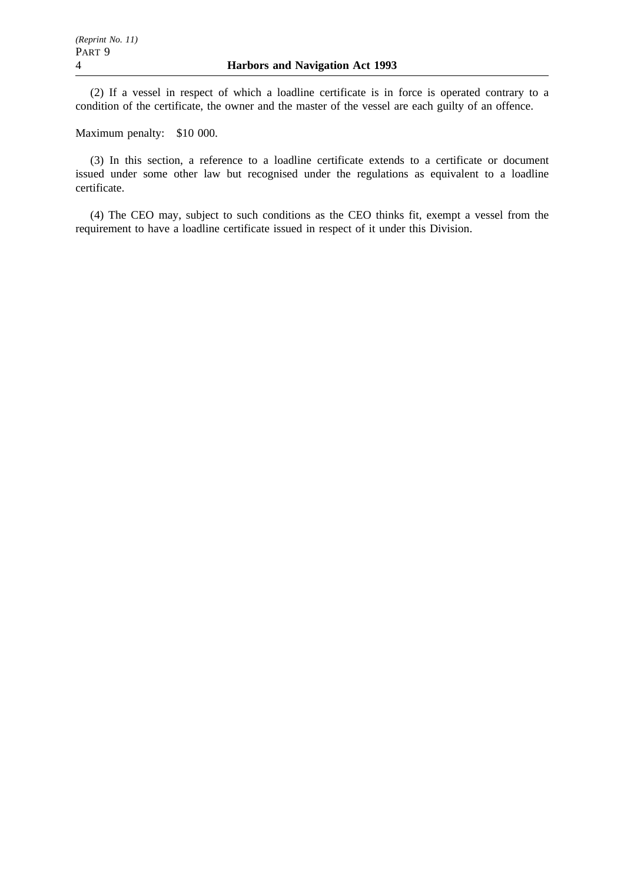(2) If a vessel in respect of which a loadline certificate is in force is operated contrary to a condition of the certificate, the owner and the master of the vessel are each guilty of an offence.

Maximum penalty: $10 000.

(3) In this section, a reference to a loadline certificate extends to a certificate or document issued under some other law but recognised under the regulations as equivalent to a loadline certificate.

(4) The CEO may, subject to such conditions as the CEO thinks fit, exempt a vessel from the requirement to have a loadline certificate issued in respect of it under this Division.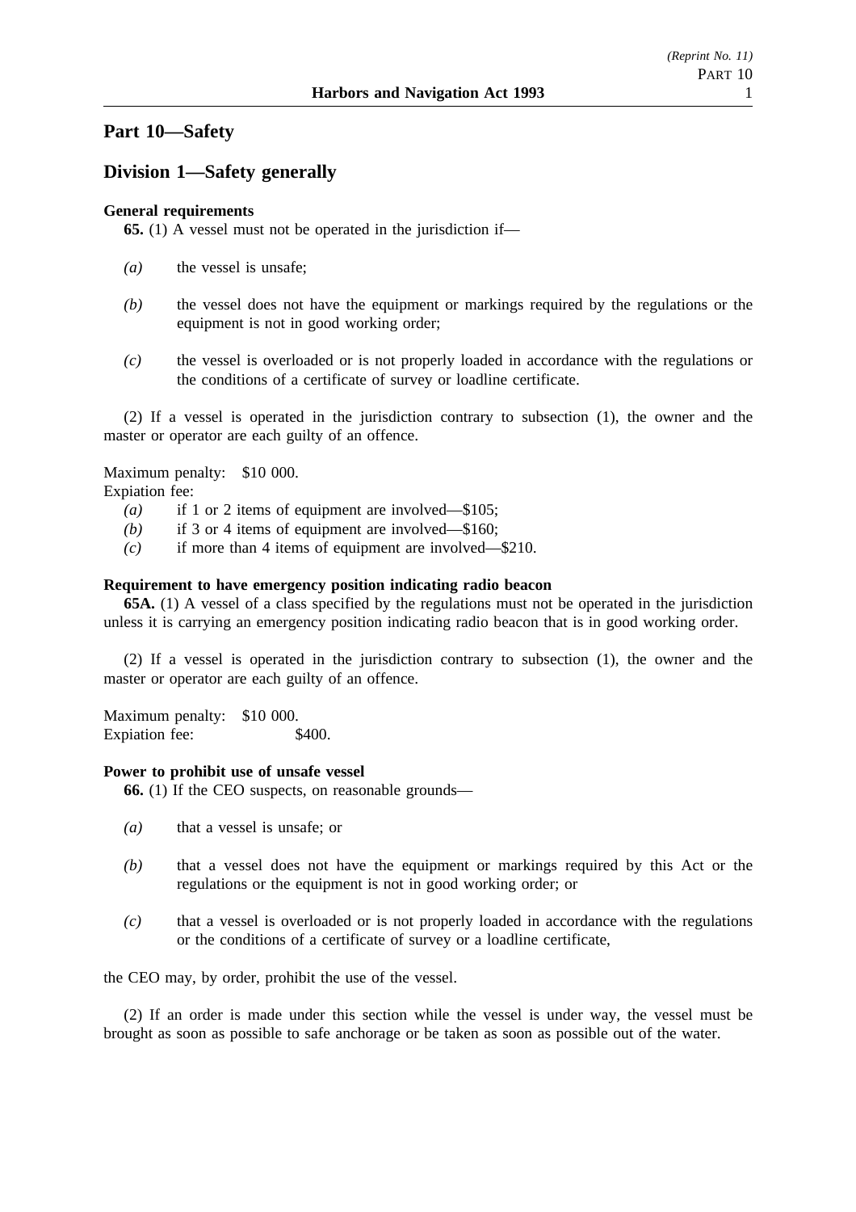## Part 10—Safety

## Division 1—Safety generally

**General requirements**

**65.** (1) A vessel must not be operated in the jurisdiction if—

*(a)* the vessel is unsafe;

*(b)* the vessel does not have the equipment or markings required by the regulations or the equipment is not in good working order;

*(c)* the vessel is overloaded or is not properly loaded in accordance with the regulations or the conditions of a certificate of survey or loadline certificate.

(2) If a vessel is operated in the jurisdiction contrary to subsection (1), the owner and the master or operator are each guilty of an offence.

Maximum penalty: $10 000.
Expiation fee:
*(a)* if 1 or 2 items of equipment are involved—$105;
*(b)* if 3 or 4 items of equipment are involved—$160;
*(c)* if more than 4 items of equipment are involved—$210.

**Requirement to have emergency position indicating radio beacon**

**65A.** (1) A vessel of a class specified by the regulations must not be operated in the jurisdiction unless it is carrying an emergency position indicating radio beacon that is in good working order.

(2) If a vessel is operated in the jurisdiction contrary to subsection (1), the owner and the master or operator are each guilty of an offence.

Maximum penalty: $10 000.
Expiation fee: $400.

**Power to prohibit use of unsafe vessel**

**66.** (1) If the CEO suspects, on reasonable grounds—

*(a)* that a vessel is unsafe; or

*(b)* that a vessel does not have the equipment or markings required by this Act or the regulations or the equipment is not in good working order; or

*(c)* that a vessel is overloaded or is not properly loaded in accordance with the regulations or the conditions of a certificate of survey or a loadline certificate,

the CEO may, by order, prohibit the use of the vessel.

(2) If an order is made under this section while the vessel is under way, the vessel must be brought as soon as possible to safe anchorage or be taken as soon as possible out of the water.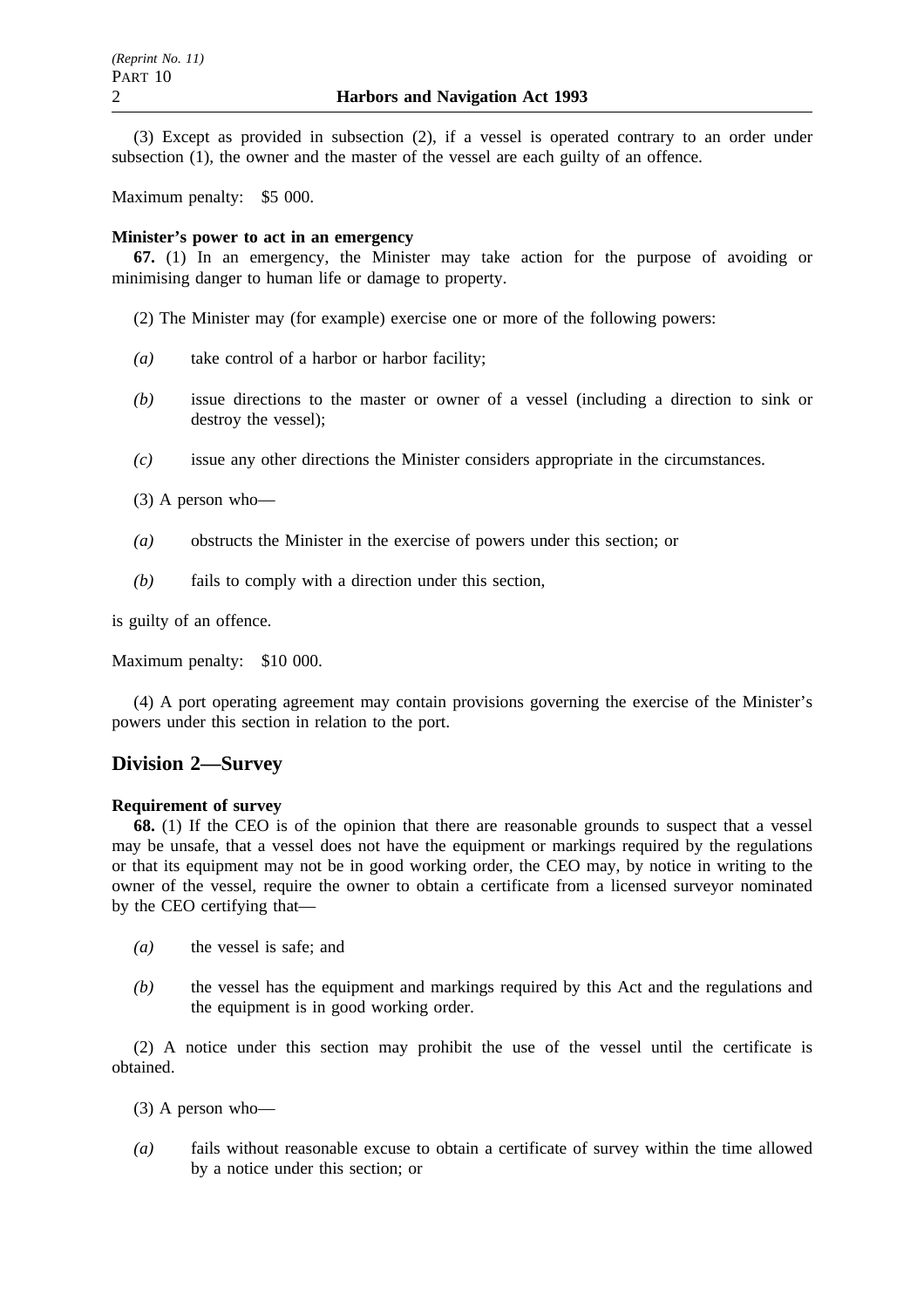(3) Except as provided in subsection (2), if a vessel is operated contrary to an order under subsection (1), the owner and the master of the vessel are each guilty of an offence.

Maximum penalty: $5 000.

**Minister's power to act in an emergency**

**67.** (1) In an emergency, the Minister may take action for the purpose of avoiding or minimising danger to human life or damage to property.

(2) The Minister may (for example) exercise one or more of the following powers:

*(a)* take control of a harbor or harbor facility;

*(b)* issue directions to the master or owner of a vessel (including a direction to sink or destroy the vessel);

*(c)* issue any other directions the Minister considers appropriate in the circumstances.

(3) A person who—

*(a)* obstructs the Minister in the exercise of powers under this section; or

*(b)* fails to comply with a direction under this section,

is guilty of an offence.

Maximum penalty: $10 000.

(4) A port operating agreement may contain provisions governing the exercise of the Minister's powers under this section in relation to the port.

## Division 2—Survey

**Requirement of survey**

**68.** (1) If the CEO is of the opinion that there are reasonable grounds to suspect that a vessel may be unsafe, that a vessel does not have the equipment or markings required by the regulations or that its equipment may not be in good working order, the CEO may, by notice in writing to the owner of the vessel, require the owner to obtain a certificate from a licensed surveyor nominated by the CEO certifying that—

*(a)* the vessel is safe; and

*(b)* the vessel has the equipment and markings required by this Act and the regulations and the equipment is in good working order.

(2) A notice under this section may prohibit the use of the vessel until the certificate is obtained.

(3) A person who—

*(a)* fails without reasonable excuse to obtain a certificate of survey within the time allowed by a notice under this section; or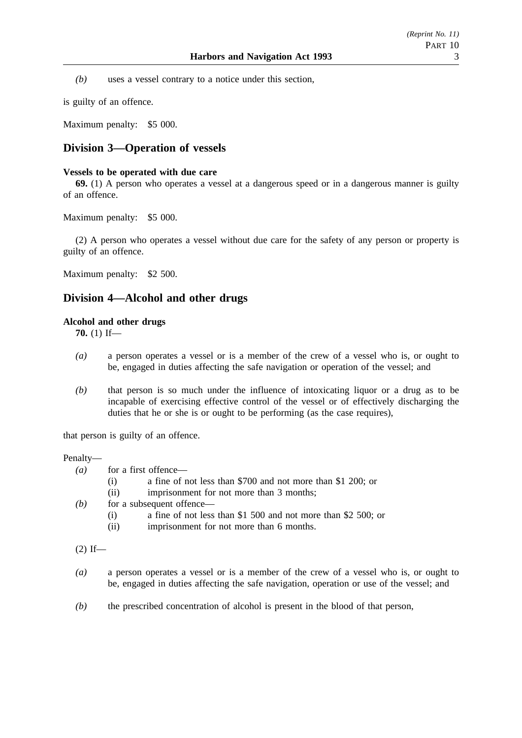*(b)* uses a vessel contrary to a notice under this section,

is guilty of an offence.

Maximum penalty: $5 000.

## Division 3—Operation of vessels

**Vessels to be operated with due care**

**69.** (1) A person who operates a vessel at a dangerous speed or in a dangerous manner is guilty of an offence.

Maximum penalty: $5 000.

(2) A person who operates a vessel without due care for the safety of any person or property is guilty of an offence.

Maximum penalty: $2 500.

## Division 4—Alcohol and other drugs

**Alcohol and other drugs**

**70.** (1) If—

*(a)* a person operates a vessel or is a member of the crew of a vessel who is, or ought to be, engaged in duties affecting the safe navigation or operation of the vessel; and

*(b)* that person is so much under the influence of intoxicating liquor or a drug as to be incapable of exercising effective control of the vessel or of effectively discharging the duties that he or she is or ought to be performing (as the case requires),

that person is guilty of an offence.

Penalty—

*(a)* for a first offence—
  (i) a fine of not less than $700 and not more than $1 200; or
  (ii) imprisonment for not more than 3 months;

*(b)* for a subsequent offence—
  (i) a fine of not less than $1 500 and not more than $2 500; or
  (ii) imprisonment for not more than 6 months.

(2) If—

*(a)* a person operates a vessel or is a member of the crew of a vessel who is, or ought to be, engaged in duties affecting the safe navigation, operation or use of the vessel; and

*(b)* the prescribed concentration of alcohol is present in the blood of that person,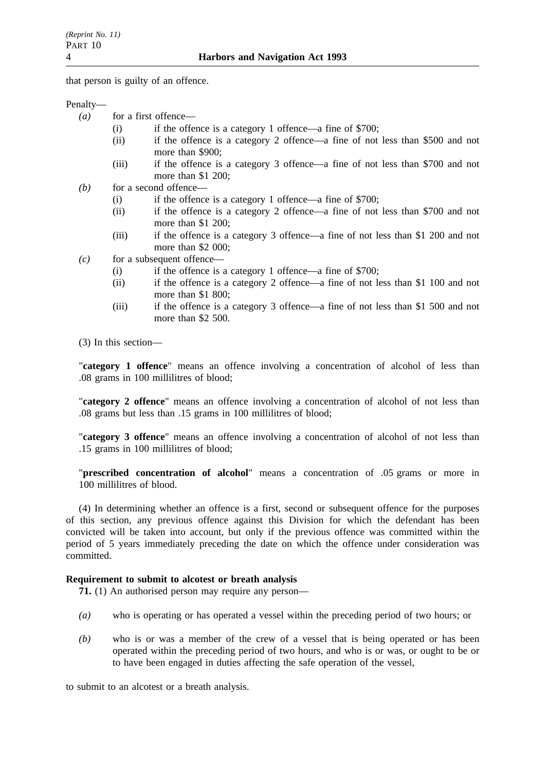that person is guilty of an offence.

Penalty—

*(a)* for a first offence—

(i) if the offence is a category 1 offence—a fine of $700;

(ii) if the offence is a category 2 offence—a fine of not less than $500 and not more than $900;

(iii) if the offence is a category 3 offence—a fine of not less than $700 and not more than $1 200;

*(b)* for a second offence—

(i) if the offence is a category 1 offence—a fine of $700;

(ii) if the offence is a category 2 offence—a fine of not less than $700 and not more than $1 200;

(iii) if the offence is a category 3 offence—a fine of not less than $1 200 and not more than $2 000;

*(c)* for a subsequent offence—

(i) if the offence is a category 1 offence—a fine of $700;

(ii) if the offence is a category 2 offence—a fine of not less than $1 100 and not more than $1 800;

(iii) if the offence is a category 3 offence—a fine of not less than $1 500 and not more than $2 500.

(3) In this section—

"**category 1 offence**" means an offence involving a concentration of alcohol of less than .08 grams in 100 millilitres of blood;

"**category 2 offence**" means an offence involving a concentration of alcohol of not less than .08 grams but less than .15 grams in 100 millilitres of blood;

"**category 3 offence**" means an offence involving a concentration of alcohol of not less than .15 grams in 100 millilitres of blood;

"**prescribed concentration of alcohol**" means a concentration of .05 grams or more in 100 millilitres of blood.

(4) In determining whether an offence is a first, second or subsequent offence for the purposes of this section, any previous offence against this Division for which the defendant has been convicted will be taken into account, but only if the previous offence was committed within the period of 5 years immediately preceding the date on which the offence under consideration was committed.

**Requirement to submit to alcotest or breath analysis**

**71.** (1) An authorised person may require any person—

*(a)* who is operating or has operated a vessel within the preceding period of two hours; or

*(b)* who is or was a member of the crew of a vessel that is being operated or has been operated within the preceding period of two hours, and who is or was, or ought to be or to have been engaged in duties affecting the safe operation of the vessel,

to submit to an alcotest or a breath analysis.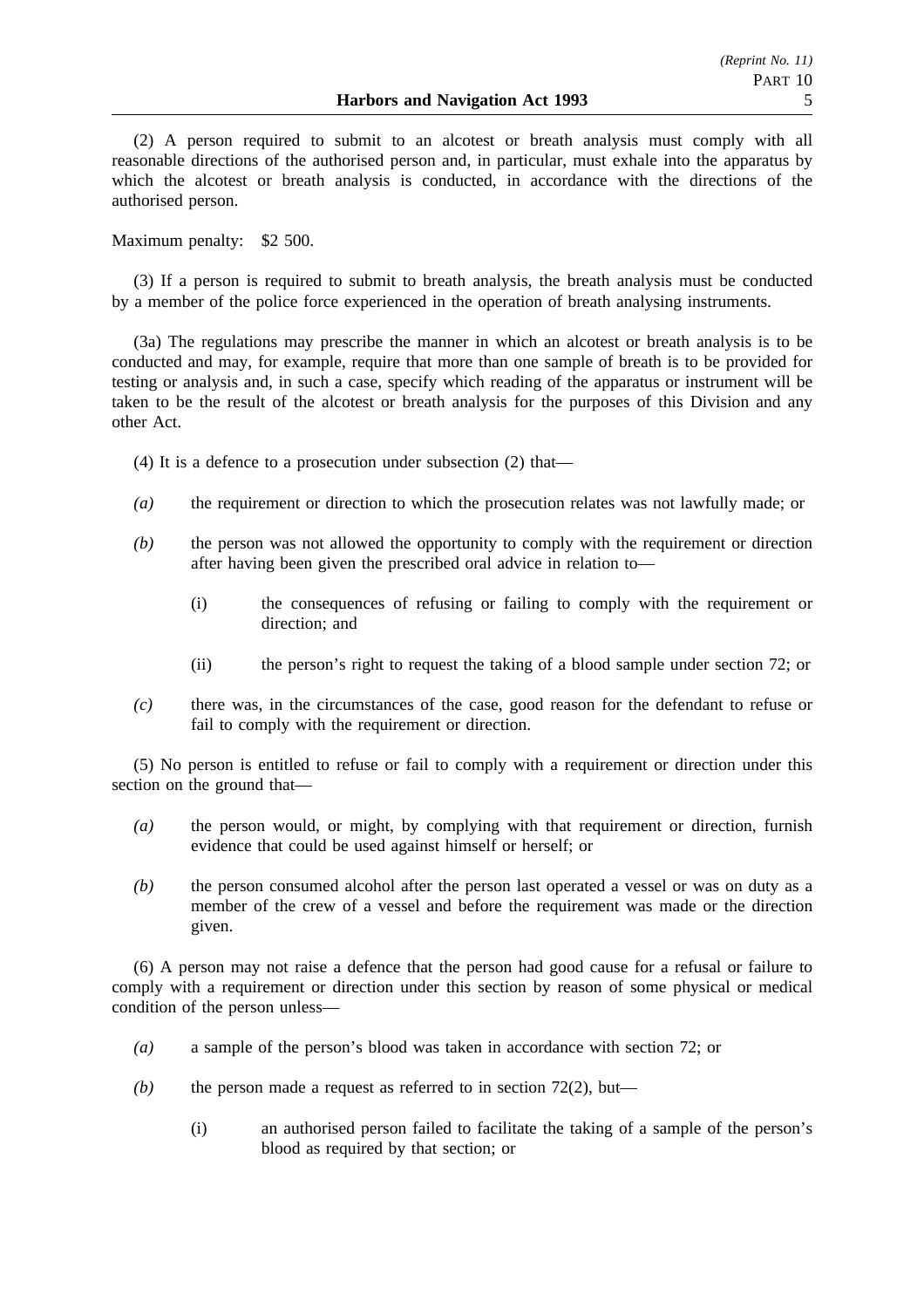(2) A person required to submit to an alcotest or breath analysis must comply with all reasonable directions of the authorised person and, in particular, must exhale into the apparatus by which the alcotest or breath analysis is conducted, in accordance with the directions of the authorised person.

Maximum penalty: $2 500.

(3) If a person is required to submit to breath analysis, the breath analysis must be conducted by a member of the police force experienced in the operation of breath analysing instruments.

(3a) The regulations may prescribe the manner in which an alcotest or breath analysis is to be conducted and may, for example, require that more than one sample of breath is to be provided for testing or analysis and, in such a case, specify which reading of the apparatus or instrument will be taken to be the result of the alcotest or breath analysis for the purposes of this Division and any other Act.

(4) It is a defence to a prosecution under subsection (2) that—

*(a)* the requirement or direction to which the prosecution relates was not lawfully made; or

*(b)* the person was not allowed the opportunity to comply with the requirement or direction after having been given the prescribed oral advice in relation to—

(i) the consequences of refusing or failing to comply with the requirement or direction; and

(ii) the person's right to request the taking of a blood sample under section 72; or

*(c)* there was, in the circumstances of the case, good reason for the defendant to refuse or fail to comply with the requirement or direction.

(5) No person is entitled to refuse or fail to comply with a requirement or direction under this section on the ground that—

*(a)* the person would, or might, by complying with that requirement or direction, furnish evidence that could be used against himself or herself; or

*(b)* the person consumed alcohol after the person last operated a vessel or was on duty as a member of the crew of a vessel and before the requirement was made or the direction given.

(6) A person may not raise a defence that the person had good cause for a refusal or failure to comply with a requirement or direction under this section by reason of some physical or medical condition of the person unless—

*(a)* a sample of the person's blood was taken in accordance with section 72; or

*(b)* the person made a request as referred to in section 72(2), but—

(i) an authorised person failed to facilitate the taking of a sample of the person's blood as required by that section; or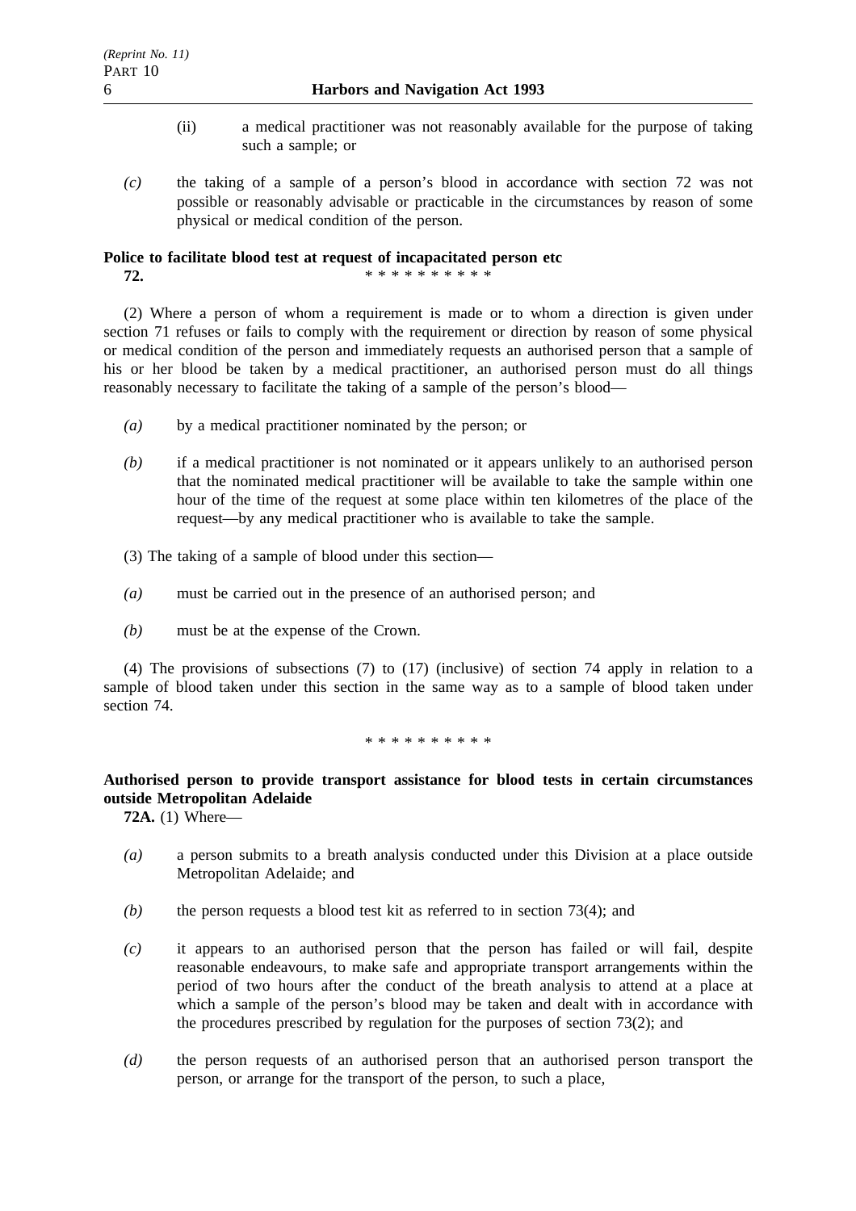(ii) a medical practitioner was not reasonably available for the purpose of taking such a sample; or

*(c)* the taking of a sample of a person's blood in accordance with section 72 was not possible or reasonably advisable or practicable in the circumstances by reason of some physical or medical condition of the person.

**Police to facilitate blood test at request of incapacitated person etc**

**72.** * * * * * * * * * *

(2) Where a person of whom a requirement is made or to whom a direction is given under section 71 refuses or fails to comply with the requirement or direction by reason of some physical or medical condition of the person and immediately requests an authorised person that a sample of his or her blood be taken by a medical practitioner, an authorised person must do all things reasonably necessary to facilitate the taking of a sample of the person's blood—

*(a)* by a medical practitioner nominated by the person; or

*(b)* if a medical practitioner is not nominated or it appears unlikely to an authorised person that the nominated medical practitioner will be available to take the sample within one hour of the time of the request at some place within ten kilometres of the place of the request—by any medical practitioner who is available to take the sample.

(3) The taking of a sample of blood under this section—

*(a)* must be carried out in the presence of an authorised person; and

*(b)* must be at the expense of the Crown.

(4) The provisions of subsections (7) to (17) (inclusive) of section 74 apply in relation to a sample of blood taken under this section in the same way as to a sample of blood taken under section 74.

* * * * * * * * * *

**Authorised person to provide transport assistance for blood tests in certain circumstances outside Metropolitan Adelaide**

**72A.** (1) Where—

*(a)* a person submits to a breath analysis conducted under this Division at a place outside Metropolitan Adelaide; and

*(b)* the person requests a blood test kit as referred to in section 73(4); and

*(c)* it appears to an authorised person that the person has failed or will fail, despite reasonable endeavours, to make safe and appropriate transport arrangements within the period of two hours after the conduct of the breath analysis to attend at a place at which a sample of the person's blood may be taken and dealt with in accordance with the procedures prescribed by regulation for the purposes of section 73(2); and

*(d)* the person requests of an authorised person that an authorised person transport the person, or arrange for the transport of the person, to such a place,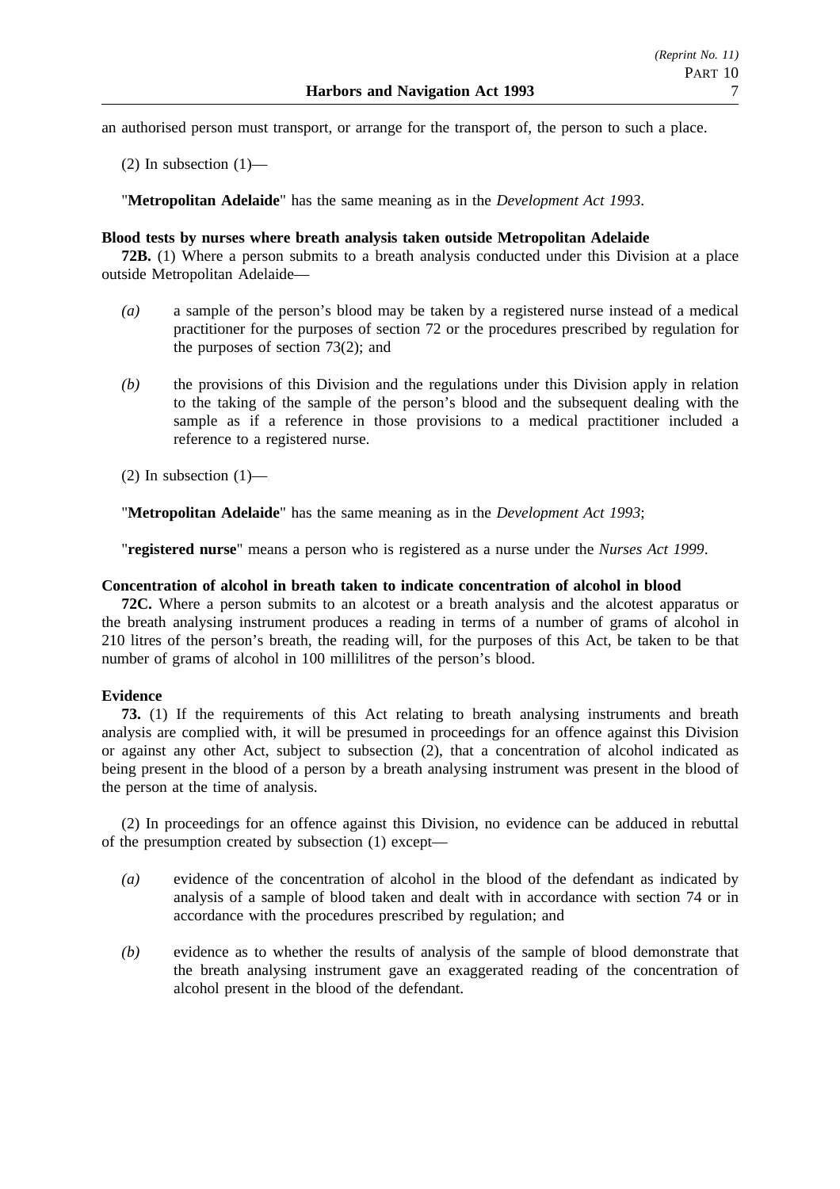an authorised person must transport, or arrange for the transport of, the person to such a place.

(2) In subsection (1)—

"**Metropolitan Adelaide**" has the same meaning as in the *Development Act 1993*.

**Blood tests by nurses where breath analysis taken outside Metropolitan Adelaide**

**72B.** (1) Where a person submits to a breath analysis conducted under this Division at a place outside Metropolitan Adelaide—

*(a)* a sample of the person's blood may be taken by a registered nurse instead of a medical practitioner for the purposes of section 72 or the procedures prescribed by regulation for the purposes of section 73(2); and

*(b)* the provisions of this Division and the regulations under this Division apply in relation to the taking of the sample of the person's blood and the subsequent dealing with the sample as if a reference in those provisions to a medical practitioner included a reference to a registered nurse.

(2) In subsection (1)—

"**Metropolitan Adelaide**" has the same meaning as in the *Development Act 1993*;

"**registered nurse**" means a person who is registered as a nurse under the *Nurses Act 1999*.

**Concentration of alcohol in breath taken to indicate concentration of alcohol in blood**

**72C.** Where a person submits to an alcotest or a breath analysis and the alcotest apparatus or the breath analysing instrument produces a reading in terms of a number of grams of alcohol in 210 litres of the person's breath, the reading will, for the purposes of this Act, be taken to be that number of grams of alcohol in 100 millilitres of the person's blood.

**Evidence**

**73.** (1) If the requirements of this Act relating to breath analysing instruments and breath analysis are complied with, it will be presumed in proceedings for an offence against this Division or against any other Act, subject to subsection (2), that a concentration of alcohol indicated as being present in the blood of a person by a breath analysing instrument was present in the blood of the person at the time of analysis.

(2) In proceedings for an offence against this Division, no evidence can be adduced in rebuttal of the presumption created by subsection (1) except—

*(a)* evidence of the concentration of alcohol in the blood of the defendant as indicated by analysis of a sample of blood taken and dealt with in accordance with section 74 or in accordance with the procedures prescribed by regulation; and

*(b)* evidence as to whether the results of analysis of the sample of blood demonstrate that the breath analysing instrument gave an exaggerated reading of the concentration of alcohol present in the blood of the defendant.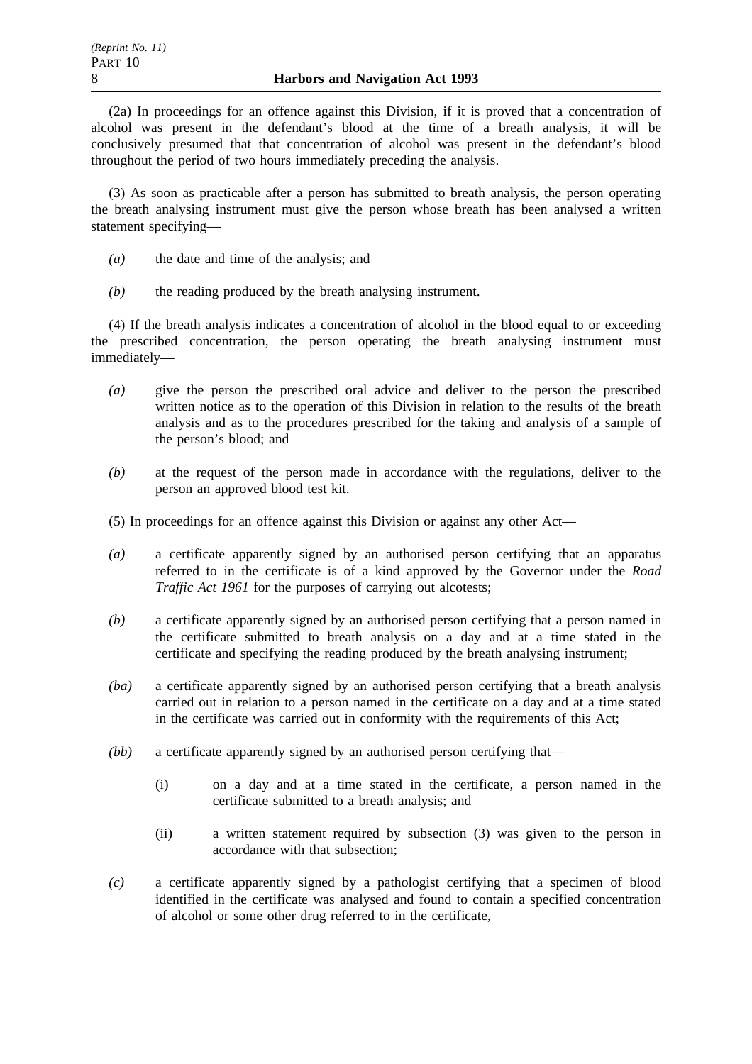(2a) In proceedings for an offence against this Division, if it is proved that a concentration of alcohol was present in the defendant's blood at the time of a breath analysis, it will be conclusively presumed that that concentration of alcohol was present in the defendant's blood throughout the period of two hours immediately preceding the analysis.

(3) As soon as practicable after a person has submitted to breath analysis, the person operating the breath analysing instrument must give the person whose breath has been analysed a written statement specifying—

*(a)* the date and time of the analysis; and

*(b)* the reading produced by the breath analysing instrument.

(4) If the breath analysis indicates a concentration of alcohol in the blood equal to or exceeding the prescribed concentration, the person operating the breath analysing instrument must immediately—

*(a)* give the person the prescribed oral advice and deliver to the person the prescribed written notice as to the operation of this Division in relation to the results of the breath analysis and as to the procedures prescribed for the taking and analysis of a sample of the person's blood; and

*(b)* at the request of the person made in accordance with the regulations, deliver to the person an approved blood test kit.

(5) In proceedings for an offence against this Division or against any other Act—

*(a)* a certificate apparently signed by an authorised person certifying that an apparatus referred to in the certificate is of a kind approved by the Governor under the *Road Traffic Act 1961* for the purposes of carrying out alcotests;

*(b)* a certificate apparently signed by an authorised person certifying that a person named in the certificate submitted to breath analysis on a day and at a time stated in the certificate and specifying the reading produced by the breath analysing instrument;

*(ba)* a certificate apparently signed by an authorised person certifying that a breath analysis carried out in relation to a person named in the certificate on a day and at a time stated in the certificate was carried out in conformity with the requirements of this Act;

*(bb)* a certificate apparently signed by an authorised person certifying that—

(i) on a day and at a time stated in the certificate, a person named in the certificate submitted to a breath analysis; and

(ii) a written statement required by subsection (3) was given to the person in accordance with that subsection;

*(c)* a certificate apparently signed by a pathologist certifying that a specimen of blood identified in the certificate was analysed and found to contain a specified concentration of alcohol or some other drug referred to in the certificate,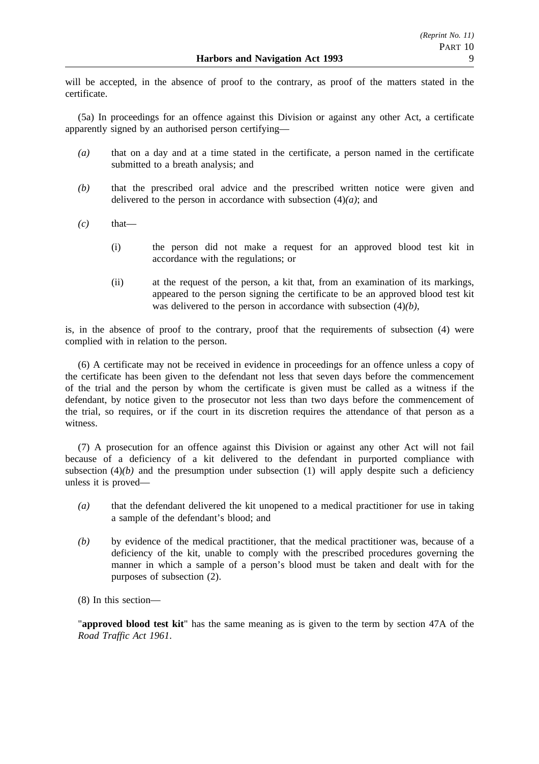will be accepted, in the absence of proof to the contrary, as proof of the matters stated in the certificate.

(5a) In proceedings for an offence against this Division or against any other Act, a certificate apparently signed by an authorised person certifying—

*(a)* that on a day and at a time stated in the certificate, a person named in the certificate submitted to a breath analysis; and

*(b)* that the prescribed oral advice and the prescribed written notice were given and delivered to the person in accordance with subsection (4)*(a)*; and

*(c)* that—

(i) the person did not make a request for an approved blood test kit in accordance with the regulations; or

(ii) at the request of the person, a kit that, from an examination of its markings, appeared to the person signing the certificate to be an approved blood test kit was delivered to the person in accordance with subsection (4)*(b)*,

is, in the absence of proof to the contrary, proof that the requirements of subsection (4) were complied with in relation to the person.

(6) A certificate may not be received in evidence in proceedings for an offence unless a copy of the certificate has been given to the defendant not less that seven days before the commencement of the trial and the person by whom the certificate is given must be called as a witness if the defendant, by notice given to the prosecutor not less than two days before the commencement of the trial, so requires, or if the court in its discretion requires the attendance of that person as a witness.

(7) A prosecution for an offence against this Division or against any other Act will not fail because of a deficiency of a kit delivered to the defendant in purported compliance with subsection (4)*(b)* and the presumption under subsection (1) will apply despite such a deficiency unless it is proved—

*(a)* that the defendant delivered the kit unopened to a medical practitioner for use in taking a sample of the defendant's blood; and

*(b)* by evidence of the medical practitioner, that the medical practitioner was, because of a deficiency of the kit, unable to comply with the prescribed procedures governing the manner in which a sample of a person's blood must be taken and dealt with for the purposes of subsection (2).

(8) In this section—

"**approved blood test kit**" has the same meaning as is given to the term by section 47A of the *Road Traffic Act 1961*.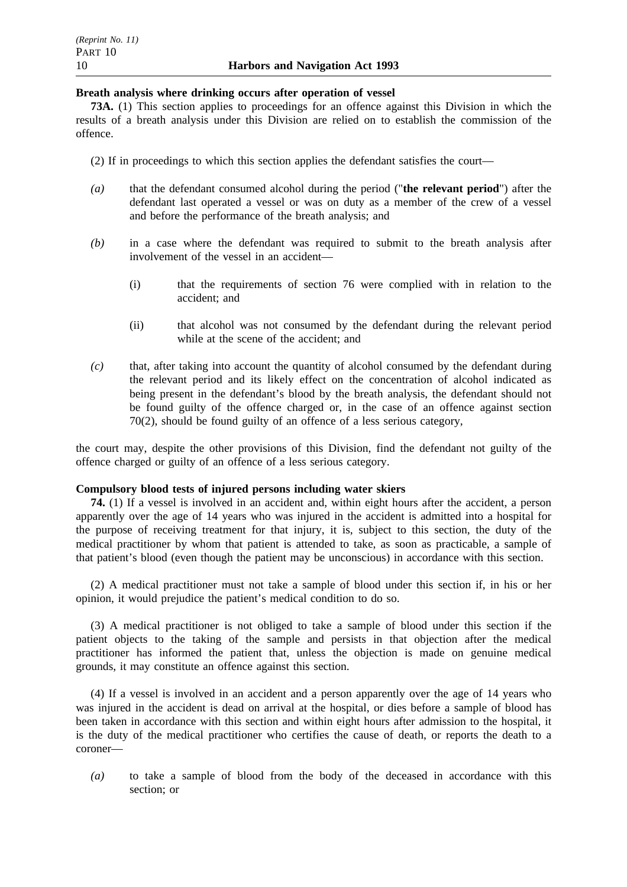**Breath analysis where drinking occurs after operation of vessel**

**73A.** (1) This section applies to proceedings for an offence against this Division in which the results of a breath analysis under this Division are relied on to establish the commission of the offence.

(2) If in proceedings to which this section applies the defendant satisfies the court—

*(a)* that the defendant consumed alcohol during the period ("**the relevant period**") after the defendant last operated a vessel or was on duty as a member of the crew of a vessel and before the performance of the breath analysis; and

*(b)* in a case where the defendant was required to submit to the breath analysis after involvement of the vessel in an accident—

(i) that the requirements of section 76 were complied with in relation to the accident; and

(ii) that alcohol was not consumed by the defendant during the relevant period while at the scene of the accident; and

*(c)* that, after taking into account the quantity of alcohol consumed by the defendant during the relevant period and its likely effect on the concentration of alcohol indicated as being present in the defendant's blood by the breath analysis, the defendant should not be found guilty of the offence charged or, in the case of an offence against section 70(2), should be found guilty of an offence of a less serious category,

the court may, despite the other provisions of this Division, find the defendant not guilty of the offence charged or guilty of an offence of a less serious category.

**Compulsory blood tests of injured persons including water skiers**

**74.** (1) If a vessel is involved in an accident and, within eight hours after the accident, a person apparently over the age of 14 years who was injured in the accident is admitted into a hospital for the purpose of receiving treatment for that injury, it is, subject to this section, the duty of the medical practitioner by whom that patient is attended to take, as soon as practicable, a sample of that patient's blood (even though the patient may be unconscious) in accordance with this section.

(2) A medical practitioner must not take a sample of blood under this section if, in his or her opinion, it would prejudice the patient's medical condition to do so.

(3) A medical practitioner is not obliged to take a sample of blood under this section if the patient objects to the taking of the sample and persists in that objection after the medical practitioner has informed the patient that, unless the objection is made on genuine medical grounds, it may constitute an offence against this section.

(4) If a vessel is involved in an accident and a person apparently over the age of 14 years who was injured in the accident is dead on arrival at the hospital, or dies before a sample of blood has been taken in accordance with this section and within eight hours after admission to the hospital, it is the duty of the medical practitioner who certifies the cause of death, or reports the death to a coroner—

*(a)* to take a sample of blood from the body of the deceased in accordance with this section; or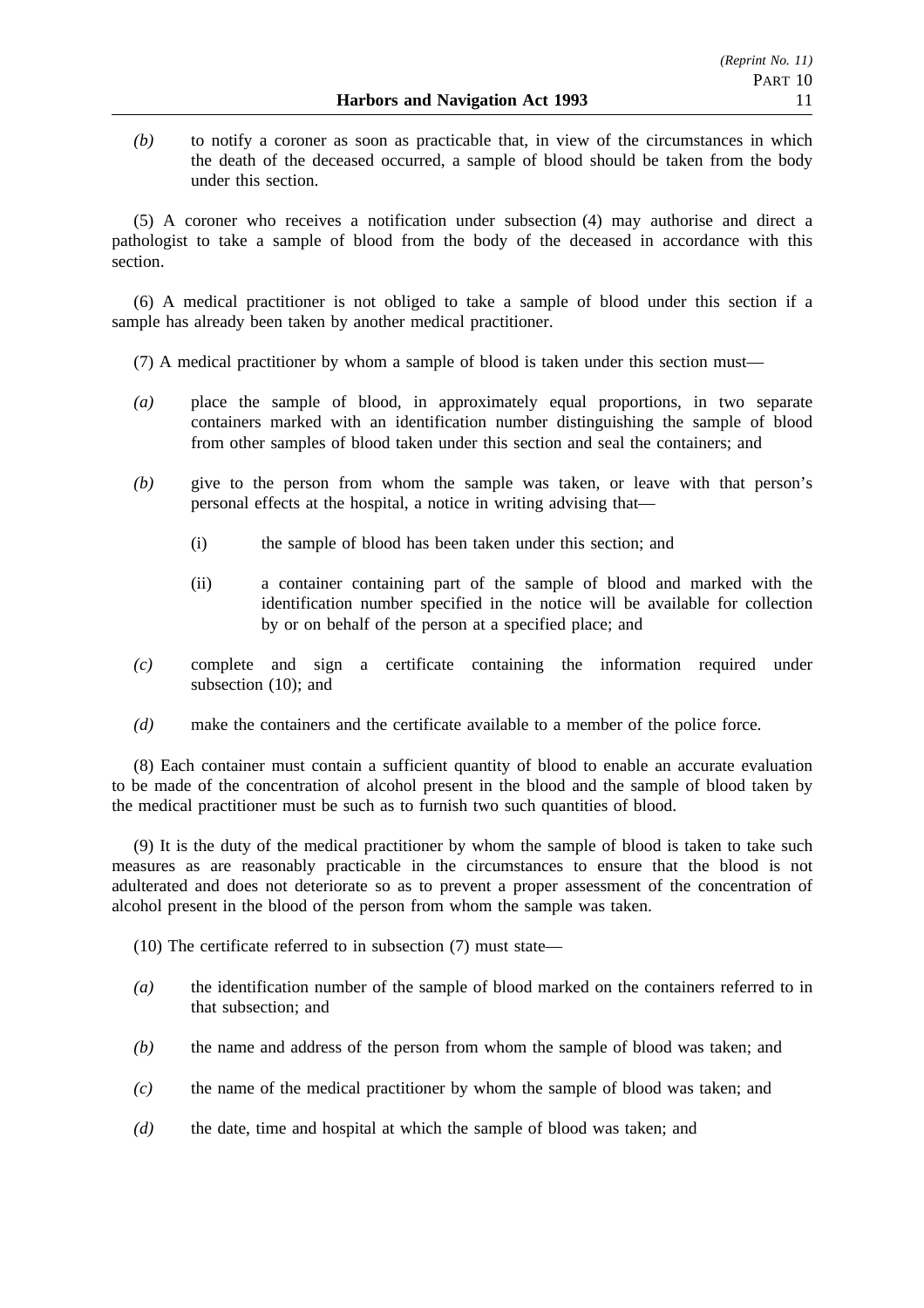*(b)* to notify a coroner as soon as practicable that, in view of the circumstances in which the death of the deceased occurred, a sample of blood should be taken from the body under this section.

(5) A coroner who receives a notification under subsection (4) may authorise and direct a pathologist to take a sample of blood from the body of the deceased in accordance with this section.

(6) A medical practitioner is not obliged to take a sample of blood under this section if a sample has already been taken by another medical practitioner.

(7) A medical practitioner by whom a sample of blood is taken under this section must—

*(a)* place the sample of blood, in approximately equal proportions, in two separate containers marked with an identification number distinguishing the sample of blood from other samples of blood taken under this section and seal the containers; and

*(b)* give to the person from whom the sample was taken, or leave with that person's personal effects at the hospital, a notice in writing advising that—

(i) the sample of blood has been taken under this section; and

(ii) a container containing part of the sample of blood and marked with the identification number specified in the notice will be available for collection by or on behalf of the person at a specified place; and

*(c)* complete and sign a certificate containing the information required under subsection (10); and

*(d)* make the containers and the certificate available to a member of the police force.

(8) Each container must contain a sufficient quantity of blood to enable an accurate evaluation to be made of the concentration of alcohol present in the blood and the sample of blood taken by the medical practitioner must be such as to furnish two such quantities of blood.

(9) It is the duty of the medical practitioner by whom the sample of blood is taken to take such measures as are reasonably practicable in the circumstances to ensure that the blood is not adulterated and does not deteriorate so as to prevent a proper assessment of the concentration of alcohol present in the blood of the person from whom the sample was taken.

(10) The certificate referred to in subsection (7) must state—

*(a)* the identification number of the sample of blood marked on the containers referred to in that subsection; and

*(b)* the name and address of the person from whom the sample of blood was taken; and

*(c)* the name of the medical practitioner by whom the sample of blood was taken; and

*(d)* the date, time and hospital at which the sample of blood was taken; and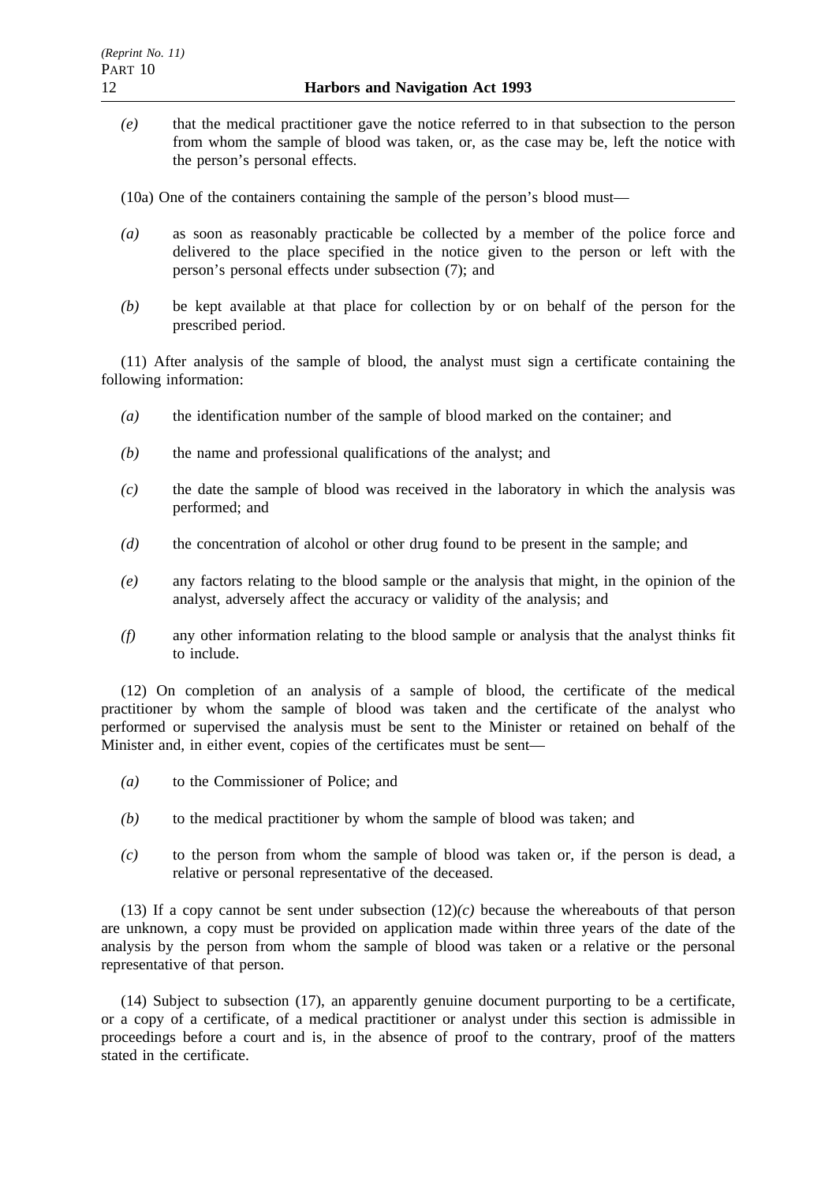*(e)* that the medical practitioner gave the notice referred to in that subsection to the person from whom the sample of blood was taken, or, as the case may be, left the notice with the person's personal effects.

(10a) One of the containers containing the sample of the person's blood must—

*(a)* as soon as reasonably practicable be collected by a member of the police force and delivered to the place specified in the notice given to the person or left with the person's personal effects under subsection (7); and

*(b)* be kept available at that place for collection by or on behalf of the person for the prescribed period.

(11) After analysis of the sample of blood, the analyst must sign a certificate containing the following information:

*(a)* the identification number of the sample of blood marked on the container; and

*(b)* the name and professional qualifications of the analyst; and

*(c)* the date the sample of blood was received in the laboratory in which the analysis was performed; and

*(d)* the concentration of alcohol or other drug found to be present in the sample; and

*(e)* any factors relating to the blood sample or the analysis that might, in the opinion of the analyst, adversely affect the accuracy or validity of the analysis; and

*(f)* any other information relating to the blood sample or analysis that the analyst thinks fit to include.

(12) On completion of an analysis of a sample of blood, the certificate of the medical practitioner by whom the sample of blood was taken and the certificate of the analyst who performed or supervised the analysis must be sent to the Minister or retained on behalf of the Minister and, in either event, copies of the certificates must be sent—

*(a)* to the Commissioner of Police; and

*(b)* to the medical practitioner by whom the sample of blood was taken; and

*(c)* to the person from whom the sample of blood was taken or, if the person is dead, a relative or personal representative of the deceased.

(13) If a copy cannot be sent under subsection (12)*(c)* because the whereabouts of that person are unknown, a copy must be provided on application made within three years of the date of the analysis by the person from whom the sample of blood was taken or a relative or the personal representative of that person.

(14) Subject to subsection (17), an apparently genuine document purporting to be a certificate, or a copy of a certificate, of a medical practitioner or analyst under this section is admissible in proceedings before a court and is, in the absence of proof to the contrary, proof of the matters stated in the certificate.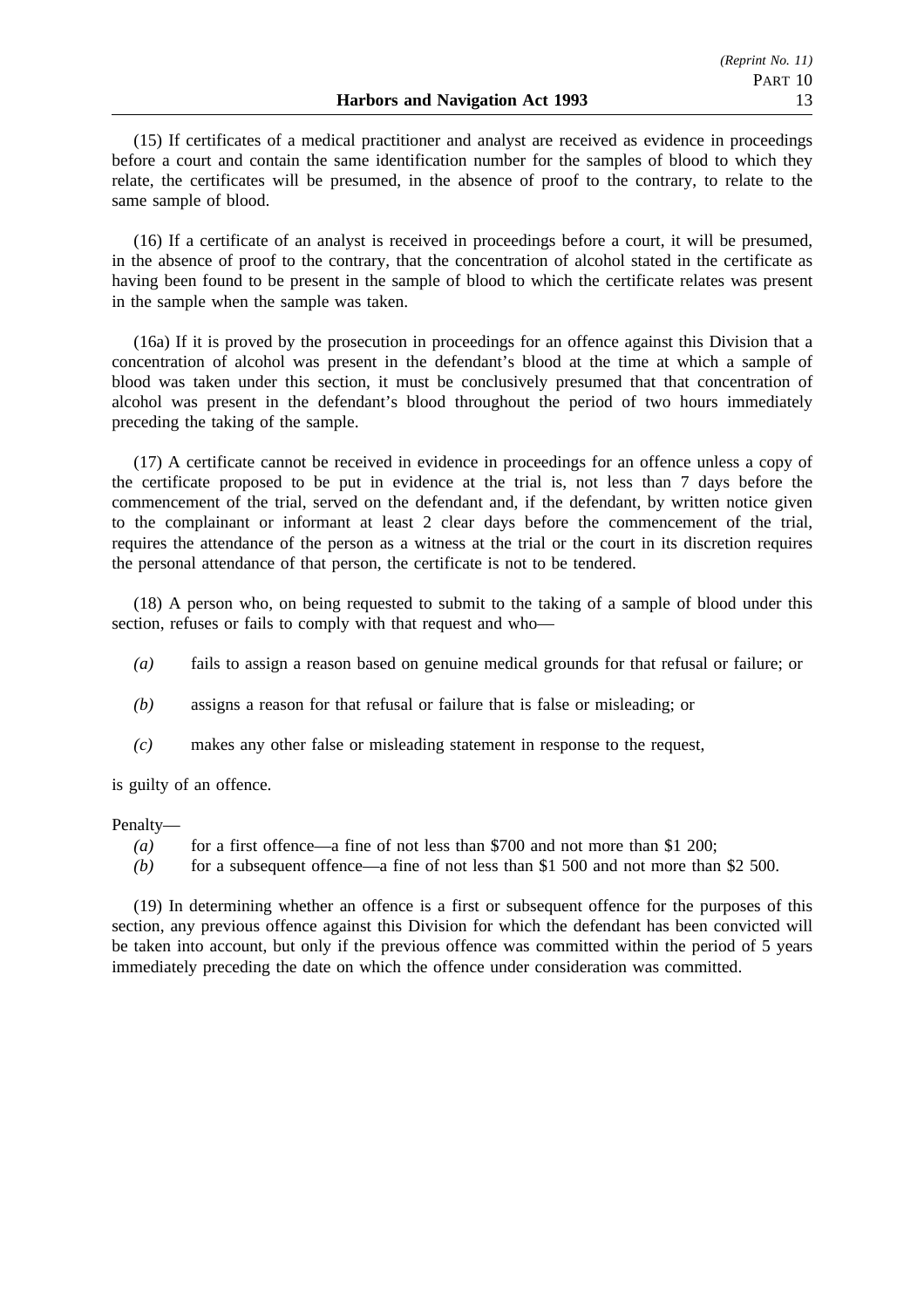(15) If certificates of a medical practitioner and analyst are received as evidence in proceedings before a court and contain the same identification number for the samples of blood to which they relate, the certificates will be presumed, in the absence of proof to the contrary, to relate to the same sample of blood.

(16) If a certificate of an analyst is received in proceedings before a court, it will be presumed, in the absence of proof to the contrary, that the concentration of alcohol stated in the certificate as having been found to be present in the sample of blood to which the certificate relates was present in the sample when the sample was taken.

(16a) If it is proved by the prosecution in proceedings for an offence against this Division that a concentration of alcohol was present in the defendant's blood at the time at which a sample of blood was taken under this section, it must be conclusively presumed that that concentration of alcohol was present in the defendant's blood throughout the period of two hours immediately preceding the taking of the sample.

(17) A certificate cannot be received in evidence in proceedings for an offence unless a copy of the certificate proposed to be put in evidence at the trial is, not less than 7 days before the commencement of the trial, served on the defendant and, if the defendant, by written notice given to the complainant or informant at least 2 clear days before the commencement of the trial, requires the attendance of the person as a witness at the trial or the court in its discretion requires the personal attendance of that person, the certificate is not to be tendered.

(18) A person who, on being requested to submit to the taking of a sample of blood under this section, refuses or fails to comply with that request and who—

*(a)* fails to assign a reason based on genuine medical grounds for that refusal or failure; or

*(b)* assigns a reason for that refusal or failure that is false or misleading; or

*(c)* makes any other false or misleading statement in response to the request,

is guilty of an offence.

Penalty—

*(a)* for a first offence—a fine of not less than $700 and not more than $1 200;

*(b)* for a subsequent offence—a fine of not less than $1 500 and not more than $2 500.

(19) In determining whether an offence is a first or subsequent offence for the purposes of this section, any previous offence against this Division for which the defendant has been convicted will be taken into account, but only if the previous offence was committed within the period of 5 years immediately preceding the date on which the offence under consideration was committed.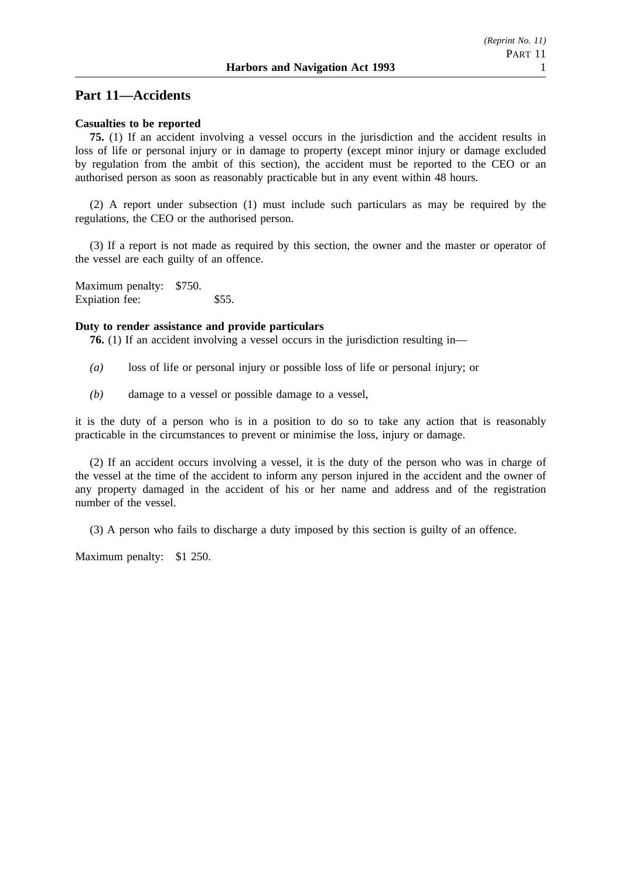## Part 11—Accidents

**Casualties to be reported**

**75.** (1) If an accident involving a vessel occurs in the jurisdiction and the accident results in loss of life or personal injury or in damage to property (except minor injury or damage excluded by regulation from the ambit of this section), the accident must be reported to the CEO or an authorised person as soon as reasonably practicable but in any event within 48 hours.

(2) A report under subsection (1) must include such particulars as may be required by the regulations, the CEO or the authorised person.

(3) If a report is not made as required by this section, the owner and the master or operator of the vessel are each guilty of an offence.

Maximum penalty: $750.
Expiation fee: $55.

**Duty to render assistance and provide particulars**

**76.** (1) If an accident involving a vessel occurs in the jurisdiction resulting in—

*(a)* loss of life or personal injury or possible loss of life or personal injury; or

*(b)* damage to a vessel or possible damage to a vessel,

it is the duty of a person who is in a position to do so to take any action that is reasonably practicable in the circumstances to prevent or minimise the loss, injury or damage.

(2) If an accident occurs involving a vessel, it is the duty of the person who was in charge of the vessel at the time of the accident to inform any person injured in the accident and the owner of any property damaged in the accident of his or her name and address and of the registration number of the vessel.

(3) A person who fails to discharge a duty imposed by this section is guilty of an offence.

Maximum penalty: $1 250.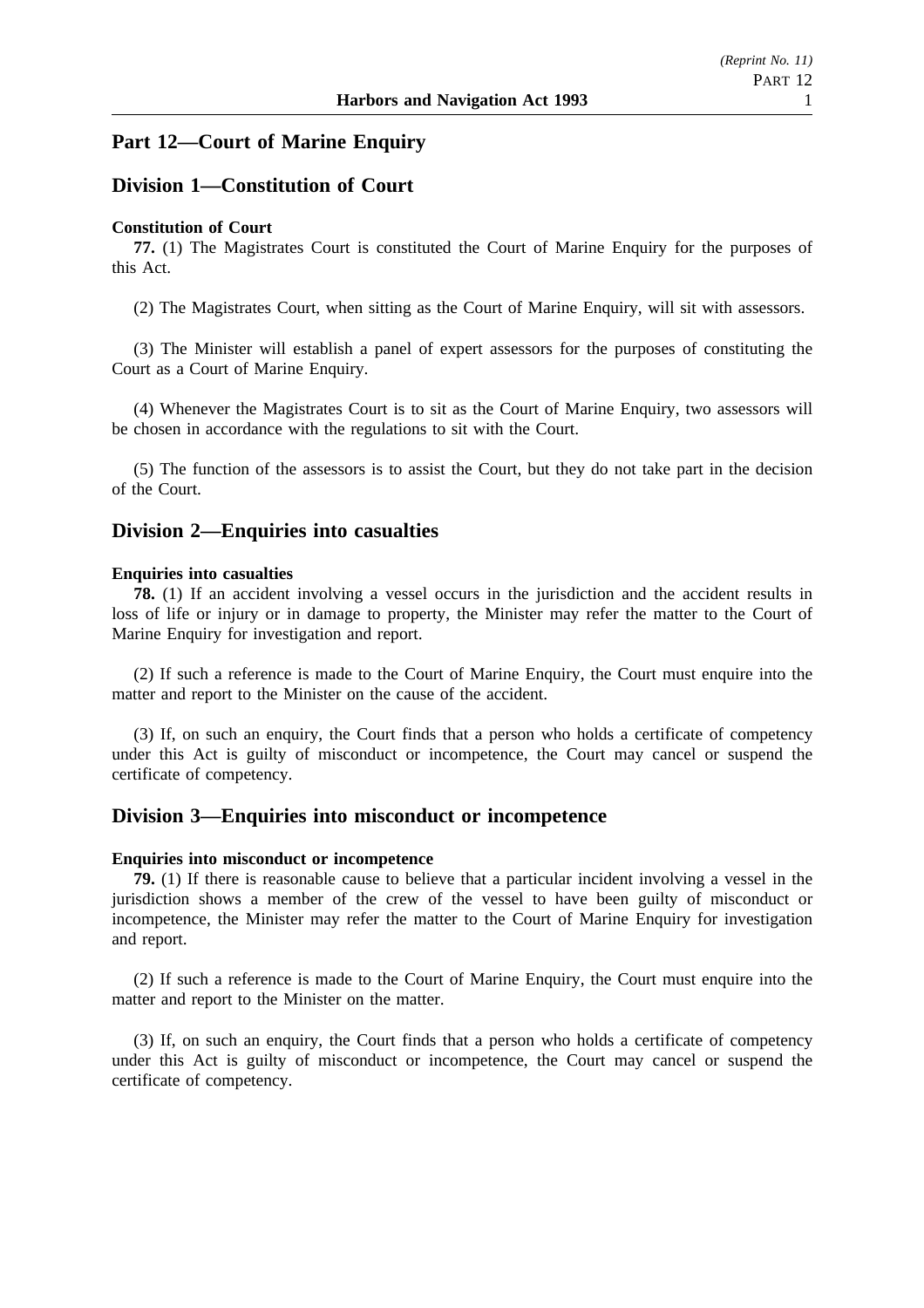## Part 12—Court of Marine Enquiry

### Division 1—Constitution of Court

**Constitution of Court**

**77.** (1) The Magistrates Court is constituted the Court of Marine Enquiry for the purposes of this Act.

(2) The Magistrates Court, when sitting as the Court of Marine Enquiry, will sit with assessors.

(3) The Minister will establish a panel of expert assessors for the purposes of constituting the Court as a Court of Marine Enquiry.

(4) Whenever the Magistrates Court is to sit as the Court of Marine Enquiry, two assessors will be chosen in accordance with the regulations to sit with the Court.

(5) The function of the assessors is to assist the Court, but they do not take part in the decision of the Court.

### Division 2—Enquiries into casualties

**Enquiries into casualties**

**78.** (1) If an accident involving a vessel occurs in the jurisdiction and the accident results in loss of life or injury or in damage to property, the Minister may refer the matter to the Court of Marine Enquiry for investigation and report.

(2) If such a reference is made to the Court of Marine Enquiry, the Court must enquire into the matter and report to the Minister on the cause of the accident.

(3) If, on such an enquiry, the Court finds that a person who holds a certificate of competency under this Act is guilty of misconduct or incompetence, the Court may cancel or suspend the certificate of competency.

### Division 3—Enquiries into misconduct or incompetence

**Enquiries into misconduct or incompetence**

**79.** (1) If there is reasonable cause to believe that a particular incident involving a vessel in the jurisdiction shows a member of the crew of the vessel to have been guilty of misconduct or incompetence, the Minister may refer the matter to the Court of Marine Enquiry for investigation and report.

(2) If such a reference is made to the Court of Marine Enquiry, the Court must enquire into the matter and report to the Minister on the matter.

(3) If, on such an enquiry, the Court finds that a person who holds a certificate of competency under this Act is guilty of misconduct or incompetence, the Court may cancel or suspend the certificate of competency.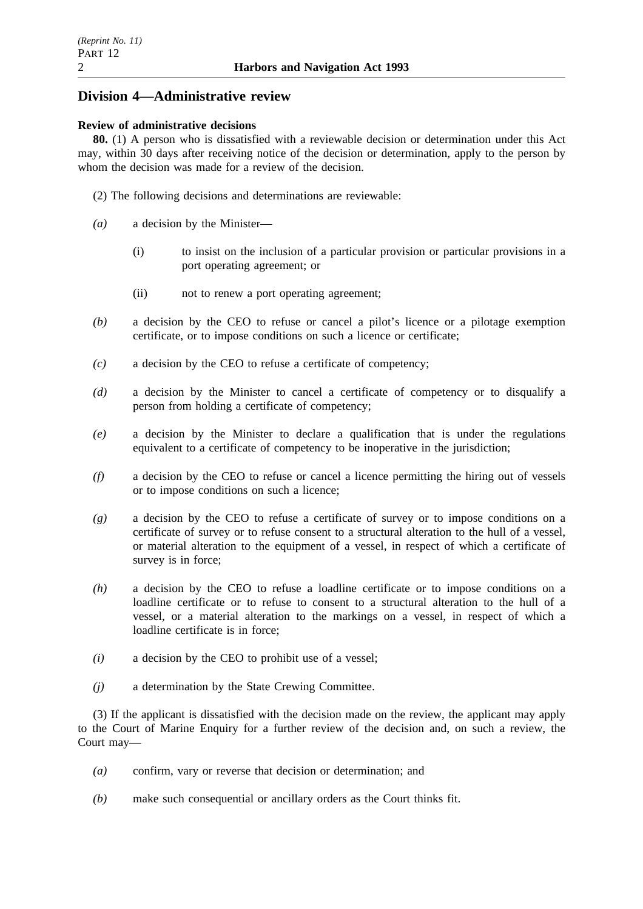## Division 4—Administrative review

**Review of administrative decisions**

**80.** (1) A person who is dissatisfied with a reviewable decision or determination under this Act may, within 30 days after receiving notice of the decision or determination, apply to the person by whom the decision was made for a review of the decision.

(2) The following decisions and determinations are reviewable:

*(a)* a decision by the Minister—

(i) to insist on the inclusion of a particular provision or particular provisions in a port operating agreement; or

(ii) not to renew a port operating agreement;

*(b)* a decision by the CEO to refuse or cancel a pilot's licence or a pilotage exemption certificate, or to impose conditions on such a licence or certificate;

*(c)* a decision by the CEO to refuse a certificate of competency;

*(d)* a decision by the Minister to cancel a certificate of competency or to disqualify a person from holding a certificate of competency;

*(e)* a decision by the Minister to declare a qualification that is under the regulations equivalent to a certificate of competency to be inoperative in the jurisdiction;

*(f)* a decision by the CEO to refuse or cancel a licence permitting the hiring out of vessels or to impose conditions on such a licence;

*(g)* a decision by the CEO to refuse a certificate of survey or to impose conditions on a certificate of survey or to refuse consent to a structural alteration to the hull of a vessel, or material alteration to the equipment of a vessel, in respect of which a certificate of survey is in force;

*(h)* a decision by the CEO to refuse a loadline certificate or to impose conditions on a loadline certificate or to refuse to consent to a structural alteration to the hull of a vessel, or a material alteration to the markings on a vessel, in respect of which a loadline certificate is in force;

*(i)* a decision by the CEO to prohibit use of a vessel;

*(j)* a determination by the State Crewing Committee.

(3) If the applicant is dissatisfied with the decision made on the review, the applicant may apply to the Court of Marine Enquiry for a further review of the decision and, on such a review, the Court may—

*(a)* confirm, vary or reverse that decision or determination; and

*(b)* make such consequential or ancillary orders as the Court thinks fit.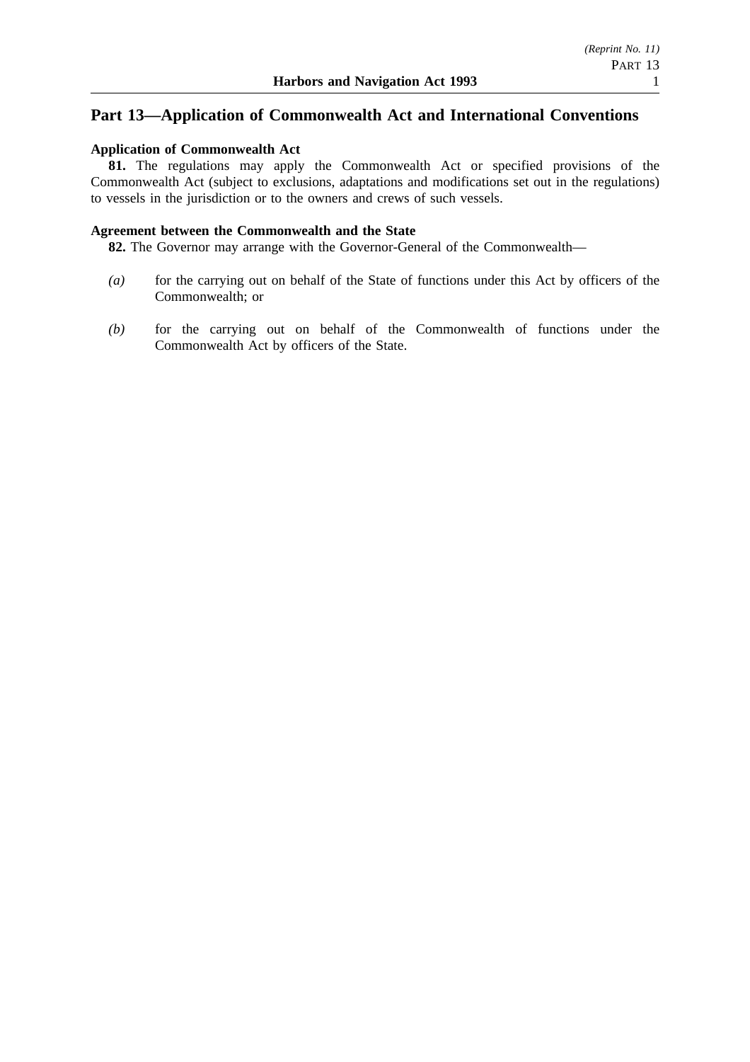## Part 13—Application of Commonwealth Act and International Conventions

**Application of Commonwealth Act**

**81.** The regulations may apply the Commonwealth Act or specified provisions of the Commonwealth Act (subject to exclusions, adaptations and modifications set out in the regulations) to vessels in the jurisdiction or to the owners and crews of such vessels.

**Agreement between the Commonwealth and the State**

**82.** The Governor may arrange with the Governor-General of the Commonwealth—

*(a)* for the carrying out on behalf of the State of functions under this Act by officers of the Commonwealth; or

*(b)* for the carrying out on behalf of the Commonwealth of functions under the Commonwealth Act by officers of the State.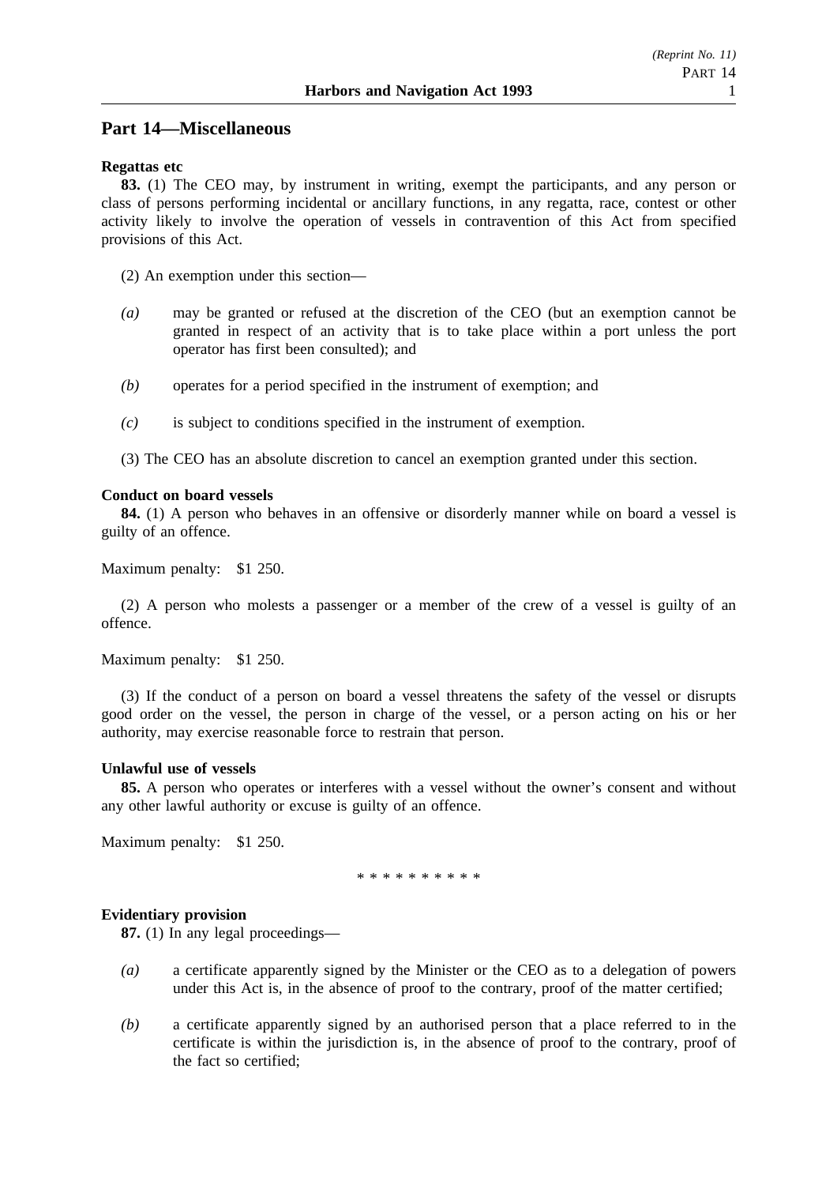## Part 14—Miscellaneous

**Regattas etc**

**83.** (1) The CEO may, by instrument in writing, exempt the participants, and any person or class of persons performing incidental or ancillary functions, in any regatta, race, contest or other activity likely to involve the operation of vessels in contravention of this Act from specified provisions of this Act.

(2) An exemption under this section—

*(a)* may be granted or refused at the discretion of the CEO (but an exemption cannot be granted in respect of an activity that is to take place within a port unless the port operator has first been consulted); and

*(b)* operates for a period specified in the instrument of exemption; and

*(c)* is subject to conditions specified in the instrument of exemption.

(3) The CEO has an absolute discretion to cancel an exemption granted under this section.

**Conduct on board vessels**

**84.** (1) A person who behaves in an offensive or disorderly manner while on board a vessel is guilty of an offence.

Maximum penalty: $1 250.

(2) A person who molests a passenger or a member of the crew of a vessel is guilty of an offence.

Maximum penalty: $1 250.

(3) If the conduct of a person on board a vessel threatens the safety of the vessel or disrupts good order on the vessel, the person in charge of the vessel, or a person acting on his or her authority, may exercise reasonable force to restrain that person.

**Unlawful use of vessels**

**85.** A person who operates or interferes with a vessel without the owner's consent and without any other lawful authority or excuse is guilty of an offence.

Maximum penalty: $1 250.

\* \* \* \* \* \* \* \* \* \*

**Evidentiary provision**

**87.** (1) In any legal proceedings—

*(a)* a certificate apparently signed by the Minister or the CEO as to a delegation of powers under this Act is, in the absence of proof to the contrary, proof of the matter certified;

*(b)* a certificate apparently signed by an authorised person that a place referred to in the certificate is within the jurisdiction is, in the absence of proof to the contrary, proof of the fact so certified;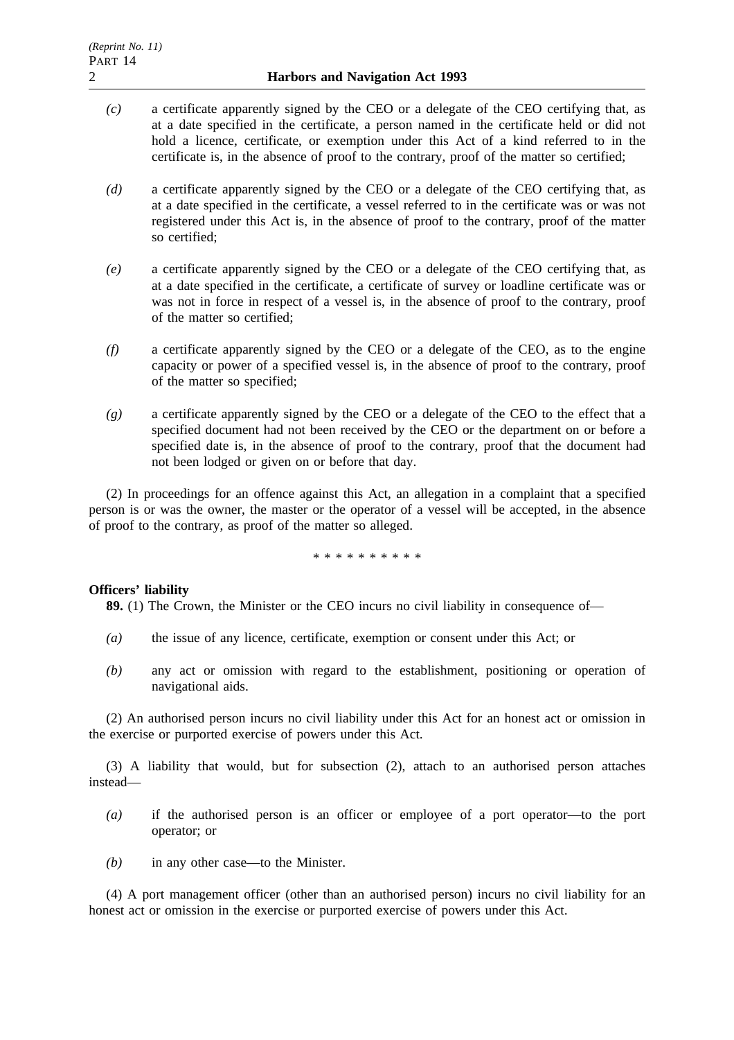*(c)* a certificate apparently signed by the CEO or a delegate of the CEO certifying that, as at a date specified in the certificate, a person named in the certificate held or did not hold a licence, certificate, or exemption under this Act of a kind referred to in the certificate is, in the absence of proof to the contrary, proof of the matter so certified;

*(d)* a certificate apparently signed by the CEO or a delegate of the CEO certifying that, as at a date specified in the certificate, a vessel referred to in the certificate was or was not registered under this Act is, in the absence of proof to the contrary, proof of the matter so certified;

*(e)* a certificate apparently signed by the CEO or a delegate of the CEO certifying that, as at a date specified in the certificate, a certificate of survey or loadline certificate was or was not in force in respect of a vessel is, in the absence of proof to the contrary, proof of the matter so certified;

*(f)* a certificate apparently signed by the CEO or a delegate of the CEO, as to the engine capacity or power of a specified vessel is, in the absence of proof to the contrary, proof of the matter so specified;

*(g)* a certificate apparently signed by the CEO or a delegate of the CEO to the effect that a specified document had not been received by the CEO or the department on or before a specified date is, in the absence of proof to the contrary, proof that the document had not been lodged or given on or before that day.

(2) In proceedings for an offence against this Act, an allegation in a complaint that a specified person is or was the owner, the master or the operator of a vessel will be accepted, in the absence of proof to the contrary, as proof of the matter so alleged.

\* \* \* \* \* \* \* \* \* \*

**Officers' liability**

**89.** (1) The Crown, the Minister or the CEO incurs no civil liability in consequence of—

*(a)* the issue of any licence, certificate, exemption or consent under this Act; or

*(b)* any act or omission with regard to the establishment, positioning or operation of navigational aids.

(2) An authorised person incurs no civil liability under this Act for an honest act or omission in the exercise or purported exercise of powers under this Act.

(3) A liability that would, but for subsection (2), attach to an authorised person attaches instead—

*(a)* if the authorised person is an officer or employee of a port operator—to the port operator; or

*(b)* in any other case—to the Minister.

(4) A port management officer (other than an authorised person) incurs no civil liability for an honest act or omission in the exercise or purported exercise of powers under this Act.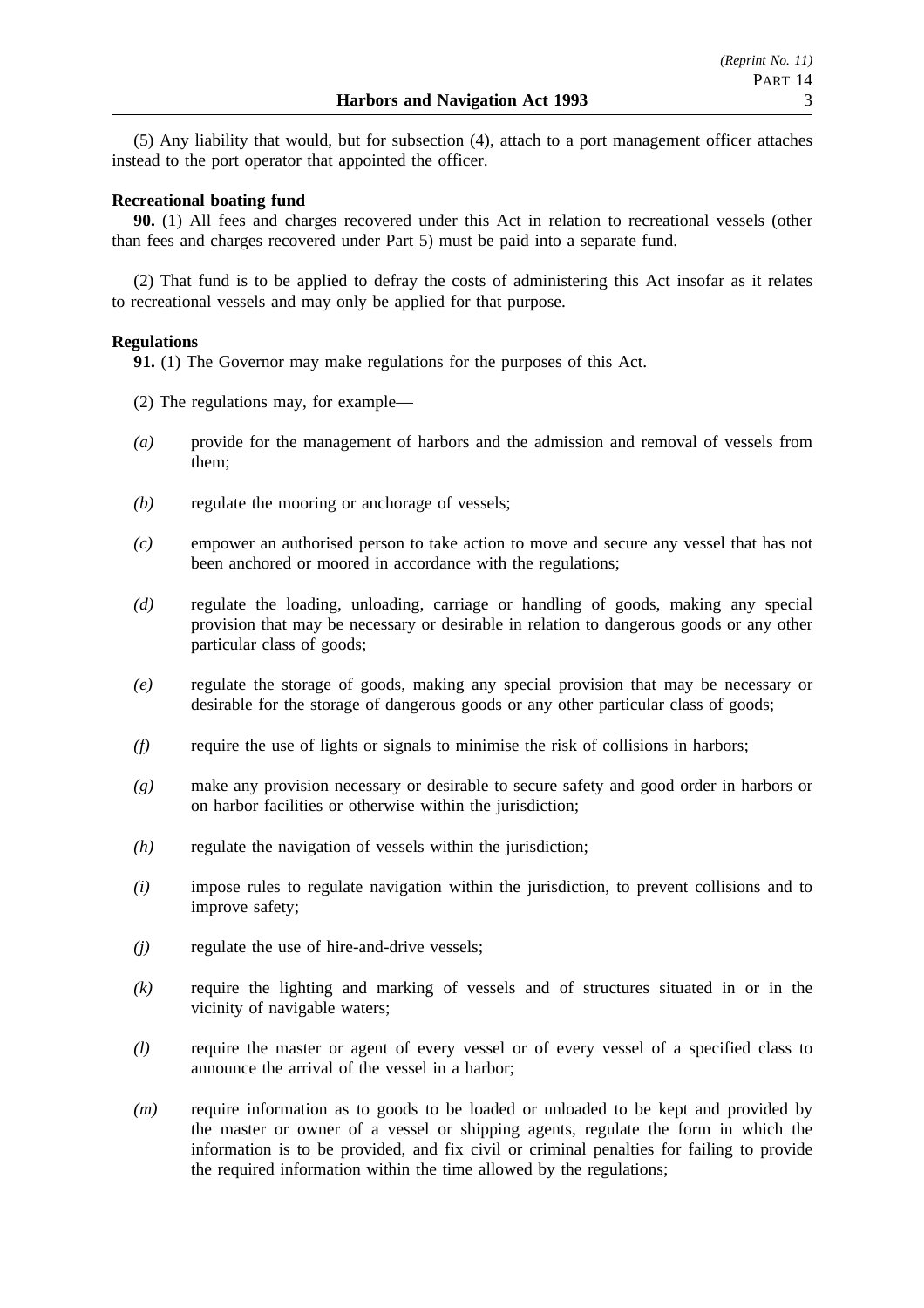(5) Any liability that would, but for subsection (4), attach to a port management officer attaches instead to the port operator that appointed the officer.

**Recreational boating fund**

**90.** (1) All fees and charges recovered under this Act in relation to recreational vessels (other than fees and charges recovered under Part 5) must be paid into a separate fund.

(2) That fund is to be applied to defray the costs of administering this Act insofar as it relates to recreational vessels and may only be applied for that purpose.

**Regulations**

**91.** (1) The Governor may make regulations for the purposes of this Act.

(2) The regulations may, for example—

*(a)* provide for the management of harbors and the admission and removal of vessels from them;

*(b)* regulate the mooring or anchorage of vessels;

*(c)* empower an authorised person to take action to move and secure any vessel that has not been anchored or moored in accordance with the regulations;

*(d)* regulate the loading, unloading, carriage or handling of goods, making any special provision that may be necessary or desirable in relation to dangerous goods or any other particular class of goods;

*(e)* regulate the storage of goods, making any special provision that may be necessary or desirable for the storage of dangerous goods or any other particular class of goods;

*(f)* require the use of lights or signals to minimise the risk of collisions in harbors;

*(g)* make any provision necessary or desirable to secure safety and good order in harbors or on harbor facilities or otherwise within the jurisdiction;

*(h)* regulate the navigation of vessels within the jurisdiction;

*(i)* impose rules to regulate navigation within the jurisdiction, to prevent collisions and to improve safety;

*(j)* regulate the use of hire-and-drive vessels;

*(k)* require the lighting and marking of vessels and of structures situated in or in the vicinity of navigable waters;

*(l)* require the master or agent of every vessel or of every vessel of a specified class to announce the arrival of the vessel in a harbor;

*(m)* require information as to goods to be loaded or unloaded to be kept and provided by the master or owner of a vessel or shipping agents, regulate the form in which the information is to be provided, and fix civil or criminal penalties for failing to provide the required information within the time allowed by the regulations;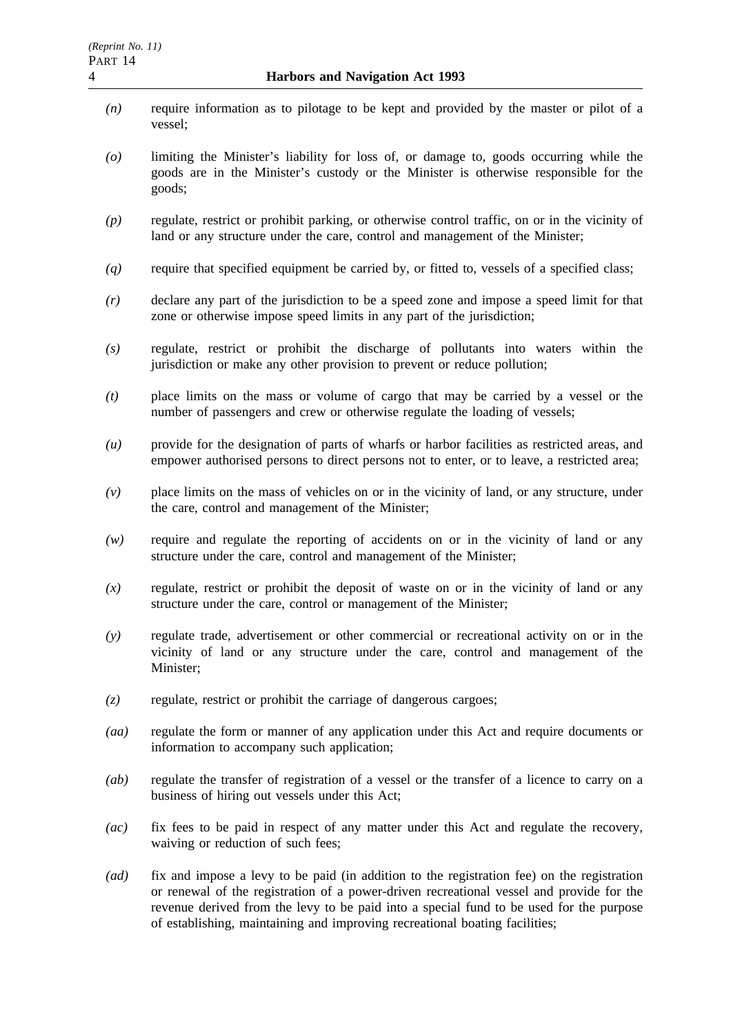*(n)* require information as to pilotage to be kept and provided by the master or pilot of a vessel;

*(o)* limiting the Minister's liability for loss of, or damage to, goods occurring while the goods are in the Minister's custody or the Minister is otherwise responsible for the goods;

*(p)* regulate, restrict or prohibit parking, or otherwise control traffic, on or in the vicinity of land or any structure under the care, control and management of the Minister;

*(q)* require that specified equipment be carried by, or fitted to, vessels of a specified class;

*(r)* declare any part of the jurisdiction to be a speed zone and impose a speed limit for that zone or otherwise impose speed limits in any part of the jurisdiction;

*(s)* regulate, restrict or prohibit the discharge of pollutants into waters within the jurisdiction or make any other provision to prevent or reduce pollution;

*(t)* place limits on the mass or volume of cargo that may be carried by a vessel or the number of passengers and crew or otherwise regulate the loading of vessels;

*(u)* provide for the designation of parts of wharfs or harbor facilities as restricted areas, and empower authorised persons to direct persons not to enter, or to leave, a restricted area;

*(v)* place limits on the mass of vehicles on or in the vicinity of land, or any structure, under the care, control and management of the Minister;

*(w)* require and regulate the reporting of accidents on or in the vicinity of land or any structure under the care, control and management of the Minister;

*(x)* regulate, restrict or prohibit the deposit of waste on or in the vicinity of land or any structure under the care, control or management of the Minister;

*(y)* regulate trade, advertisement or other commercial or recreational activity on or in the vicinity of land or any structure under the care, control and management of the Minister;

*(z)* regulate, restrict or prohibit the carriage of dangerous cargoes;

*(aa)* regulate the form or manner of any application under this Act and require documents or information to accompany such application;

*(ab)* regulate the transfer of registration of a vessel or the transfer of a licence to carry on a business of hiring out vessels under this Act;

*(ac)* fix fees to be paid in respect of any matter under this Act and regulate the recovery, waiving or reduction of such fees;

*(ad)* fix and impose a levy to be paid (in addition to the registration fee) on the registration or renewal of the registration of a power-driven recreational vessel and provide for the revenue derived from the levy to be paid into a special fund to be used for the purpose of establishing, maintaining and improving recreational boating facilities;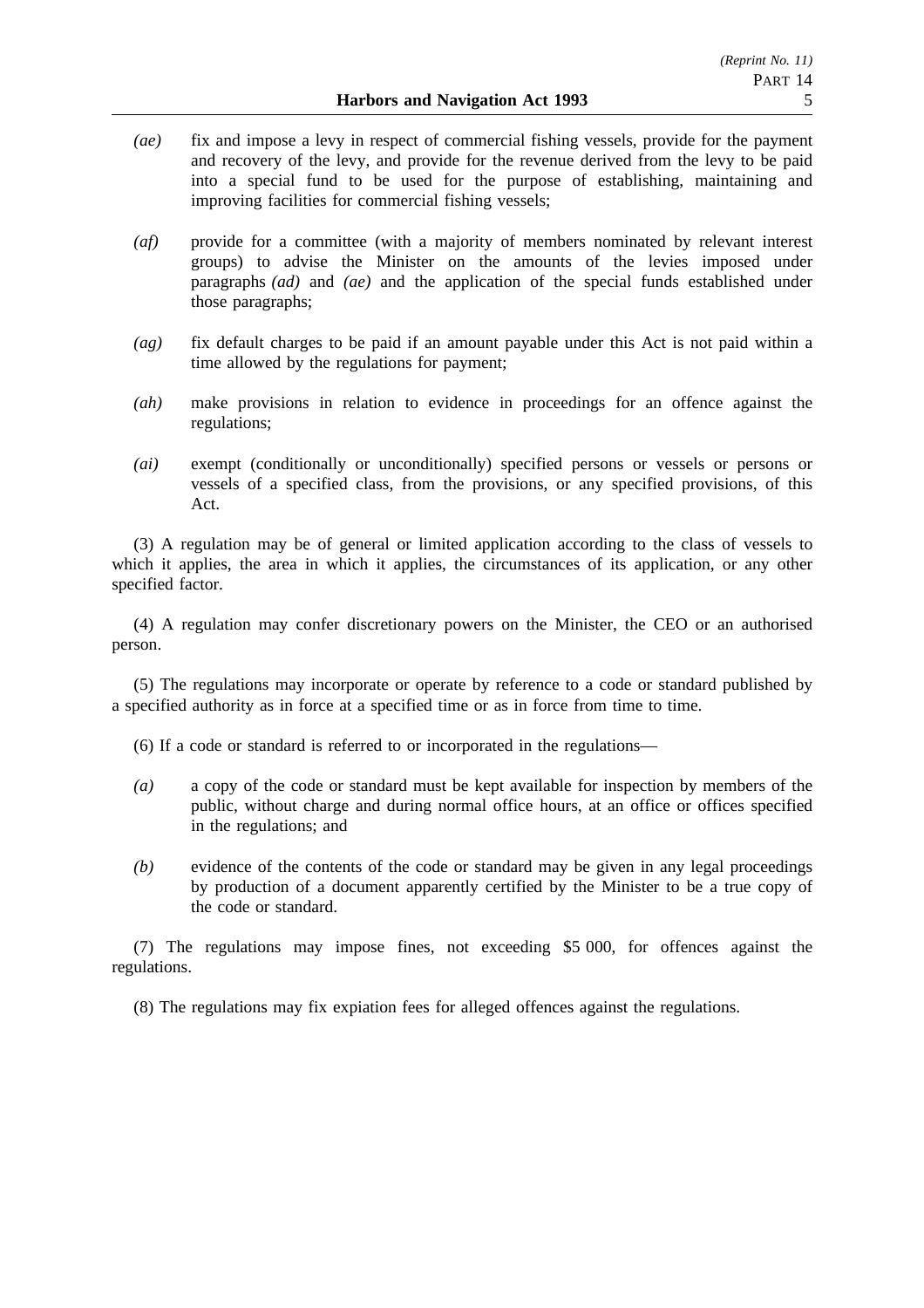*(ae)* fix and impose a levy in respect of commercial fishing vessels, provide for the payment and recovery of the levy, and provide for the revenue derived from the levy to be paid into a special fund to be used for the purpose of establishing, maintaining and improving facilities for commercial fishing vessels;

*(af)* provide for a committee (with a majority of members nominated by relevant interest groups) to advise the Minister on the amounts of the levies imposed under paragraphs *(ad)* and *(ae)* and the application of the special funds established under those paragraphs;

*(ag)* fix default charges to be paid if an amount payable under this Act is not paid within a time allowed by the regulations for payment;

*(ah)* make provisions in relation to evidence in proceedings for an offence against the regulations;

*(ai)* exempt (conditionally or unconditionally) specified persons or vessels or persons or vessels of a specified class, from the provisions, or any specified provisions, of this Act.

(3) A regulation may be of general or limited application according to the class of vessels to which it applies, the area in which it applies, the circumstances of its application, or any other specified factor.

(4) A regulation may confer discretionary powers on the Minister, the CEO or an authorised person.

(5) The regulations may incorporate or operate by reference to a code or standard published by a specified authority as in force at a specified time or as in force from time to time.

(6) If a code or standard is referred to or incorporated in the regulations—

*(a)* a copy of the code or standard must be kept available for inspection by members of the public, without charge and during normal office hours, at an office or offices specified in the regulations; and

*(b)* evidence of the contents of the code or standard may be given in any legal proceedings by production of a document apparently certified by the Minister to be a true copy of the code or standard.

(7) The regulations may impose fines, not exceeding $5 000, for offences against the regulations.

(8) The regulations may fix expiation fees for alleged offences against the regulations.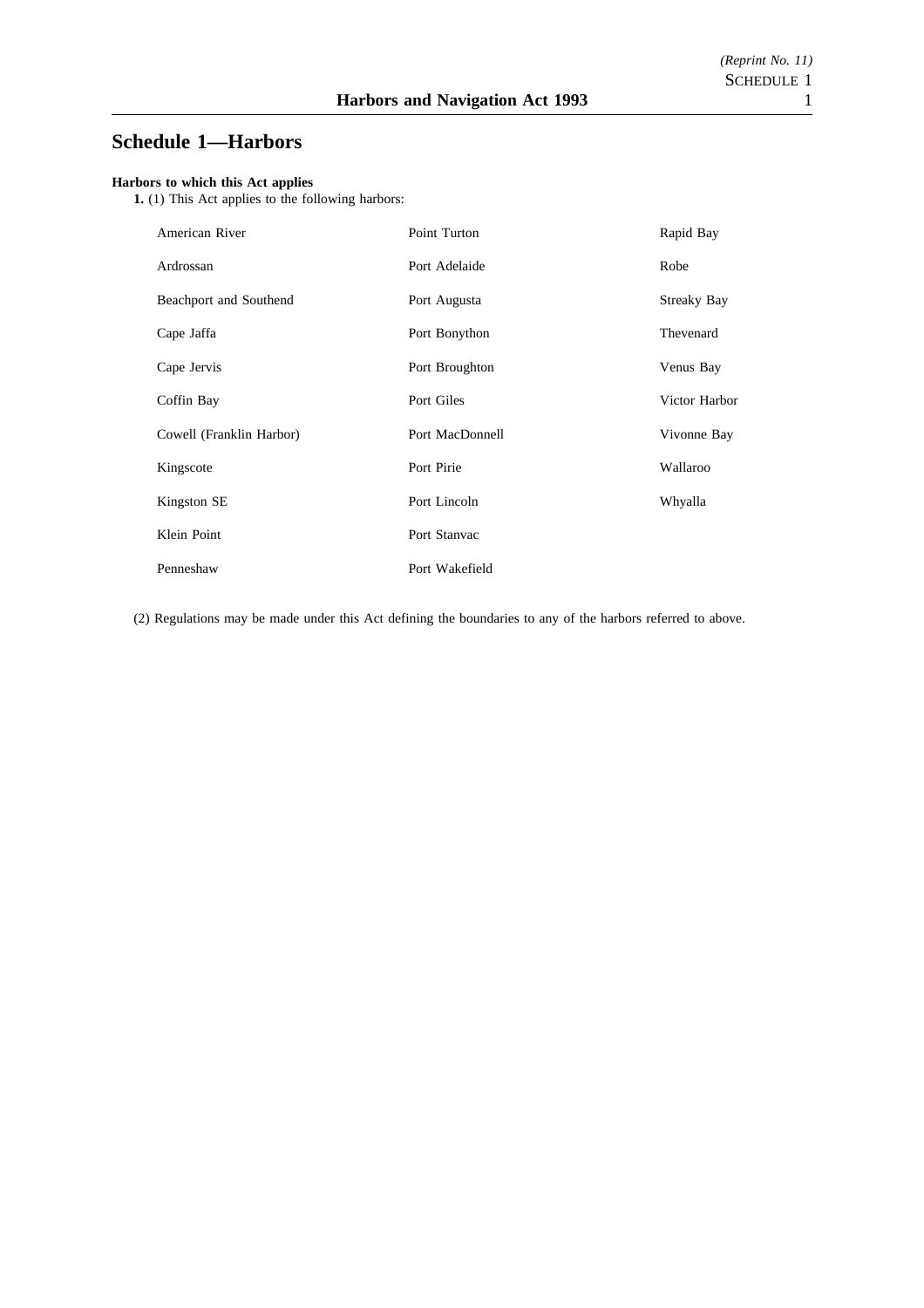# Schedule 1—Harbors

**Harbors to which this Act applies**

**1.** (1) This Act applies to the following harbors:

| | | |
|---|---|---|
| American River | Point Turton | Rapid Bay |
| Ardrossan | Port Adelaide | Robe |
| Beachport and Southend | Port Augusta | Streaky Bay |
| Cape Jaffa | Port Bonython | Thevenard |
| Cape Jervis | Port Broughton | Venus Bay |
| Coffin Bay | Port Giles | Victor Harbor |
| Cowell (Franklin Harbor) | Port MacDonnell | Vivonne Bay |
| Kingscote | Port Pirie | Wallaroo |
| Kingston SE | Port Lincoln | Whyalla |
| Klein Point | Port Stanvac | |
| Penneshaw | Port Wakefield | |

(2) Regulations may be made under this Act defining the boundaries to any of the harbors referred to above.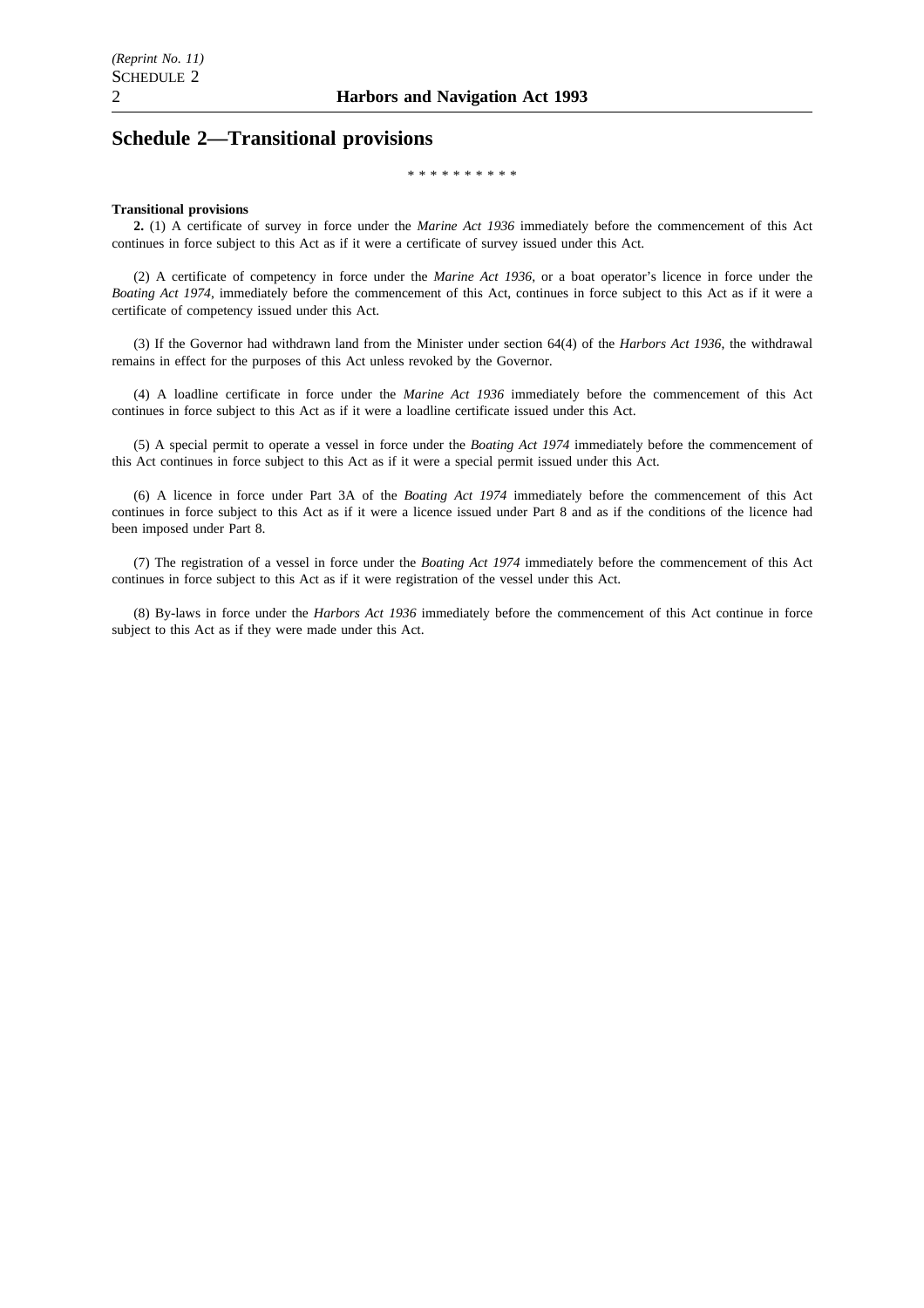## Schedule 2—Transitional provisions

\* \* \* \* \* \* \* \* \* \*

**Transitional provisions**

**2.** (1) A certificate of survey in force under the *Marine Act 1936* immediately before the commencement of this Act continues in force subject to this Act as if it were a certificate of survey issued under this Act.

(2) A certificate of competency in force under the *Marine Act 1936*, or a boat operator's licence in force under the *Boating Act 1974*, immediately before the commencement of this Act, continues in force subject to this Act as if it were a certificate of competency issued under this Act.

(3) If the Governor had withdrawn land from the Minister under section 64(4) of the *Harbors Act 1936*, the withdrawal remains in effect for the purposes of this Act unless revoked by the Governor.

(4) A loadline certificate in force under the *Marine Act 1936* immediately before the commencement of this Act continues in force subject to this Act as if it were a loadline certificate issued under this Act.

(5) A special permit to operate a vessel in force under the *Boating Act 1974* immediately before the commencement of this Act continues in force subject to this Act as if it were a special permit issued under this Act.

(6) A licence in force under Part 3A of the *Boating Act 1974* immediately before the commencement of this Act continues in force subject to this Act as if it were a licence issued under Part 8 and as if the conditions of the licence had been imposed under Part 8.

(7) The registration of a vessel in force under the *Boating Act 1974* immediately before the commencement of this Act continues in force subject to this Act as if it were registration of the vessel under this Act.

(8) By-laws in force under the *Harbors Act 1936* immediately before the commencement of this Act continue in force subject to this Act as if they were made under this Act.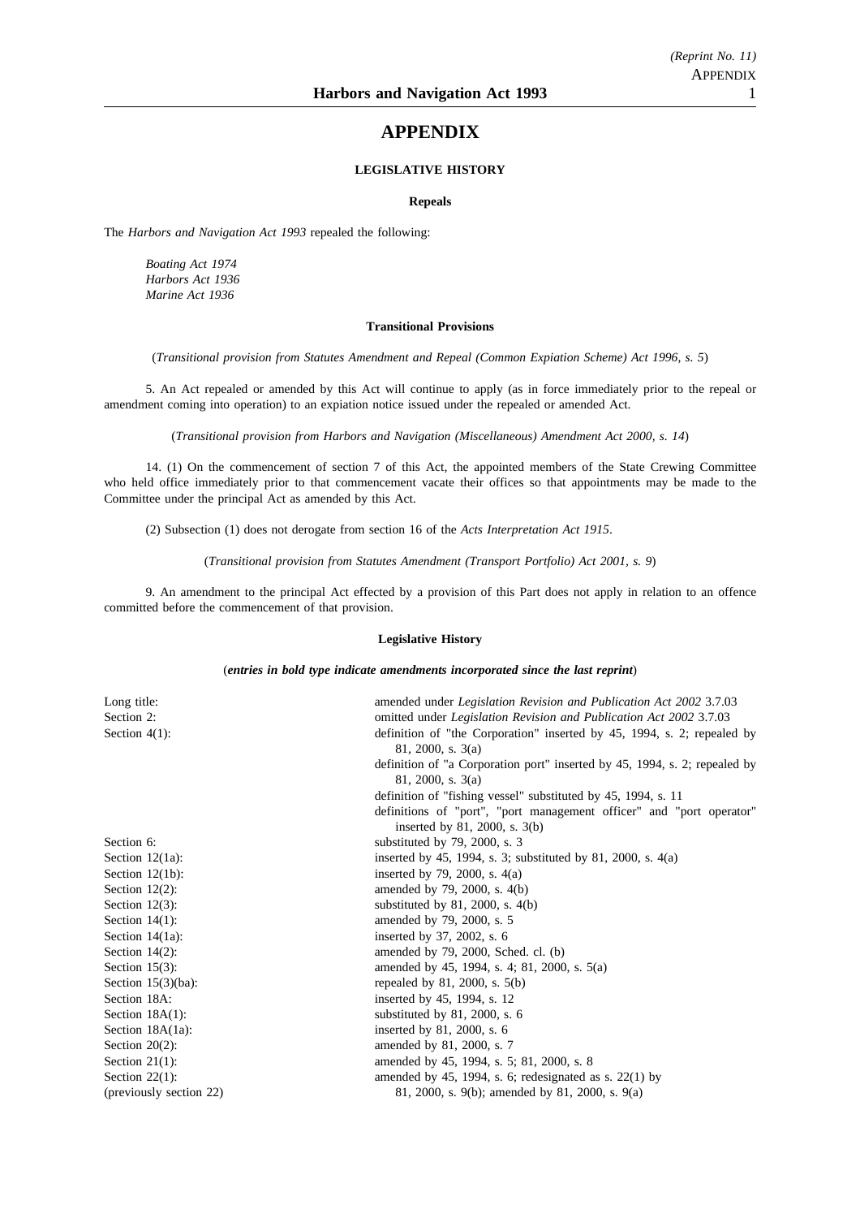# APPENDIX

## LEGISLATIVE HISTORY

### Repeals

The *Harbors and Navigation Act 1993* repealed the following:

*Boating Act 1974*
*Harbors Act 1936*
*Marine Act 1936*

### Transitional Provisions

(*Transitional provision from Statutes Amendment and Repeal (Common Expiation Scheme) Act 1996, s. 5*)

5. An Act repealed or amended by this Act will continue to apply (as in force immediately prior to the repeal or amendment coming into operation) to an expiation notice issued under the repealed or amended Act.

(*Transitional provision from Harbors and Navigation (Miscellaneous) Amendment Act 2000, s. 14*)

14. (1) On the commencement of section 7 of this Act, the appointed members of the State Crewing Committee who held office immediately prior to that commencement vacate their offices so that appointments may be made to the Committee under the principal Act as amended by this Act.

(2) Subsection (1) does not derogate from section 16 of the *Acts Interpretation Act 1915*.

(*Transitional provision from Statutes Amendment (Transport Portfolio) Act 2001, s. 9*)

9. An amendment to the principal Act effected by a provision of this Part does not apply in relation to an offence committed before the commencement of that provision.

### Legislative History

(***entries in bold type indicate amendments incorporated since the last reprint***)

| | |
|---|---|
| Long title: | amended under *Legislation Revision and Publication Act 2002* 3.7.03 |
| Section 2: | omitted under *Legislation Revision and Publication Act 2002* 3.7.03 |
| Section 4(1): | definition of "the Corporation" inserted by 45, 1994, s. 2; repealed by 81, 2000, s. 3(a) |
| | definition of "a Corporation port" inserted by 45, 1994, s. 2; repealed by 81, 2000, s. 3(a) |
| | definition of "fishing vessel" substituted by 45, 1994, s. 11 |
| | definitions of "port", "port management officer" and "port operator" inserted by 81, 2000, s. 3(b) |
| Section 6: | substituted by 79, 2000, s. 3 |
| Section 12(1a): | inserted by 45, 1994, s. 3; substituted by 81, 2000, s. 4(a) |
| Section 12(1b): | inserted by 79, 2000, s. 4(a) |
| Section 12(2): | amended by 79, 2000, s. 4(b) |
| Section 12(3): | substituted by 81, 2000, s. 4(b) |
| Section 14(1): | amended by 79, 2000, s. 5 |
| Section 14(1a): | inserted by 37, 2002, s. 6 |
| Section 14(2): | amended by 79, 2000, Sched. cl. (b) |
| Section 15(3): | amended by 45, 1994, s. 4; 81, 2000, s. 5(a) |
| Section 15(3)(ba): | repealed by 81, 2000, s. 5(b) |
| Section 18A: | inserted by 45, 1994, s. 12 |
| Section 18A(1): | substituted by 81, 2000, s. 6 |
| Section 18A(1a): | inserted by 81, 2000, s. 6 |
| Section 20(2): | amended by 81, 2000, s. 7 |
| Section 21(1): | amended by 45, 1994, s. 5; 81, 2000, s. 8 |
| Section 22(1): (previously section 22) | amended by 45, 1994, s. 6; redesignated as s. 22(1) by 81, 2000, s. 9(b); amended by 81, 2000, s. 9(a) |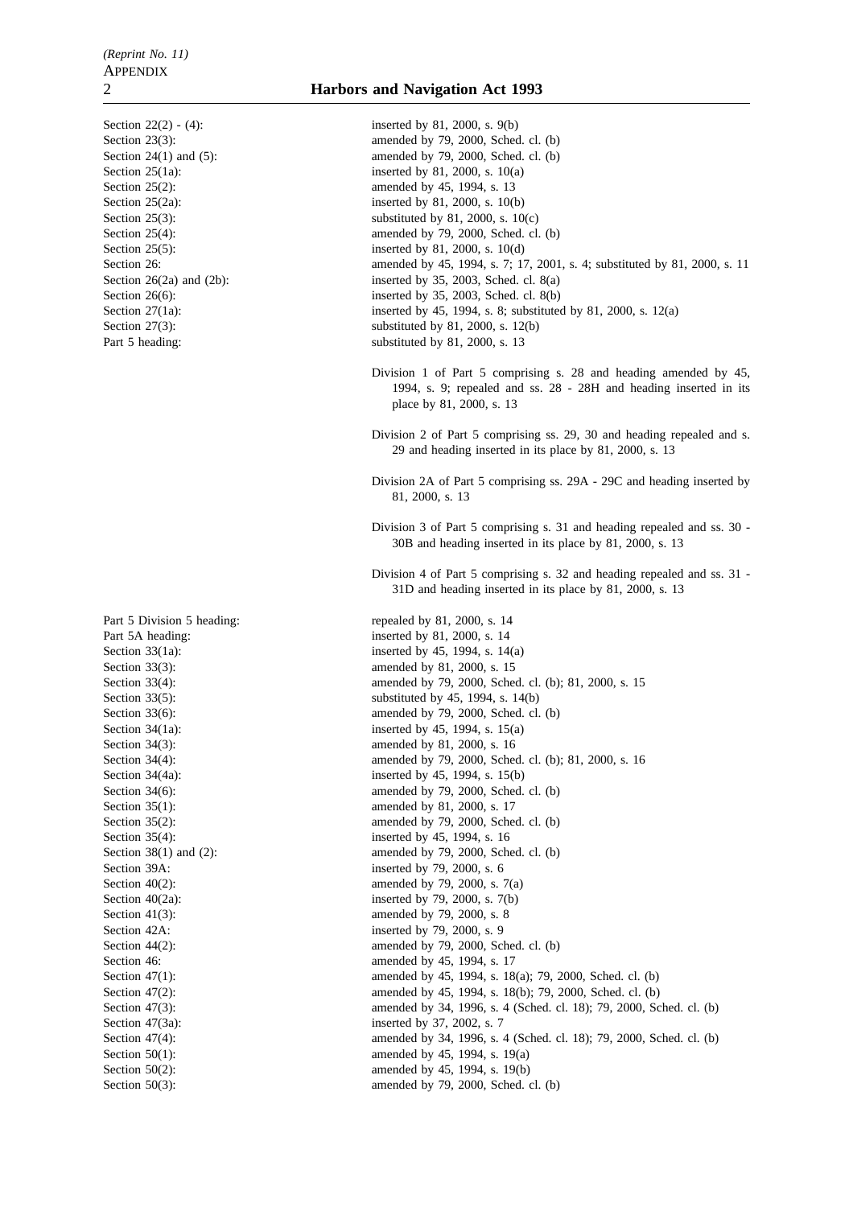| | |
|---|---|
| Section 22(2) - (4): | inserted by 81, 2000, s. 9(b) |
| Section 23(3): | amended by 79, 2000, Sched. cl. (b) |
| Section 24(1) and (5): | amended by 79, 2000, Sched. cl. (b) |
| Section 25(1a): | inserted by 81, 2000, s. 10(a) |
| Section 25(2): | amended by 45, 1994, s. 13 |
| Section 25(2a): | inserted by 81, 2000, s. 10(b) |
| Section 25(3): | substituted by 81, 2000, s. 10(c) |
| Section 25(4): | amended by 79, 2000, Sched. cl. (b) |
| Section 25(5): | inserted by 81, 2000, s. 10(d) |
| Section 26: | amended by 45, 1994, s. 7; 17, 2001, s. 4; substituted by 81, 2000, s. 11 |
| Section 26(2a) and (2b): | inserted by 35, 2003, Sched. cl. 8(a) |
| Section 26(6): | inserted by 35, 2003, Sched. cl. 8(b) |
| Section 27(1a): | inserted by 45, 1994, s. 8; substituted by 81, 2000, s. 12(a) |
| Section 27(3): | substituted by 81, 2000, s. 12(b) |
| Part 5 heading: | substituted by 81, 2000, s. 13 |

Division 1 of Part 5 comprising s. 28 and heading amended by 45, 1994, s. 9; repealed and ss. 28 - 28H and heading inserted in its place by 81, 2000, s. 13

Division 2 of Part 5 comprising ss. 29, 30 and heading repealed and s. 29 and heading inserted in its place by 81, 2000, s. 13

Division 2A of Part 5 comprising ss. 29A - 29C and heading inserted by 81, 2000, s. 13

Division 3 of Part 5 comprising s. 31 and heading repealed and ss. 30 - 30B and heading inserted in its place by 81, 2000, s. 13

Division 4 of Part 5 comprising s. 32 and heading repealed and ss. 31 - 31D and heading inserted in its place by 81, 2000, s. 13

| | |
|---|---|
| Part 5 Division 5 heading: | repealed by 81, 2000, s. 14 |
| Part 5A heading: | inserted by 81, 2000, s. 14 |
| Section 33(1a): | inserted by 45, 1994, s. 14(a) |
| Section 33(3): | amended by 81, 2000, s. 15 |
| Section 33(4): | amended by 79, 2000, Sched. cl. (b); 81, 2000, s. 15 |
| Section 33(5): | substituted by 45, 1994, s. 14(b) |
| Section 33(6): | amended by 79, 2000, Sched. cl. (b) |
| Section 34(1a): | inserted by 45, 1994, s. 15(a) |
| Section 34(3): | amended by 81, 2000, s. 16 |
| Section 34(4): | amended by 79, 2000, Sched. cl. (b); 81, 2000, s. 16 |
| Section 34(4a): | inserted by 45, 1994, s. 15(b) |
| Section 34(6): | amended by 79, 2000, Sched. cl. (b) |
| Section 35(1): | amended by 81, 2000, s. 17 |
| Section 35(2): | amended by 79, 2000, Sched. cl. (b) |
| Section 35(4): | inserted by 45, 1994, s. 16 |
| Section 38(1) and (2): | amended by 79, 2000, Sched. cl. (b) |
| Section 39A: | inserted by 79, 2000, s. 6 |
| Section 40(2): | amended by 79, 2000, s. 7(a) |
| Section 40(2a): | inserted by 79, 2000, s. 7(b) |
| Section 41(3): | amended by 79, 2000, s. 8 |
| Section 42A: | inserted by 79, 2000, s. 9 |
| Section 44(2): | amended by 79, 2000, Sched. cl. (b) |
| Section 46: | amended by 45, 1994, s. 17 |
| Section 47(1): | amended by 45, 1994, s. 18(a); 79, 2000, Sched. cl. (b) |
| Section 47(2): | amended by 45, 1994, s. 18(b); 79, 2000, Sched. cl. (b) |
| Section 47(3): | amended by 34, 1996, s. 4 (Sched. cl. 18); 79, 2000, Sched. cl. (b) |
| Section 47(3a): | inserted by 37, 2002, s. 7 |
| Section 47(4): | amended by 34, 1996, s. 4 (Sched. cl. 18); 79, 2000, Sched. cl. (b) |
| Section 50(1): | amended by 45, 1994, s. 19(a) |
| Section 50(2): | amended by 45, 1994, s. 19(b) |
| Section 50(3): | amended by 79, 2000, Sched. cl. (b) |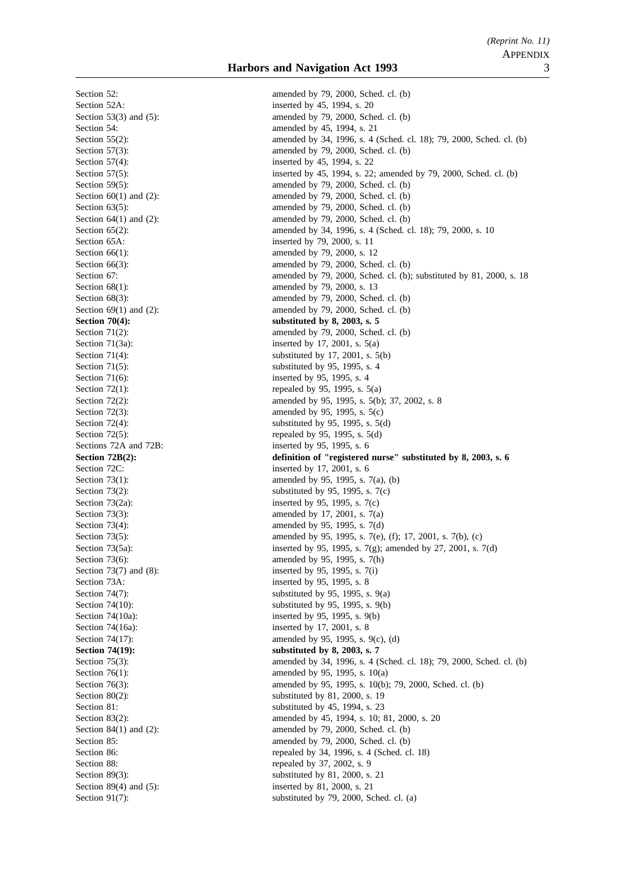Section 52: amended by 79, 2000, Sched. cl. (b)
Section 52A: inserted by 45, 1994, s. 20
Section 53(3) and (5): amended by 79, 2000, Sched. cl. (b)
Section 54: amended by 45, 1994, s. 21
Section 55(2): amended by 34, 1996, s. 4 (Sched. cl. 18); 79, 2000, Sched. cl. (b)
Section 57(3): amended by 79, 2000, Sched. cl. (b)
Section 57(4): inserted by 45, 1994, s. 22
Section 57(5): inserted by 45, 1994, s. 22; amended by 79, 2000, Sched. cl. (b)
Section 59(5): amended by 79, 2000, Sched. cl. (b)
Section 60(1) and (2): amended by 79, 2000, Sched. cl. (b)
Section 63(5): amended by 79, 2000, Sched. cl. (b)
Section 64(1) and (2): amended by 79, 2000, Sched. cl. (b)
Section 65(2): amended by 34, 1996, s. 4 (Sched. cl. 18); 79, 2000, s. 10
Section 65A: inserted by 79, 2000, s. 11
Section 66(1): amended by 79, 2000, s. 12
Section 66(3): amended by 79, 2000, Sched. cl. (b)
Section 67: amended by 79, 2000, Sched. cl. (b); substituted by 81, 2000, s. 18
Section 68(1): amended by 79, 2000, s. 13
Section 68(3): amended by 79, 2000, Sched. cl. (b)
Section 69(1) and (2): amended by 79, 2000, Sched. cl. (b)
**Section 70(4): substituted by 8, 2003, s. 5**
Section 71(2): amended by 79, 2000, Sched. cl. (b)
Section 71(3a): inserted by 17, 2001, s. 5(a)
Section 71(4): substituted by 17, 2001, s. 5(b)
Section 71(5): substituted by 95, 1995, s. 4
Section 71(6): inserted by 95, 1995, s. 4
Section 72(1): repealed by 95, 1995, s. 5(a)
Section 72(2): amended by 95, 1995, s. 5(b); 37, 2002, s. 8
Section 72(3): amended by 95, 1995, s. 5(c)
Section 72(4): substituted by 95, 1995, s. 5(d)
Section 72(5): repealed by 95, 1995, s. 5(d)
Sections 72A and 72B: inserted by 95, 1995, s. 6
**Section 72B(2): definition of "registered nurse" substituted by 8, 2003, s. 6**
Section 72C: inserted by 17, 2001, s. 6
Section 73(1): amended by 95, 1995, s. 7(a), (b)
Section 73(2): substituted by 95, 1995, s. 7(c)
Section 73(2a): inserted by 95, 1995, s. 7(c)
Section 73(3): amended by 17, 2001, s. 7(a)
Section 73(4): amended by 95, 1995, s. 7(d)
Section 73(5): amended by 95, 1995, s. 7(e), (f); 17, 2001, s. 7(b), (c)
Section 73(5a): inserted by 95, 1995, s. 7(g); amended by 27, 2001, s. 7(d)
Section 73(6): amended by 95, 1995, s. 7(h)
Section 73(7) and (8): inserted by 95, 1995, s. 7(i)
Section 73A: inserted by 95, 1995, s. 8
Section 74(7): substituted by 95, 1995, s. 9(a)
Section 74(10): substituted by 95, 1995, s. 9(b)
Section 74(10a): inserted by 95, 1995, s. 9(b)
Section 74(16a): inserted by 17, 2001, s. 8
Section 74(17): amended by 95, 1995, s. 9(c), (d)
**Section 74(19): substituted by 8, 2003, s. 7**
Section 75(3): amended by 34, 1996, s. 4 (Sched. cl. 18); 79, 2000, Sched. cl. (b)
Section 76(1): amended by 95, 1995, s. 10(a)
Section 76(3): amended by 95, 1995, s. 10(b); 79, 2000, Sched. cl. (b)
Section 80(2): substituted by 81, 2000, s. 19
Section 81: substituted by 45, 1994, s. 23
Section 83(2): amended by 45, 1994, s. 10; 81, 2000, s. 20
Section 84(1) and (2): amended by 79, 2000, Sched. cl. (b)
Section 85: amended by 79, 2000, Sched. cl. (b)
Section 86: repealed by 34, 1996, s. 4 (Sched. cl. 18)
Section 88: repealed by 37, 2002, s. 9
Section 89(3): substituted by 81, 2000, s. 21
Section 89(4) and (5): inserted by 81, 2000, s. 21
Section 91(7): substituted by 79, 2000, Sched. cl. (a)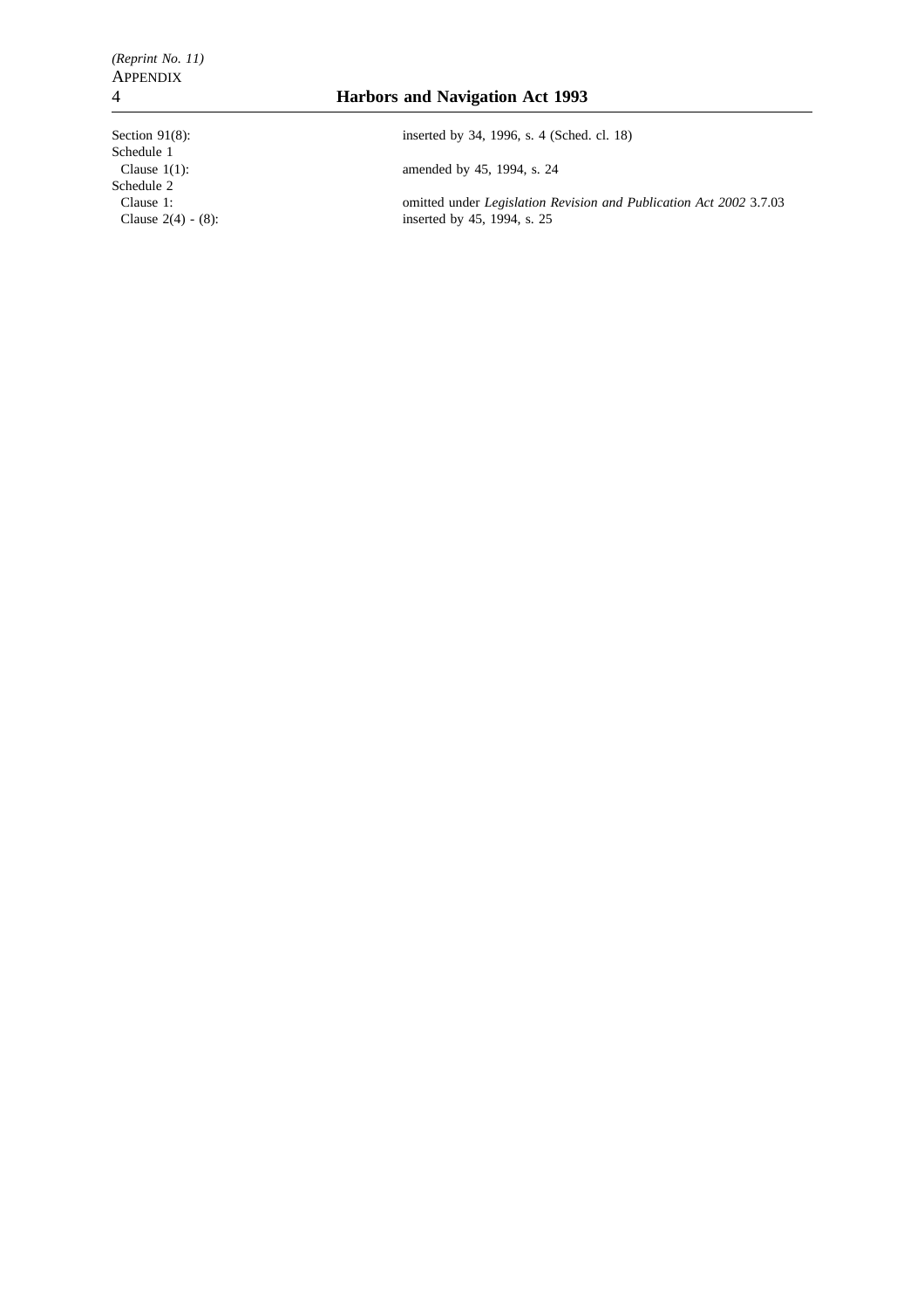Section 91(8): inserted by 34, 1996, s. 4 (Sched. cl. 18)

Schedule 1

Clause 1(1): amended by 45, 1994, s. 24

Schedule 2

Clause 1: omitted under *Legislation Revision and Publication Act 2002* 3.7.03

Clause 2(4) - (8): inserted by 45, 1994, s. 25